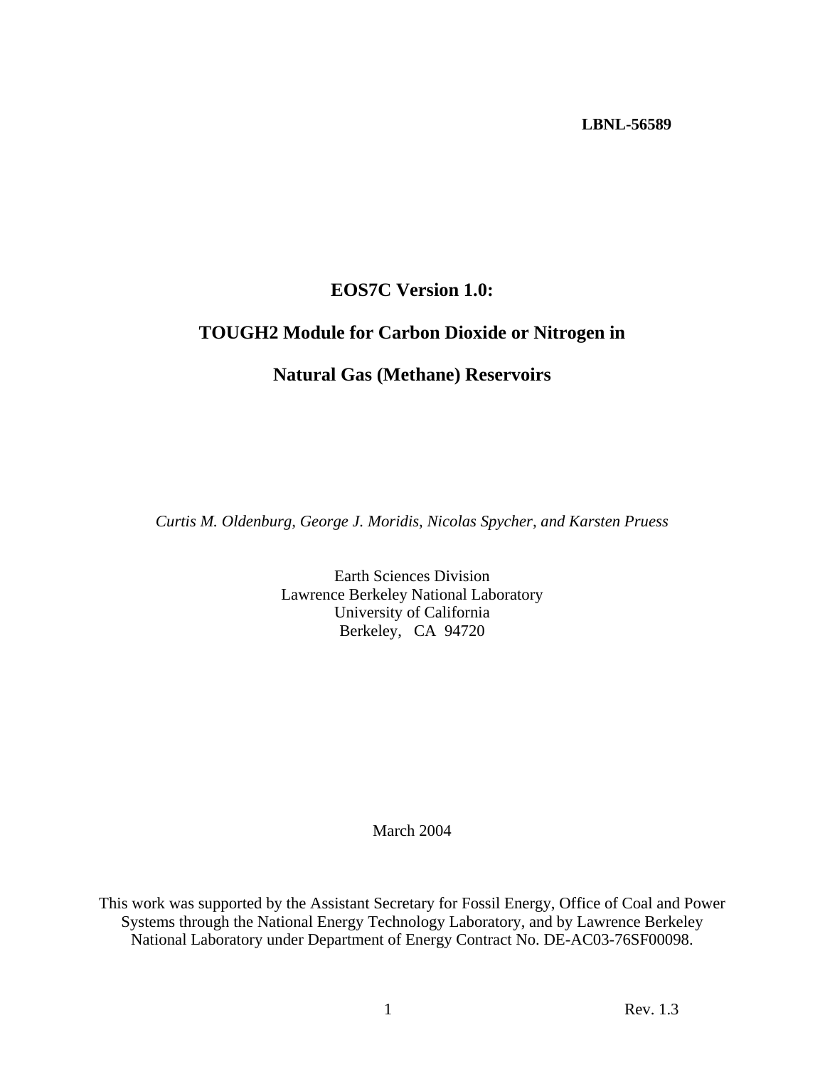**LBNL-56589**

# EOS7C Version 1.0:

# TOUGH2 Module for Carbon Dioxide or Nitrogen in

# Natural Gas (Methane) Reservoirs

*Curtis M. Oldenburg, George J. Moridis, Nicolas Spycher, and Karsten Pruess*

Earth Sciences Division
Lawrence Berkeley National Laboratory
University of California
Berkeley, CA 94720

March 2004

This work was supported by the Assistant Secretary for Fossil Energy, Office of Coal and Power Systems through the National Energy Technology Laboratory, and by Lawrence Berkeley National Laboratory under Department of Energy Contract No. DE-AC03-76SF00098.

Rev. 1.3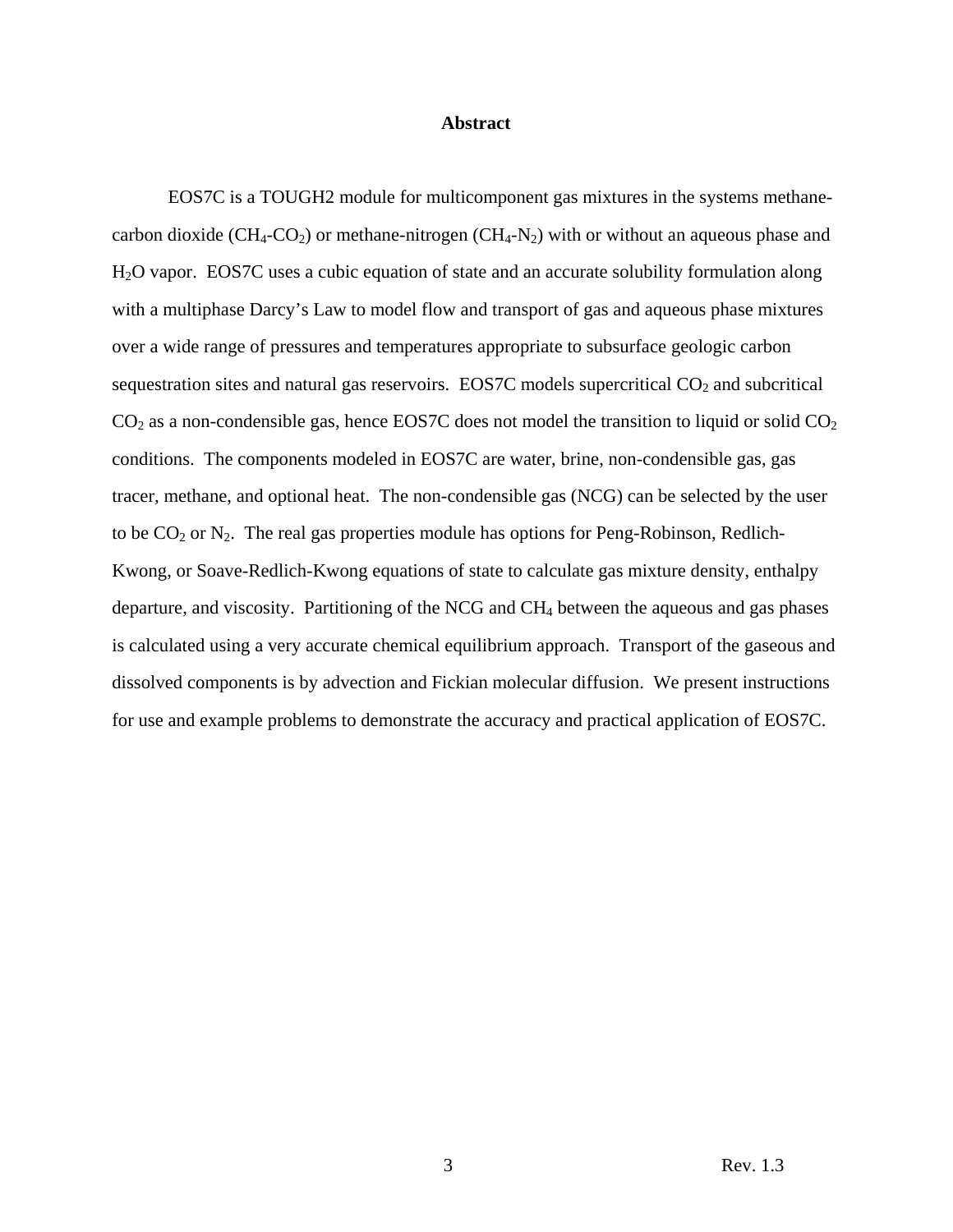## Abstract

EOS7C is a TOUGH2 module for multicomponent gas mixtures in the systems methane-carbon dioxide ($CH_4$-$CO_2$) or methane-nitrogen ($CH_4$-$N_2$) with or without an aqueous phase and $H_2O$ vapor. EOS7C uses a cubic equation of state and an accurate solubility formulation along with a multiphase Darcy's Law to model flow and transport of gas and aqueous phase mixtures over a wide range of pressures and temperatures appropriate to subsurface geologic carbon sequestration sites and natural gas reservoirs. EOS7C models supercritical $CO_2$ and subcritical $CO_2$ as a non-condensible gas, hence EOS7C does not model the transition to liquid or solid $CO_2$ conditions. The components modeled in EOS7C are water, brine, non-condensible gas, gas tracer, methane, and optional heat. The non-condensible gas (NCG) can be selected by the user to be $CO_2$ or $N_2$. The real gas properties module has options for Peng-Robinson, Redlich-Kwong, or Soave-Redlich-Kwong equations of state to calculate gas mixture density, enthalpy departure, and viscosity. Partitioning of the NCG and $CH_4$ between the aqueous and gas phases is calculated using a very accurate chemical equilibrium approach. Transport of the gaseous and dissolved components is by advection and Fickian molecular diffusion. We present instructions for use and example problems to demonstrate the accuracy and practical application of EOS7C.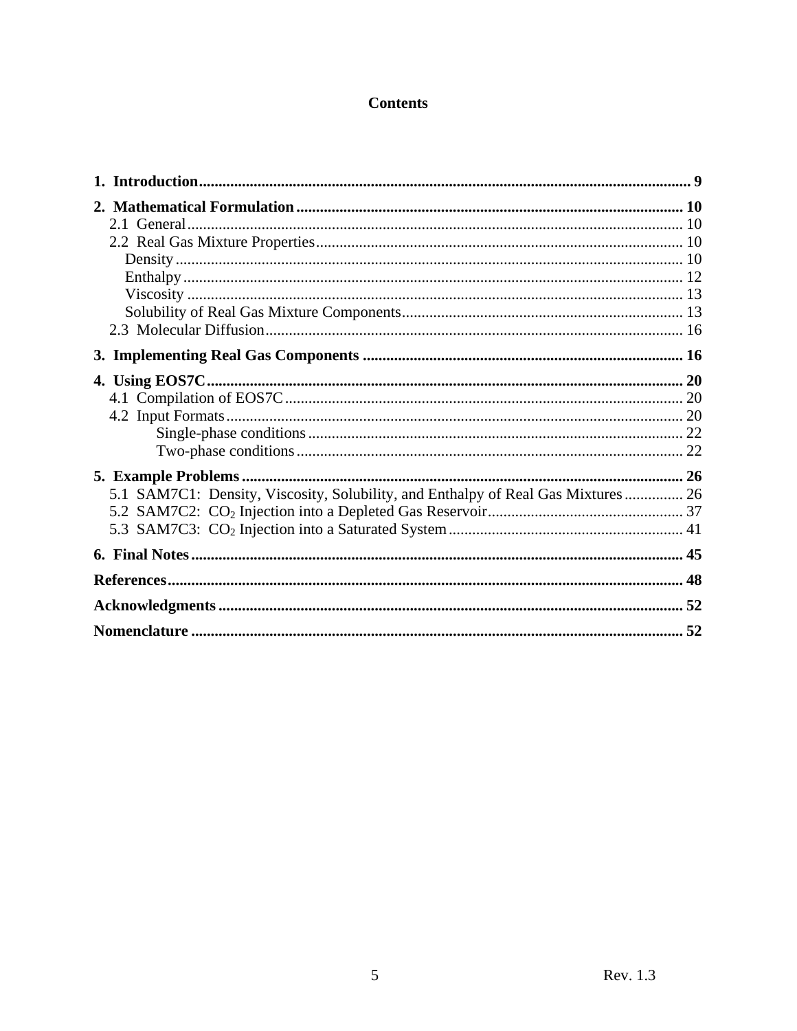# Contents

**1. Introduction** ... **9**

**2. Mathematical Formulation** ... **10**

- 2.1 General ... 10
- 2.2 Real Gas Mixture Properties ... 10
  - Density ... 10
  - Enthalpy ... 12
  - Viscosity ... 13
  - Solubility of Real Gas Mixture Components ... 13
- 2.3 Molecular Diffusion ... 16

**3. Implementing Real Gas Components** ... **16**

**4. Using EOS7C** ... **20**

- 4.1 Compilation of EOS7C ... 20
- 4.2 Input Formats ... 20
  - Single-phase conditions ... 22
  - Two-phase conditions ... 22

**5. Example Problems** ... **26**

- 5.1 SAM7C1: Density, Viscosity, Solubility, and Enthalpy of Real Gas Mixtures ... 26
- 5.2 SAM7C2: $CO_2$ Injection into a Depleted Gas Reservoir ... 37
- 5.3 SAM7C3: $CO_2$ Injection into a Saturated System ... 41

**6. Final Notes** ... **45**

**References** ... **48**

**Acknowledgments** ... **52**

**Nomenclature** ... **52**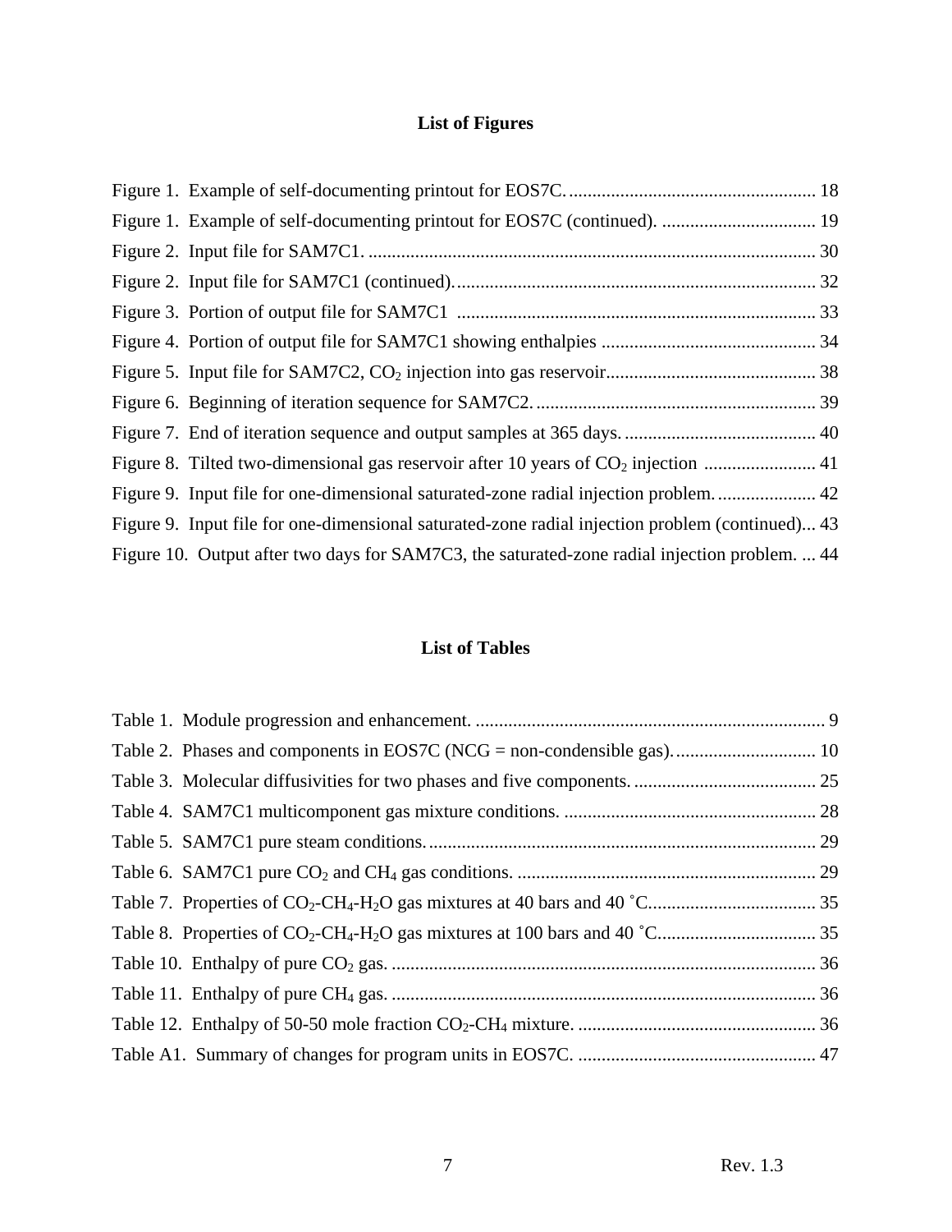## List of Figures

Figure 1. Example of self-documenting printout for EOS7C. ..................................................... 18

Figure 1. Example of self-documenting printout for EOS7C (continued). ................................. 19

Figure 2. Input file for SAM7C1. ............................................................................................... 30

Figure 2. Input file for SAM7C1 (continued). ............................................................................ 32

Figure 3. Portion of output file for SAM7C1 ............................................................................ 33

Figure 4. Portion of output file for SAM7C1 showing enthalpies ............................................. 34

Figure 5. Input file for SAM7C2, $CO_2$ injection into gas reservoir............................................ 38

Figure 6. Beginning of iteration sequence for SAM7C2. ........................................................... 39

Figure 7. End of iteration sequence and output samples at 365 days. ......................................... 40

Figure 8. Tilted two-dimensional gas reservoir after 10 years of $CO_2$ injection ........................ 41

Figure 9. Input file for one-dimensional saturated-zone radial injection problem. ..................... 42

Figure 9. Input file for one-dimensional saturated-zone radial injection problem (continued)... 43

Figure 10. Output after two days for SAM7C3, the saturated-zone radial injection problem. ... 44

## List of Tables

Table 1. Module progression and enhancement. .......................................................................... 9

Table 2. Phases and components in EOS7C (NCG = non-condensible gas). .............................. 10

Table 3. Molecular diffusivities for two phases and five components. ....................................... 25

Table 4. SAM7C1 multicomponent gas mixture conditions. ...................................................... 28

Table 5. SAM7C1 pure steam conditions. .................................................................................. 29

Table 6. SAM7C1 pure $CO_2$ and $CH_4$ gas conditions. ................................................................ 29

Table 7. Properties of $CO_2$-$CH_4$-$H_2O$ gas mixtures at 40 bars and 40 ˚C.................................... 35

Table 8. Properties of $CO_2$-$CH_4$-$H_2O$ gas mixtures at 100 bars and 40 ˚C.................................. 35

Table 10. Enthalpy of pure $CO_2$ gas. .......................................................................................... 36

Table 11. Enthalpy of pure $CH_4$ gas. .......................................................................................... 36

Table 12. Enthalpy of 50-50 mole fraction $CO_2$-$CH_4$ mixture. .................................................. 36

Table A1. Summary of changes for program units in EOS7C. .................................................. 47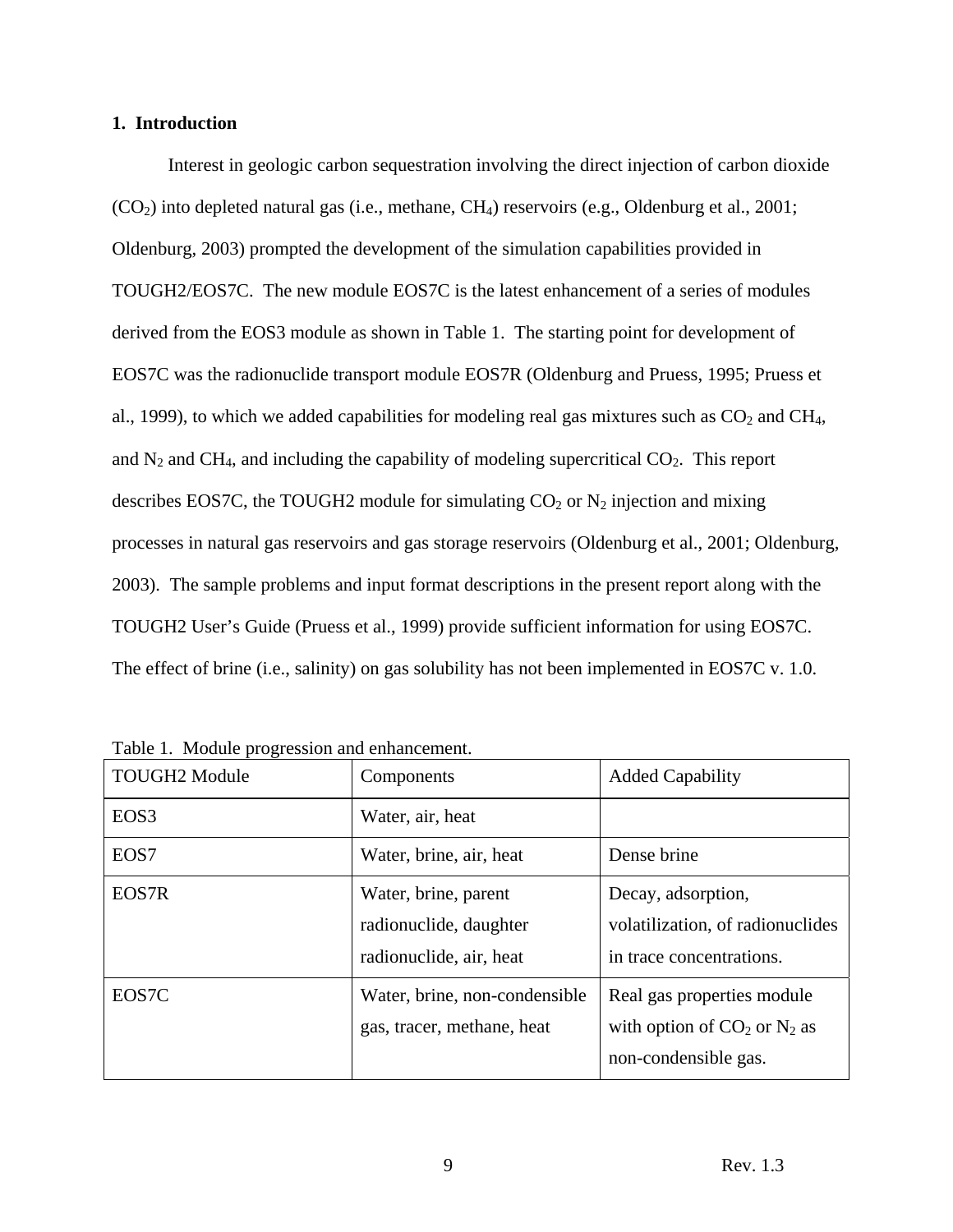## 1. Introduction

Interest in geologic carbon sequestration involving the direct injection of carbon dioxide ($CO_2$) into depleted natural gas (i.e., methane, $CH_4$) reservoirs (e.g., Oldenburg et al., 2001; Oldenburg, 2003) prompted the development of the simulation capabilities provided in TOUGH2/EOS7C. The new module EOS7C is the latest enhancement of a series of modules derived from the EOS3 module as shown in Table 1. The starting point for development of EOS7C was the radionuclide transport module EOS7R (Oldenburg and Pruess, 1995; Pruess et al., 1999), to which we added capabilities for modeling real gas mixtures such as $CO_2$ and $CH_4$, and $N_2$ and $CH_4$, and including the capability of modeling supercritical $CO_2$. This report describes EOS7C, the TOUGH2 module for simulating $CO_2$ or $N_2$ injection and mixing processes in natural gas reservoirs and gas storage reservoirs (Oldenburg et al., 2001; Oldenburg, 2003). The sample problems and input format descriptions in the present report along with the TOUGH2 User's Guide (Pruess et al., 1999) provide sufficient information for using EOS7C. The effect of brine (i.e., salinity) on gas solubility has not been implemented in EOS7C v. 1.0.

Table 1. Module progression and enhancement.

| TOUGH2 Module | Components | Added Capability |
|---|---|---|
| EOS3 | Water, air, heat | |
| EOS7 | Water, brine, air, heat | Dense brine |
| EOS7R | Water, brine, parent radionuclide, daughter radionuclide, air, heat | Decay, adsorption, volatilization, of radionuclides in trace concentrations. |
| EOS7C | Water, brine, non-condensible gas, tracer, methane, heat | Real gas properties module with option of $CO_2$ or $N_2$ as non-condensible gas. |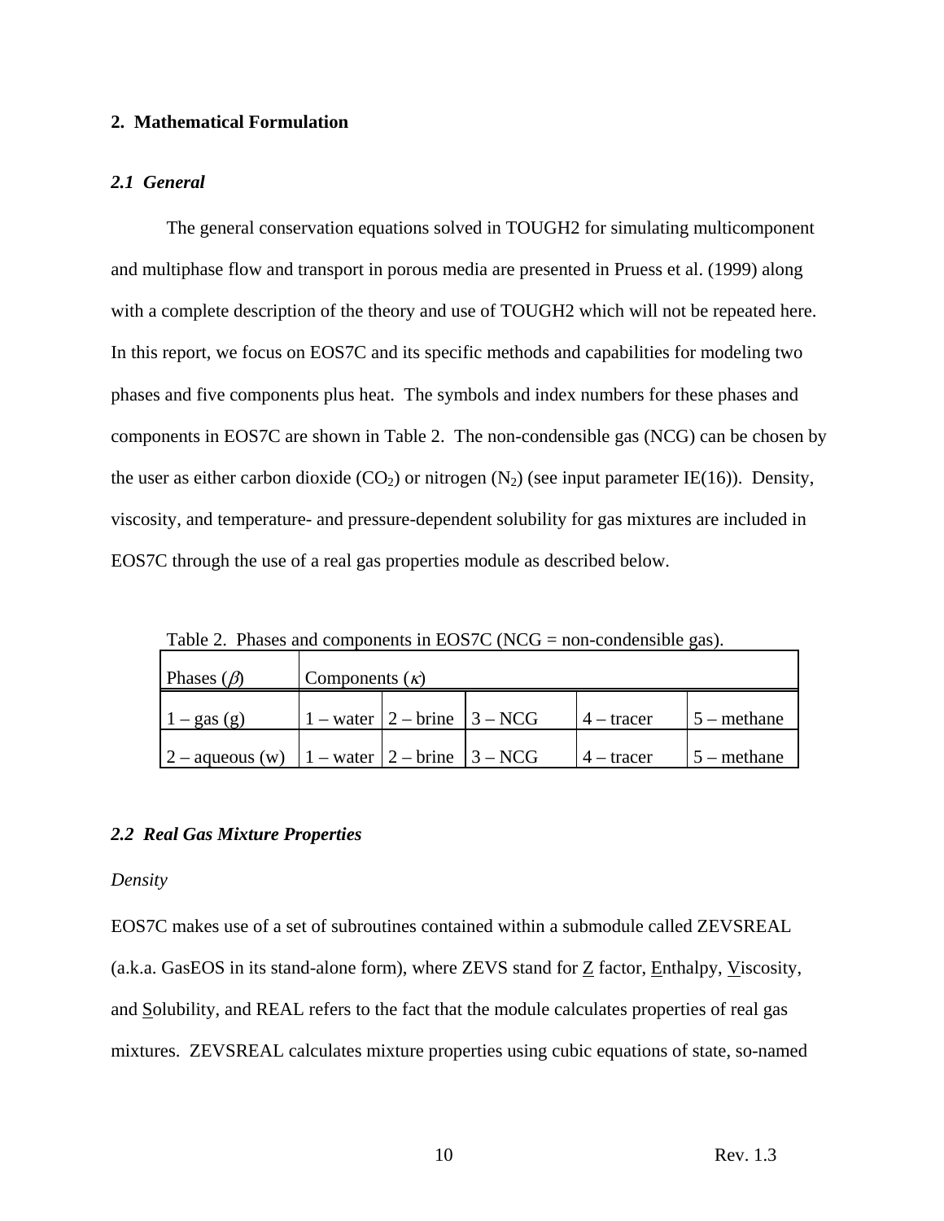## 2. Mathematical Formulation

### *2.1 General*

The general conservation equations solved in TOUGH2 for simulating multicomponent and multiphase flow and transport in porous media are presented in Pruess et al. (1999) along with a complete description of the theory and use of TOUGH2 which will not be repeated here. In this report, we focus on EOS7C and its specific methods and capabilities for modeling two phases and five components plus heat. The symbols and index numbers for these phases and components in EOS7C are shown in Table 2. The non-condensible gas (NCG) can be chosen by the user as either carbon dioxide ($CO_2$) or nitrogen ($N_2$) (see input parameter IE(16)). Density, viscosity, and temperature- and pressure-dependent solubility for gas mixtures are included in EOS7C through the use of a real gas properties module as described below.

Table 2. Phases and components in EOS7C (NCG = non-condensible gas).

| Phases ($\beta$) | Components ($\kappa$) | | | | |
|---|---|---|---|---|---|
| 1 – gas (g) | 1 – water | 2 – brine | 3 – NCG | 4 – tracer | 5 – methane |
| 2 – aqueous (w) | 1 – water | 2 – brine | 3 – NCG | 4 – tracer | 5 – methane |

### *2.2 Real Gas Mixture Properties*

*Density*

EOS7C makes use of a set of subroutines contained within a submodule called ZEVSREAL (a.k.a. GasEOS in its stand-alone form), where ZEVS stand for Z factor, Enthalpy, Viscosity, and Solubility, and REAL refers to the fact that the module calculates properties of real gas mixtures. ZEVSREAL calculates mixture properties using cubic equations of state, so-named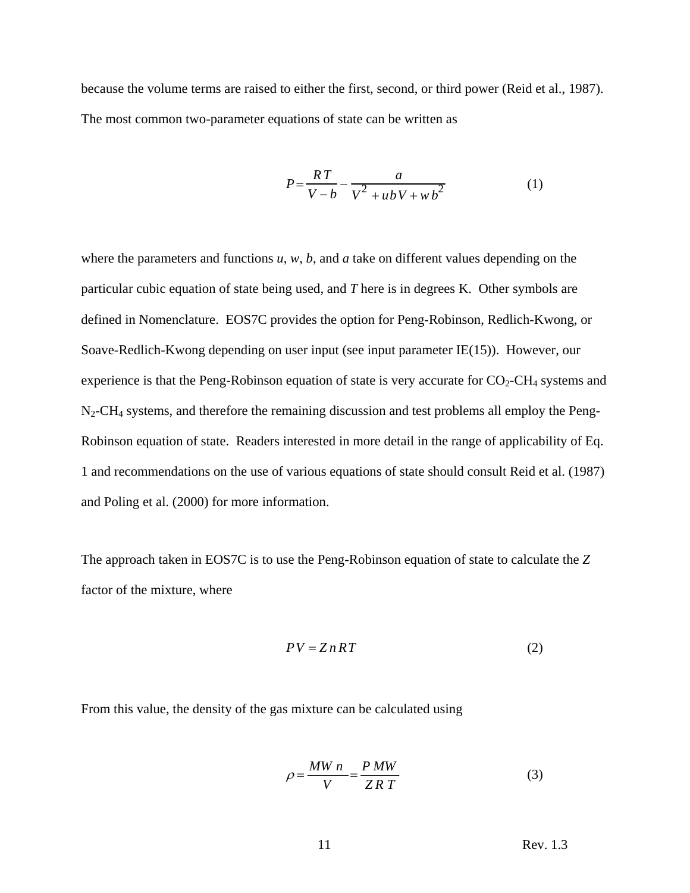because the volume terms are raised to either the first, second, or third power (Reid et al., 1987). The most common two-parameter equations of state can be written as

$$P = \frac{RT}{V - b} - \frac{a}{V^2 + ubV + wb^2} \tag{1}$$

where the parameters and functions *u*, *w*, *b*, and *a* take on different values depending on the particular cubic equation of state being used, and *T* here is in degrees K. Other symbols are defined in Nomenclature. EOS7C provides the option for Peng-Robinson, Redlich-Kwong, or Soave-Redlich-Kwong depending on user input (see input parameter IE(15)). However, our experience is that the Peng-Robinson equation of state is very accurate for $CO_2$-$CH_4$ systems and $N_2$-$CH_4$ systems, and therefore the remaining discussion and test problems all employ the Peng-Robinson equation of state. Readers interested in more detail in the range of applicability of Eq. 1 and recommendations on the use of various equations of state should consult Reid et al. (1987) and Poling et al. (2000) for more information.

The approach taken in EOS7C is to use the Peng-Robinson equation of state to calculate the *Z* factor of the mixture, where

$$PV = ZnRT \tag{2}$$

From this value, the density of the gas mixture can be calculated using

$$\rho = \frac{MW\,n}{V} = \frac{P\,MW}{Z\,R\,T} \tag{3}$$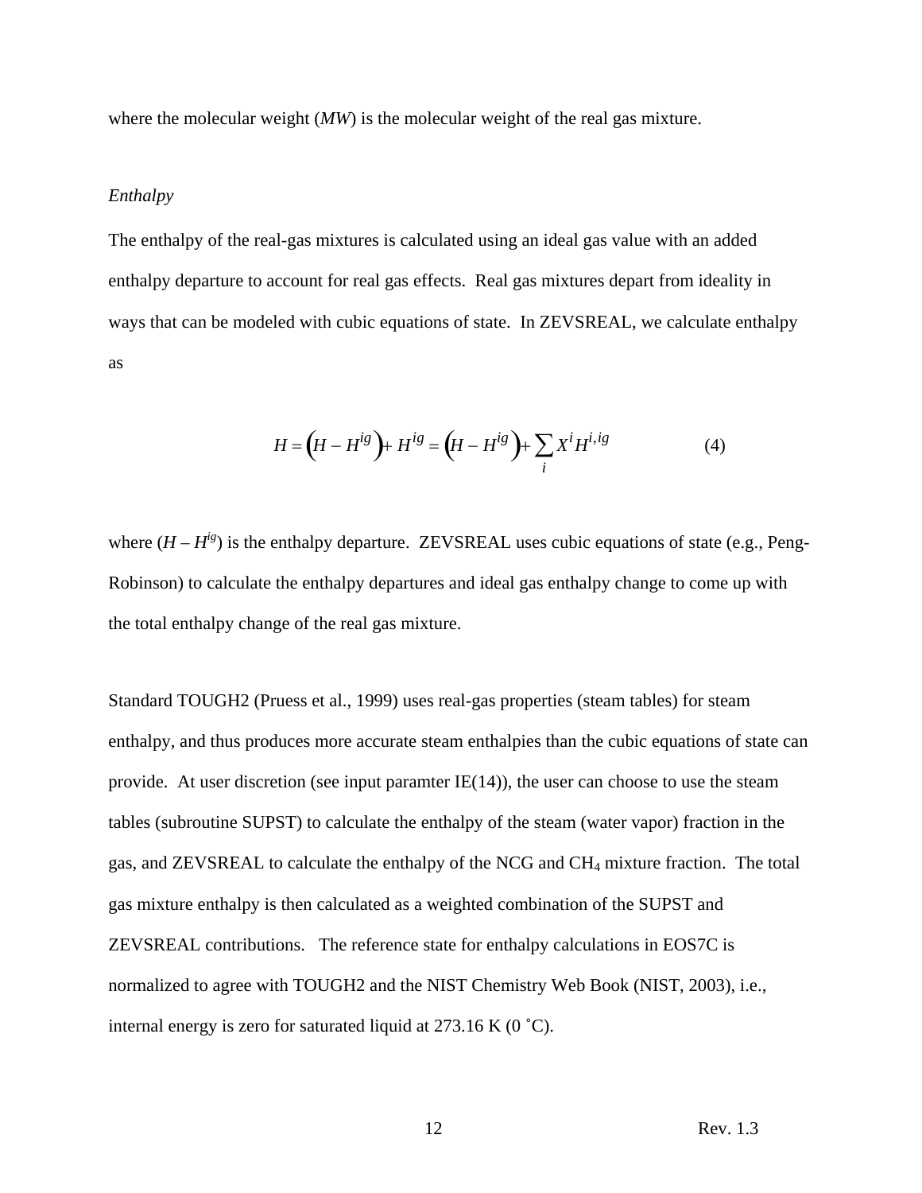where the molecular weight (*MW*) is the molecular weight of the real gas mixture.

*Enthalpy*

The enthalpy of the real-gas mixtures is calculated using an ideal gas value with an added enthalpy departure to account for real gas effects. Real gas mixtures depart from ideality in ways that can be modeled with cubic equations of state. In ZEVSREAL, we calculate enthalpy as

$$H = \left(H - H^{ig}\right) + H^{ig} = \left(H - H^{ig}\right) + \sum_i X^i H^{i,ig} \tag{4}$$

where $(H - H^{ig})$ is the enthalpy departure. ZEVSREAL uses cubic equations of state (e.g., Peng-Robinson) to calculate the enthalpy departures and ideal gas enthalpy change to come up with the total enthalpy change of the real gas mixture.

Standard TOUGH2 (Pruess et al., 1999) uses real-gas properties (steam tables) for steam enthalpy, and thus produces more accurate steam enthalpies than the cubic equations of state can provide. At user discretion (see input paramter IE(14)), the user can choose to use the steam tables (subroutine SUPST) to calculate the enthalpy of the steam (water vapor) fraction in the gas, and ZEVSREAL to calculate the enthalpy of the NCG and $CH_4$ mixture fraction. The total gas mixture enthalpy is then calculated as a weighted combination of the SUPST and ZEVSREAL contributions. The reference state for enthalpy calculations in EOS7C is normalized to agree with TOUGH2 and the NIST Chemistry Web Book (NIST, 2003), i.e., internal energy is zero for saturated liquid at 273.16 K (0 ˚C).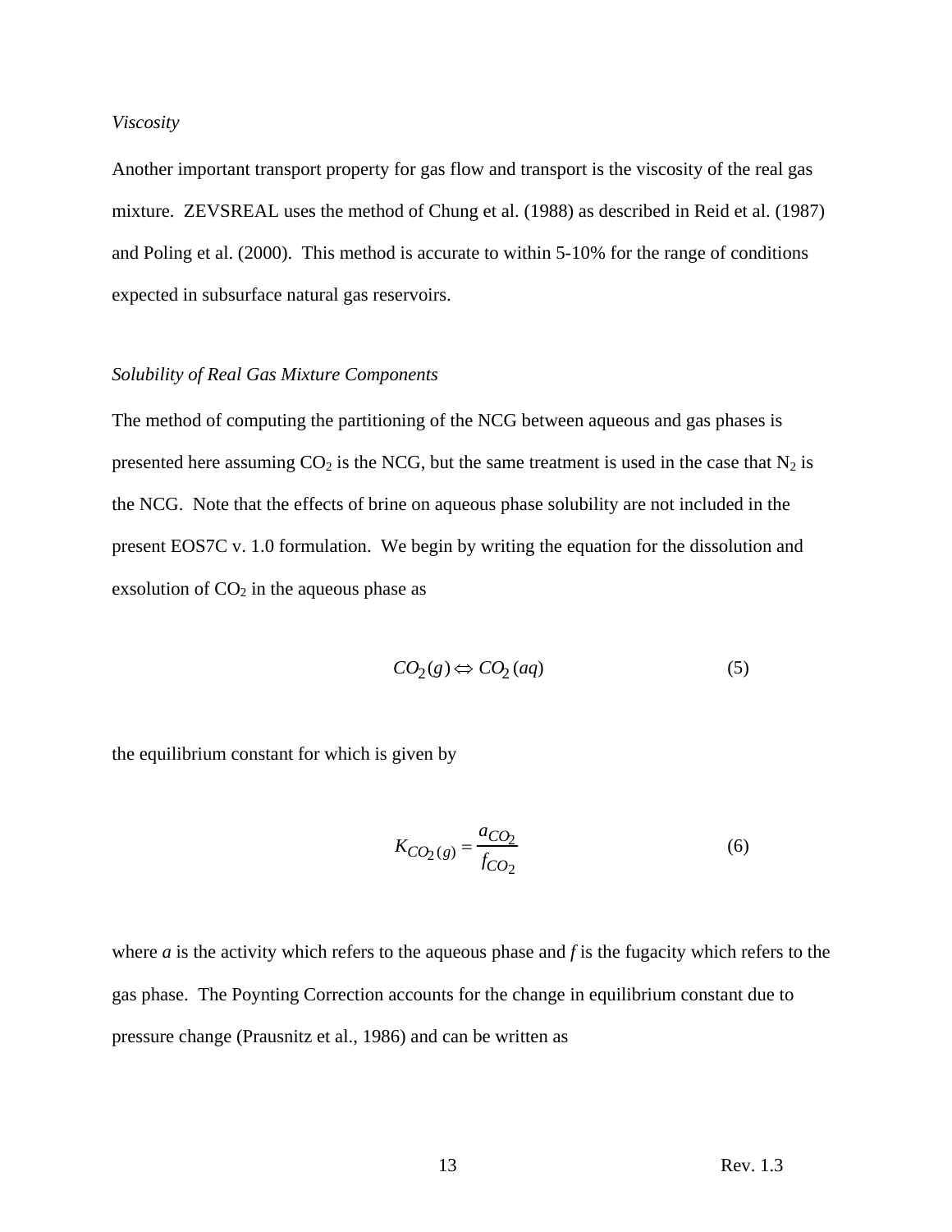*Viscosity*

Another important transport property for gas flow and transport is the viscosity of the real gas mixture. ZEVSREAL uses the method of Chung et al. (1988) as described in Reid et al. (1987) and Poling et al. (2000). This method is accurate to within 5-10% for the range of conditions expected in subsurface natural gas reservoirs.

*Solubility of Real Gas Mixture Components*

The method of computing the partitioning of the NCG between aqueous and gas phases is presented here assuming $CO_2$ is the NCG, but the same treatment is used in the case that $N_2$ is the NCG. Note that the effects of brine on aqueous phase solubility are not included in the present EOS7C v. 1.0 formulation. We begin by writing the equation for the dissolution and exsolution of $CO_2$ in the aqueous phase as

$$CO_2(g) \Leftrightarrow CO_2(aq) \tag{5}$$

the equilibrium constant for which is given by

$$K_{CO_2(g)} = \frac{a_{CO_2}}{f_{CO_2}} \tag{6}$$

where $a$ is the activity which refers to the aqueous phase and $f$ is the fugacity which refers to the gas phase. The Poynting Correction accounts for the change in equilibrium constant due to pressure change (Prausnitz et al., 1986) and can be written as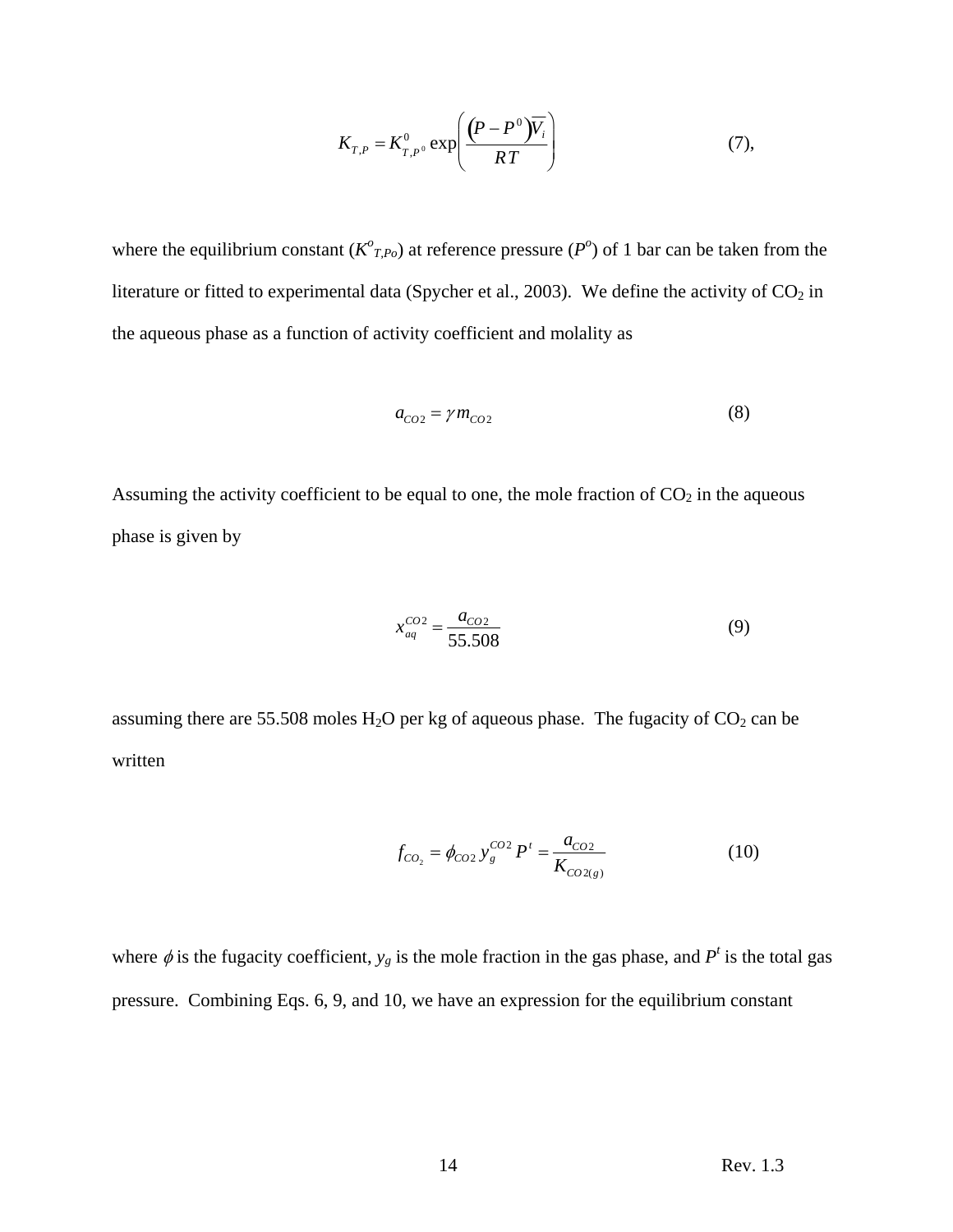$$K_{T,P} = K^0_{T,P^0} \exp\left(\frac{\left(P - P^0\right)\overline{V}_i}{RT}\right) \qquad (7),$$

where the equilibrium constant ($K^o_{T,Po}$) at reference pressure ($P^o$) of 1 bar can be taken from the literature or fitted to experimental data (Spycher et al., 2003). We define the activity of $CO_2$ in the aqueous phase as a function of activity coefficient and molality as

$$a_{CO2} = \gamma m_{CO2} \qquad (8)$$

Assuming the activity coefficient to be equal to one, the mole fraction of $CO_2$ in the aqueous phase is given by

$$x^{CO2}_{aq} = \frac{a_{CO2}}{55.508} \qquad (9)$$

assuming there are 55.508 moles $H_2O$ per kg of aqueous phase. The fugacity of $CO_2$ can be written

$$f_{CO_2} = \phi_{CO2}\, y^{CO2}_g P^t = \frac{a_{CO2}}{K_{CO2(g)}} \qquad (10)$$

where $\phi$ is the fugacity coefficient, $y_g$ is the mole fraction in the gas phase, and $P^t$ is the total gas pressure. Combining Eqs. 6, 9, and 10, we have an expression for the equilibrium constant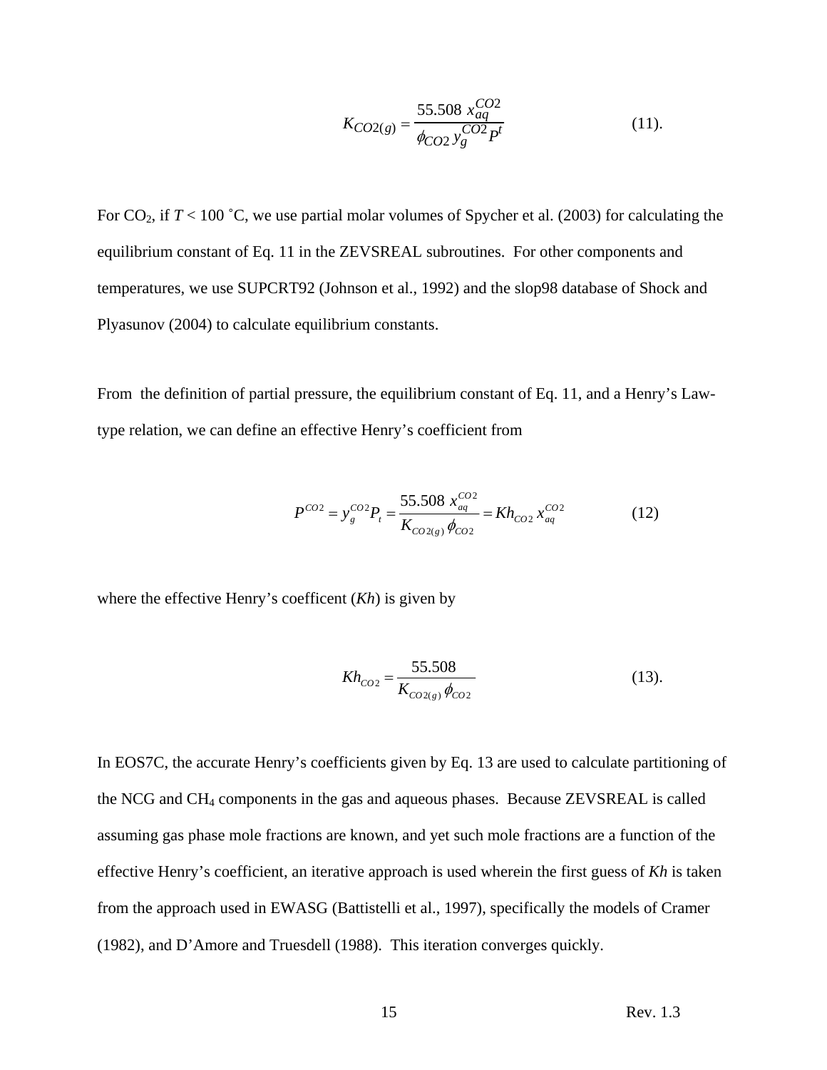$$K_{CO2(g)} = \frac{55.508\ x_{aq}^{CO2}}{\phi_{CO2}\, y_g^{CO2} P^t} \qquad (11).$$

For $CO_2$, if $T < 100$ ˚C, we use partial molar volumes of Spycher et al. (2003) for calculating the equilibrium constant of Eq. 11 in the ZEVSREAL subroutines. For other components and temperatures, we use SUPCRT92 (Johnson et al., 1992) and the slop98 database of Shock and Plyasunov (2004) to calculate equilibrium constants.

From the definition of partial pressure, the equilibrium constant of Eq. 11, and a Henry's Law-type relation, we can define an effective Henry's coefficient from

$$P^{CO2} = y_g^{CO2} P_t = \frac{55.508\ x_{aq}^{CO2}}{K_{CO2(g)}\, \phi_{CO2}} = Kh_{CO2}\, x_{aq}^{CO2} \qquad (12)$$

where the effective Henry's coefficent ($Kh$) is given by

$$Kh_{CO2} = \frac{55.508}{K_{CO2(g)}\, \phi_{CO2}} \qquad (13).$$

In EOS7C, the accurate Henry's coefficients given by Eq. 13 are used to calculate partitioning of the NCG and $CH_4$ components in the gas and aqueous phases. Because ZEVSREAL is called assuming gas phase mole fractions are known, and yet such mole fractions are a function of the effective Henry's coefficient, an iterative approach is used wherein the first guess of $Kh$ is taken from the approach used in EWASG (Battistelli et al., 1997), specifically the models of Cramer (1982), and D'Amore and Truesdell (1988). This iteration converges quickly.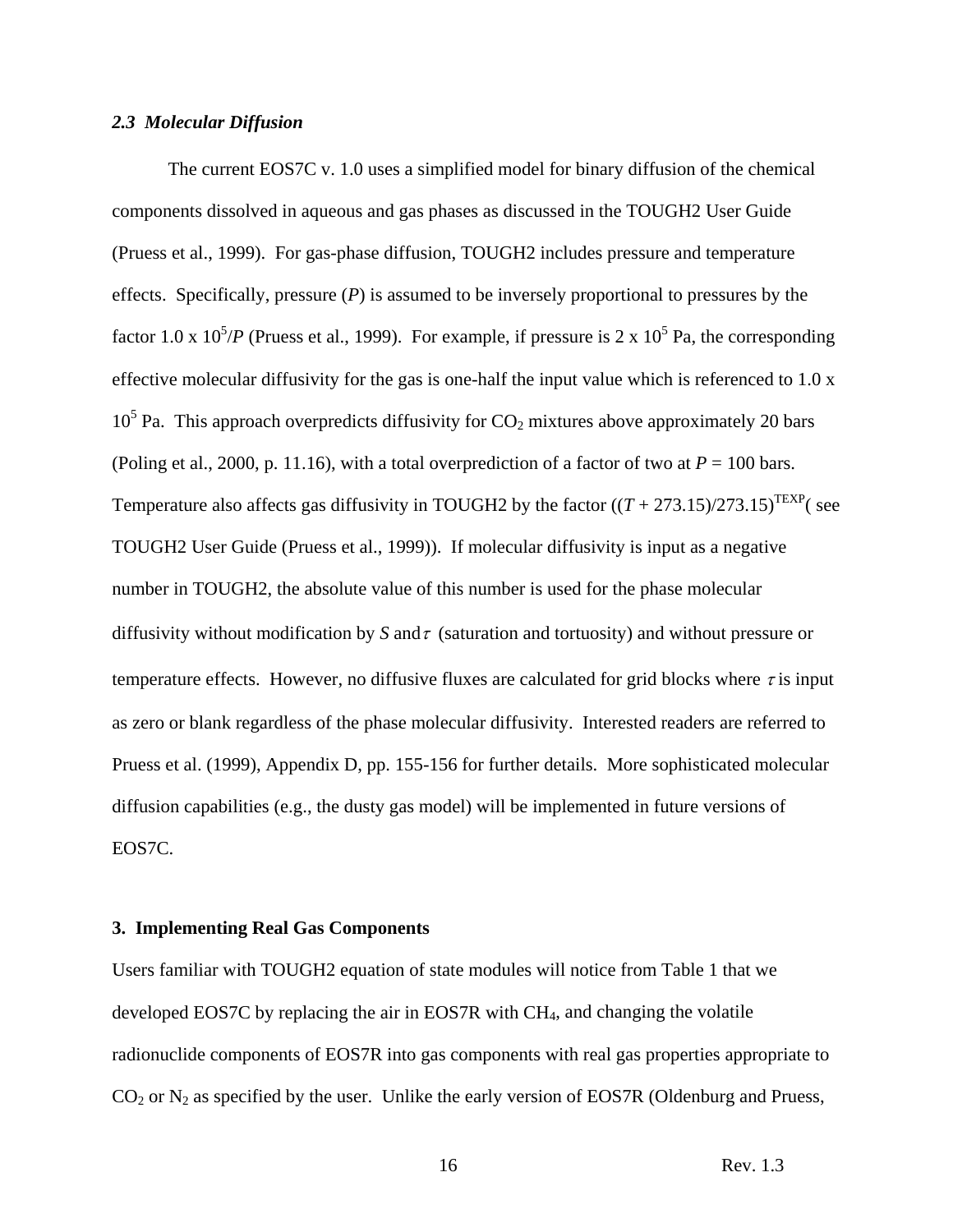### *2.3 Molecular Diffusion*

The current EOS7C v. 1.0 uses a simplified model for binary diffusion of the chemical components dissolved in aqueous and gas phases as discussed in the TOUGH2 User Guide (Pruess et al., 1999). For gas-phase diffusion, TOUGH2 includes pressure and temperature effects. Specifically, pressure (*P*) is assumed to be inversely proportional to pressures by the factor 1.0 x $10^5/P$ (Pruess et al., 1999). For example, if pressure is 2 x $10^5$ Pa, the corresponding effective molecular diffusivity for the gas is one-half the input value which is referenced to 1.0 x $10^5$ Pa. This approach overpredicts diffusivity for $CO_2$ mixtures above approximately 20 bars (Poling et al., 2000, p. 11.16), with a total overprediction of a factor of two at $P$ = 100 bars. Temperature also affects gas diffusivity in TOUGH2 by the factor $((T + 273.15)/273.15)^{TEXP}$( see TOUGH2 User Guide (Pruess et al., 1999)). If molecular diffusivity is input as a negative number in TOUGH2, the absolute value of this number is used for the phase molecular diffusivity without modification by $S$ and $\tau$ (saturation and tortuosity) and without pressure or temperature effects. However, no diffusive fluxes are calculated for grid blocks where $\tau$ is input as zero or blank regardless of the phase molecular diffusivity. Interested readers are referred to Pruess et al. (1999), Appendix D, pp. 155-156 for further details. More sophisticated molecular diffusion capabilities (e.g., the dusty gas model) will be implemented in future versions of EOS7C.

## 3. Implementing Real Gas Components

Users familiar with TOUGH2 equation of state modules will notice from Table 1 that we developed EOS7C by replacing the air in EOS7R with $CH_4$, and changing the volatile radionuclide components of EOS7R into gas components with real gas properties appropriate to $CO_2$ or $N_2$ as specified by the user. Unlike the early version of EOS7R (Oldenburg and Pruess,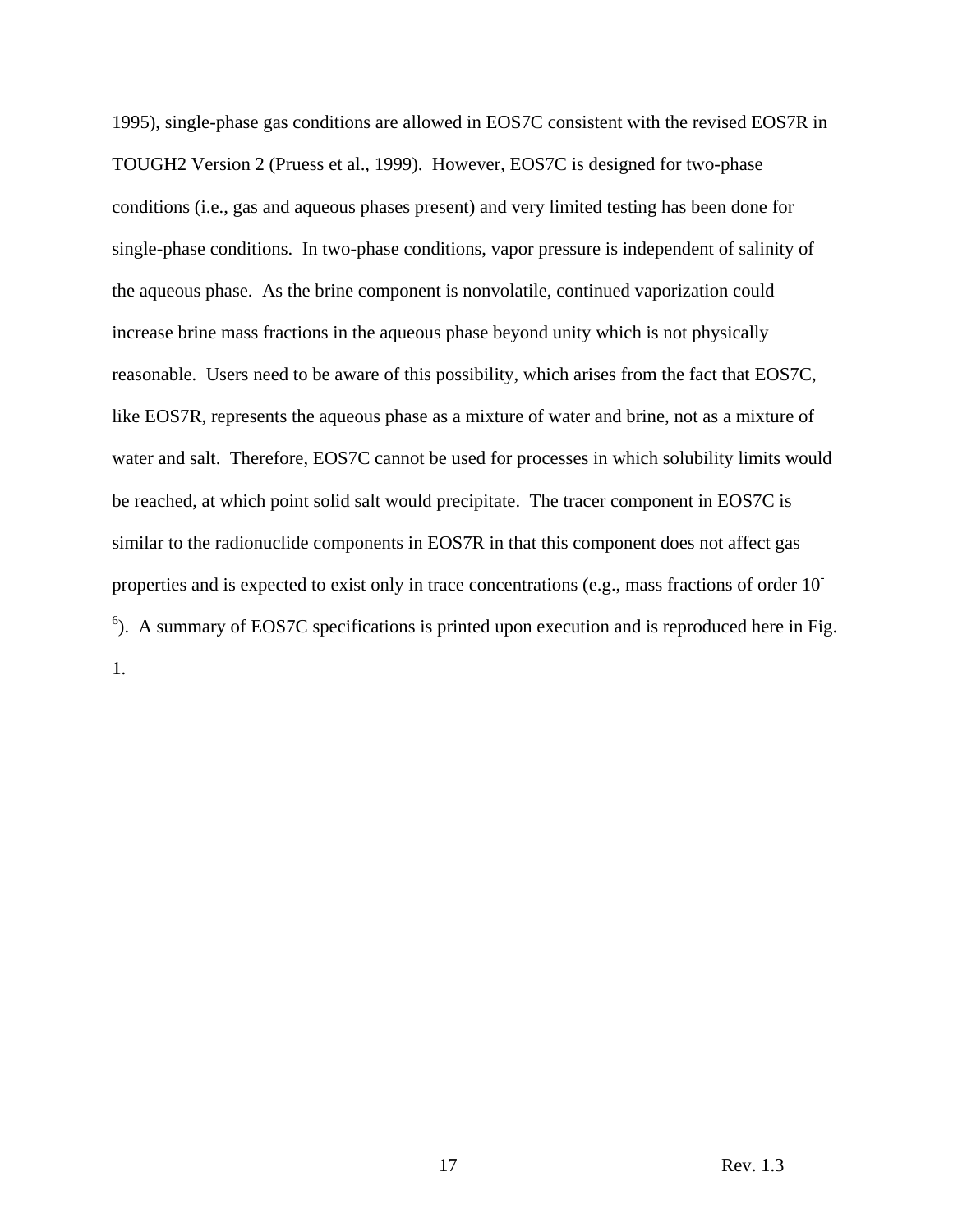1995), single-phase gas conditions are allowed in EOS7C consistent with the revised EOS7R in TOUGH2 Version 2 (Pruess et al., 1999). However, EOS7C is designed for two-phase conditions (i.e., gas and aqueous phases present) and very limited testing has been done for single-phase conditions. In two-phase conditions, vapor pressure is independent of salinity of the aqueous phase. As the brine component is nonvolatile, continued vaporization could increase brine mass fractions in the aqueous phase beyond unity which is not physically reasonable. Users need to be aware of this possibility, which arises from the fact that EOS7C, like EOS7R, represents the aqueous phase as a mixture of water and brine, not as a mixture of water and salt. Therefore, EOS7C cannot be used for processes in which solubility limits would be reached, at which point solid salt would precipitate. The tracer component in EOS7C is similar to the radionuclide components in EOS7R in that this component does not affect gas properties and is expected to exist only in trace concentrations (e.g., mass fractions of order $10^{-6}$). A summary of EOS7C specifications is printed upon execution and is reproduced here in Fig. 1.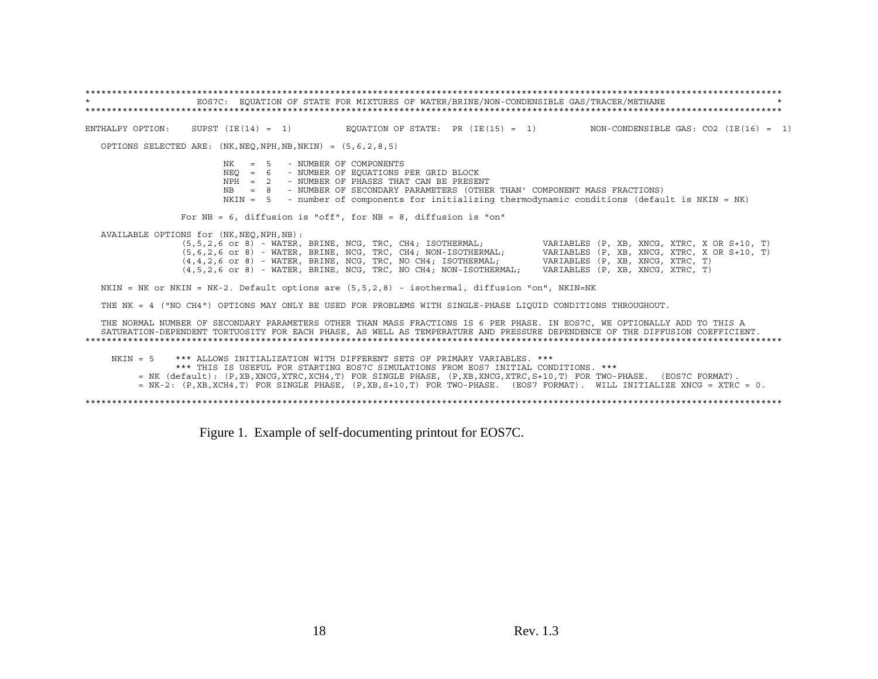```
******************************************************************************************************************************
*                    EOS7C:  EQUATION OF STATE FOR MIXTURES OF WATER/BRINE/NON-CONDENSIBLE GAS/TRACER/METHANE                    *
******************************************************************************************************************************

ENTHALPY OPTION:    SUPST (IE(14) =  1)          EQUATION OF STATE:  PR (IE(15) =  1)          NON-CONDENSIBLE GAS: CO2 (IE(16) =  1)

   OPTIONS SELECTED ARE: (NK,NEQ,NPH,NB,NKIN) = (5,6,2,8,5)

                         NK   =  5   - NUMBER OF COMPONENTS
                         NEQ  =  6   - NUMBER OF EQUATIONS PER GRID BLOCK
                         NPH  =  2   - NUMBER OF PHASES THAT CAN BE PRESENT
                         NB   =  8   - NUMBER OF SECONDARY PARAMETERS (OTHER THAN' COMPONENT MASS FRACTIONS)
                         NKIN =  5   - number of components for initializing thermodynamic conditions (default is NKIN = NK)

              For NB = 6, diffusion is "off", for NB = 8, diffusion is "on"

   AVAILABLE OPTIONS for (NK,NEQ,NPH,NB):
              (5,5,2,6 or 8) - WATER, BRINE, NCG, TRC, CH4; ISOTHERMAL;           VARIABLES (P, XB, XNCG, XTRC, X OR S+10, T)
              (5,6,2,6 or 8) - WATER, BRINE, NCG, TRC, CH4; NON-ISOTHERMAL;       VARIABLES (P, XB, XNCG, XTRC, X OR S+10, T)
              (4,4,2,6 or 8) - WATER, BRINE, NCG, TRC, NO CH4; ISOTHERMAL;        VARIABLES (P, XB, XNCG, XTRC, T)
              (4,5,2,6 or 8) - WATER, BRINE, NCG, TRC, NO CH4; NON-ISOTHERMAL;    VARIABLES (P, XB, XNCG, XTRC, T)

   NKIN = NK or NKIN = NK-2. Default options are (5,5,2,8) - isothermal, diffusion "on", NKIN=NK

   THE NK = 4 ("NO CH4") OPTIONS MAY ONLY BE USED FOR PROBLEMS WITH SINGLE-PHASE LIQUID CONDITIONS THROUGHOUT.

   THE NORMAL NUMBER OF SECONDARY PARAMETERS OTHER THAN MASS FRACTIONS IS 6 PER PHASE. IN EOS7C, WE OPTIONALLY ADD TO THIS A
   SATURATION-DEPENDENT TORTUOSITY FOR EACH PHASE, AS WELL AS TEMPERATURE AND PRESSURE DEPENDENCE OF THE DIFFUSION COEFFICIENT.
******************************************************************************************************************************

     NKIN = 5    *** ALLOWS INITIALIZATION WITH DIFFERENT SETS OF PRIMARY VARIABLES. ***
              *** THIS IS USEFUL FOR STARTING EOS7C SIMULATIONS FROM EOS7 INITIAL CONDITIONS. ***
        = NK (default): (P,XB,XNCG,XTRC,XCH4,T) FOR SINGLE PHASE, (P,XB,XNCG,XTRC,S+10,T) FOR TWO-PHASE.  (EOS7C FORMAT).
        = NK-2: (P,XB,XCH4,T) FOR SINGLE PHASE, (P,XB,S+10,T) FOR TWO-PHASE.  (EOS7 FORMAT).  WILL INITIALIZE XNCG = XTRC = 0.

******************************************************************************************************************************
```

Figure 1. Example of self-documenting printout for EOS7C.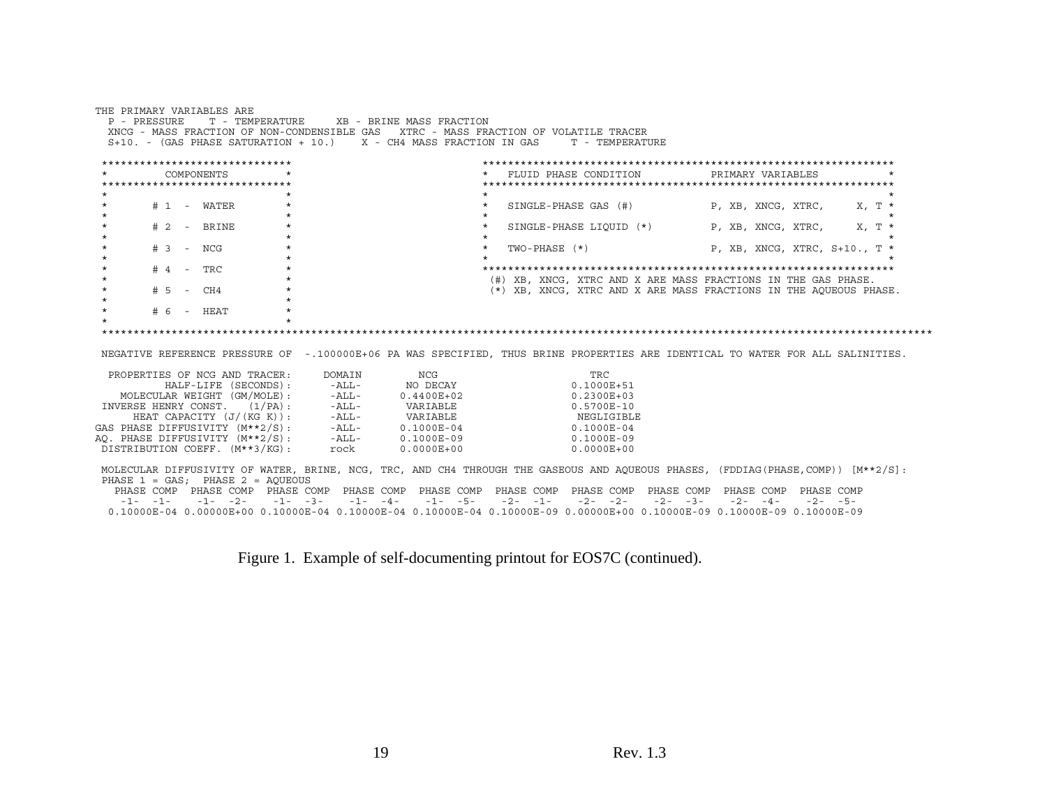```
THE PRIMARY VARIABLES ARE
  P - PRESSURE    T - TEMPERATURE     XB - BRINE MASS FRACTION
  XNCG - MASS FRACTION OF NON-CONDENSIBLE GAS   XTRC - MASS FRACTION OF VOLATILE TRACER
  S+10. - (GAS PHASE SATURATION + 10.)    X - CH4 MASS FRACTION IN GAS     T - TEMPERATURE

 *****************************                                *****************************************************************
 *        COMPONENTS         *                                *   FLUID PHASE CONDITION           PRIMARY VARIABLES           *
 *****************************                                *****************************************************************
 *                           *                                *                                                               *
 *      # 1  -  WATER        *                                *   SINGLE-PHASE GAS (#)            P, XB, XNCG, XTRC,     X, T *
 *                           *                                *                                                               *
 *      # 2  -  BRINE        *                                *   SINGLE-PHASE LIQUID (*)         P, XB, XNCG, XTRC,     X, T *
 *                           *                                *                                                               *
 *      # 3  -  NCG          *                                *   TWO-PHASE (*)                   P, XB, XNCG, XTRC, S+10., T *
 *                           *                                *                                                               *
 *      # 4  -  TRC          *                                *****************************************************************
 *                           *                                 (#) XB, XNCG, XTRC AND X ARE MASS FRACTIONS IN THE GAS PHASE.
 *      # 5  -  CH4          *                                 (*) XB, XNCG, XTRC AND X ARE MASS FRACTIONS IN THE AQUEOUS PHASE.
 *                           *
 *      # 6  -  HEAT         *
 *                           *
 ******************************************************************************************************************************************

 NEGATIVE REFERENCE PRESSURE OF  -.100000E+06 PA WAS SPECIFIED, THUS BRINE PROPERTIES ARE IDENTICAL TO WATER FOR ALL SALINITIES.

  PROPERTIES OF NCG AND TRACER:     DOMAIN        NCG                   TRC
          HALF-LIFE (SECONDS):      -ALL-       NO DECAY             0.1000E+51
    MOLECULAR WEIGHT (GM/MOLE):     -ALL-      0.4400E+02            0.2300E+03
 INVERSE HENRY CONST.   (1/PA):     -ALL-       VARIABLE             0.5700E-10
      HEAT CAPACITY (J/(KG K)):     -ALL-       VARIABLE             NEGLIGIBLE
GAS PHASE DIFFUSIVITY (M**2/S):     -ALL-      0.1000E-04            0.1000E-04
AQ. PHASE DIFFUSIVITY (M**2/S):     -ALL-      0.1000E-09            0.1000E-09
 DISTRIBUTION COEFF. (M**3/KG):      rock      0.0000E+00            0.0000E+00

 MOLECULAR DIFFUSIVITY OF WATER, BRINE, NCG, TRC, AND CH4 THROUGH THE GASEOUS AND AQUEOUS PHASES, (FDDIAG(PHASE,COMP)) [M**2/S]:
 PHASE 1 = GAS;  PHASE 2 = AQUEOUS
   PHASE COMP  PHASE COMP  PHASE COMP  PHASE COMP  PHASE COMP  PHASE COMP  PHASE COMP  PHASE COMP  PHASE COMP  PHASE COMP
    -1-  -1-    -1-  -2-    -1-  -3-    -1-  -4-    -1-  -5-    -2-  -1-    -2-  -2-    -2-  -3-    -2-  -4-    -2-  -5-
 0.10000E-04 0.00000E+00 0.10000E-04 0.10000E-04 0.10000E-04 0.10000E-09 0.00000E+00 0.10000E-09 0.10000E-09 0.10000E-09
```

Figure 1. Example of self-documenting printout for EOS7C (continued).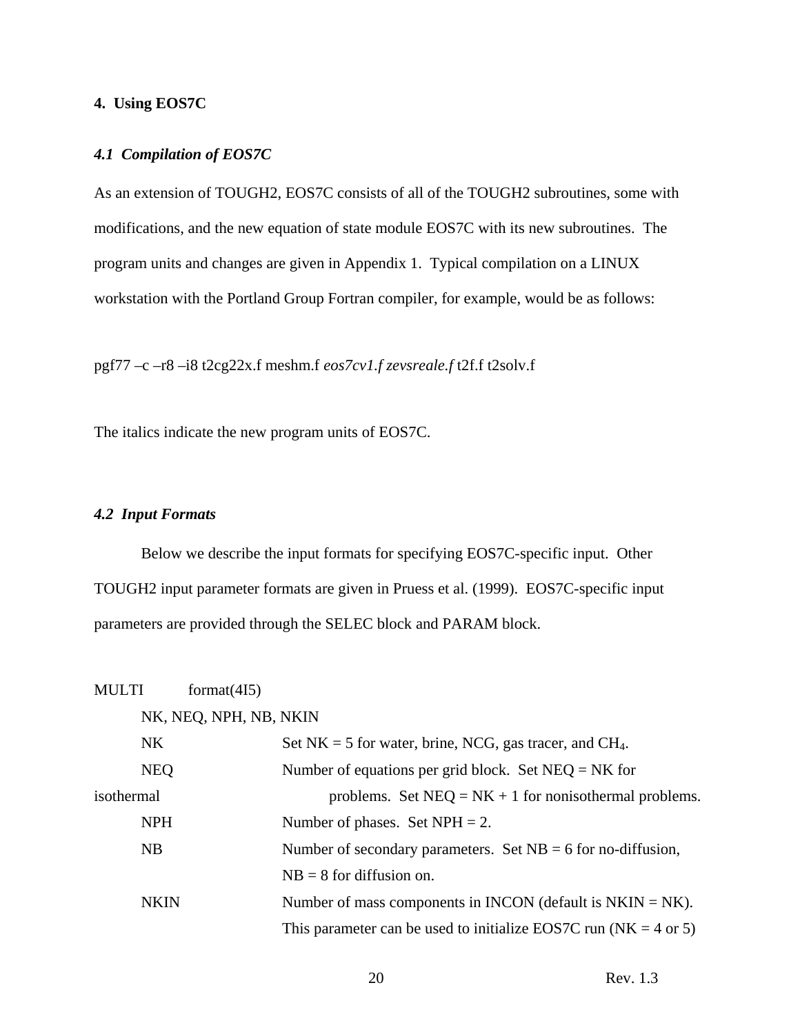# 4. Using EOS7C

## *4.1 Compilation of EOS7C*

As an extension of TOUGH2, EOS7C consists of all of the TOUGH2 subroutines, some with modifications, and the new equation of state module EOS7C with its new subroutines. The program units and changes are given in Appendix 1. Typical compilation on a LINUX workstation with the Portland Group Fortran compiler, for example, would be as follows:

pgf77 –c –r8 –i8 t2cg22x.f meshm.f *eos7cv1.f zevsreale.f* t2f.f t2solv.f

The italics indicate the new program units of EOS7C.

## *4.2 Input Formats*

Below we describe the input formats for specifying EOS7C-specific input. Other TOUGH2 input parameter formats are given in Pruess et al. (1999). EOS7C-specific input parameters are provided through the SELEC block and PARAM block.

MULTI format(4I5)

NK, NEQ, NPH, NB, NKIN

| | |
|---|---|
| NK | Set NK = 5 for water, brine, NCG, gas tracer, and $CH_4$. |
| NEQ | Number of equations per grid block. Set NEQ = NK for isothermal problems. Set NEQ = NK + 1 for nonisothermal problems. |
| NPH | Number of phases. Set NPH = 2. |
| NB | Number of secondary parameters. Set NB = 6 for no-diffusion, NB = 8 for diffusion on. |
| NKIN | Number of mass components in INCON (default is NKIN = NK). This parameter can be used to initialize EOS7C run (NK = 4 or 5) |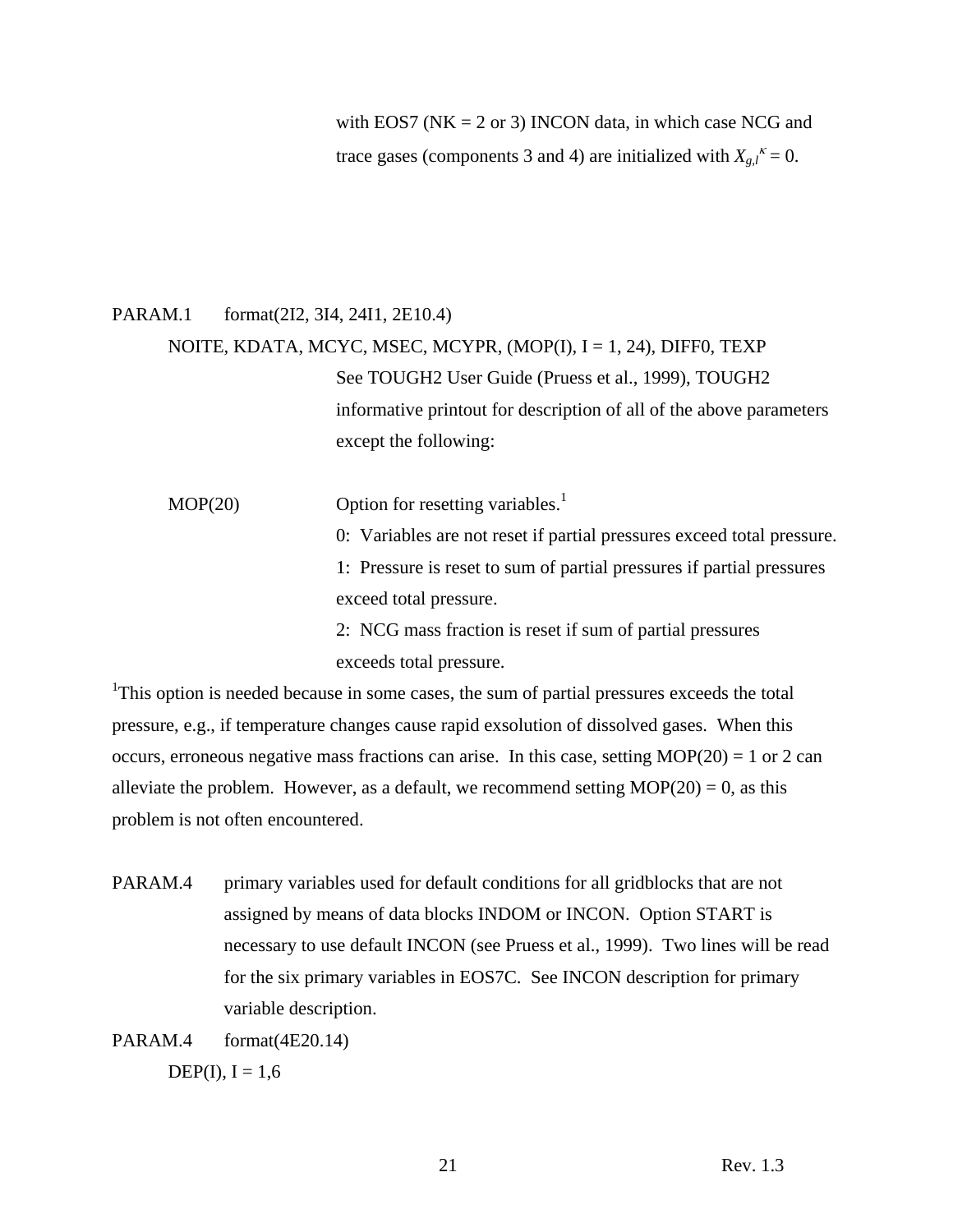with EOS7 (NK = 2 or 3) INCON data, in which case NCG and trace gases (components 3 and 4) are initialized with $X_{g,l}^{\kappa} = 0$.

PARAM.1 format(2I2, 3I4, 24I1, 2E10.4)

NOITE, KDATA, MCYC, MSEC, MCYPR, (MOP(I), I = 1, 24), DIFF0, TEXP

See TOUGH2 User Guide (Pruess et al., 1999), TOUGH2 informative printout for description of all of the above parameters except the following:

MOP(20) Option for resetting variables.[1]

0: Variables are not reset if partial pressures exceed total pressure.

1: Pressure is reset to sum of partial pressures if partial pressures exceed total pressure.

2: NCG mass fraction is reset if sum of partial pressures exceeds total pressure.

[1]This option is needed because in some cases, the sum of partial pressures exceeds the total pressure, e.g., if temperature changes cause rapid exsolution of dissolved gases. When this occurs, erroneous negative mass fractions can arise. In this case, setting MOP(20) = 1 or 2 can alleviate the problem. However, as a default, we recommend setting MOP(20) = 0, as this problem is not often encountered.

PARAM.4 primary variables used for default conditions for all gridblocks that are not assigned by means of data blocks INDOM or INCON. Option START is necessary to use default INCON (see Pruess et al., 1999). Two lines will be read for the six primary variables in EOS7C. See INCON description for primary variable description.

PARAM.4 format(4E20.14)

DEP(I), I = 1,6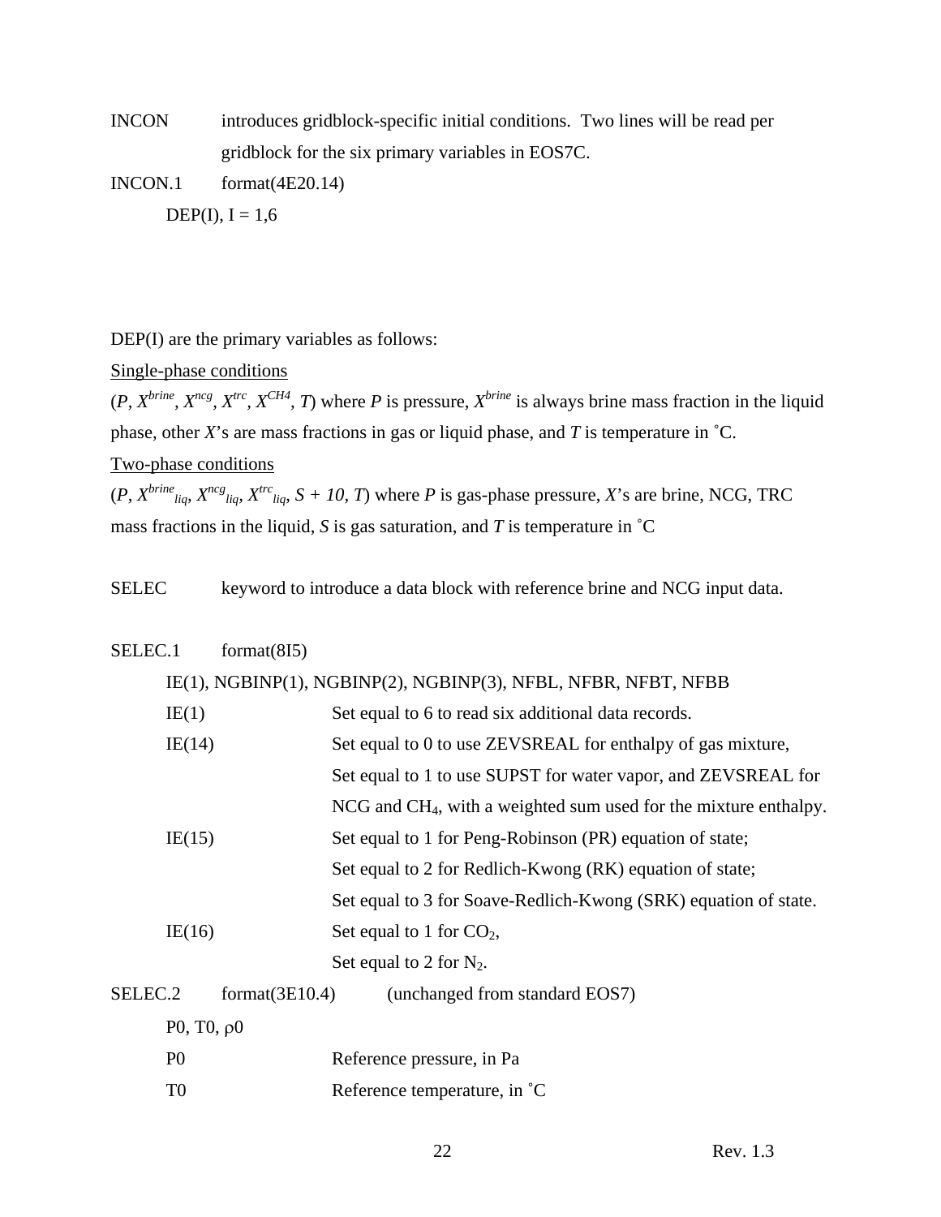INCON introduces gridblock-specific initial conditions. Two lines will be read per gridblock for the six primary variables in EOS7C.

INCON.1 format(4E20.14)

DEP(I), I = 1,6

DEP(I) are the primary variables as follows:

Single-phase conditions

($P$, $X^{brine}$, $X^{ncg}$, $X^{trc}$, $X^{CH4}$, $T$) where $P$ is pressure, $X^{brine}$ is always brine mass fraction in the liquid phase, other $X$'s are mass fractions in gas or liquid phase, and $T$ is temperature in ˚C.

Two-phase conditions

($P$, $X^{brine}_{liq}$, $X^{ncg}_{liq}$, $X^{trc}_{liq}$, $S + 10$, $T$) where $P$ is gas-phase pressure, $X$'s are brine, NCG, TRC mass fractions in the liquid, $S$ is gas saturation, and $T$ is temperature in ˚C

SELEC keyword to introduce a data block with reference brine and NCG input data.

SELEC.1 format(8I5)

IE(1), NGBINP(1), NGBINP(2), NGBINP(3), NFBL, NFBR, NFBT, NFBB

- IE(1) Set equal to 6 to read six additional data records.
- IE(14) Set equal to 0 to use ZEVSREAL for enthalpy of gas mixture,
  Set equal to 1 to use SUPST for water vapor, and ZEVSREAL for NCG and $CH_4$, with a weighted sum used for the mixture enthalpy.
- IE(15) Set equal to 1 for Peng-Robinson (PR) equation of state;
  Set equal to 2 for Redlich-Kwong (RK) equation of state;
  Set equal to 3 for Soave-Redlich-Kwong (SRK) equation of state.
- IE(16) Set equal to 1 for $CO_2$,
  Set equal to 2 for $N_2$.

SELEC.2 format(3E10.4) (unchanged from standard EOS7)

P0, T0, ρ0

- P0 Reference pressure, in Pa
- T0 Reference temperature, in ˚C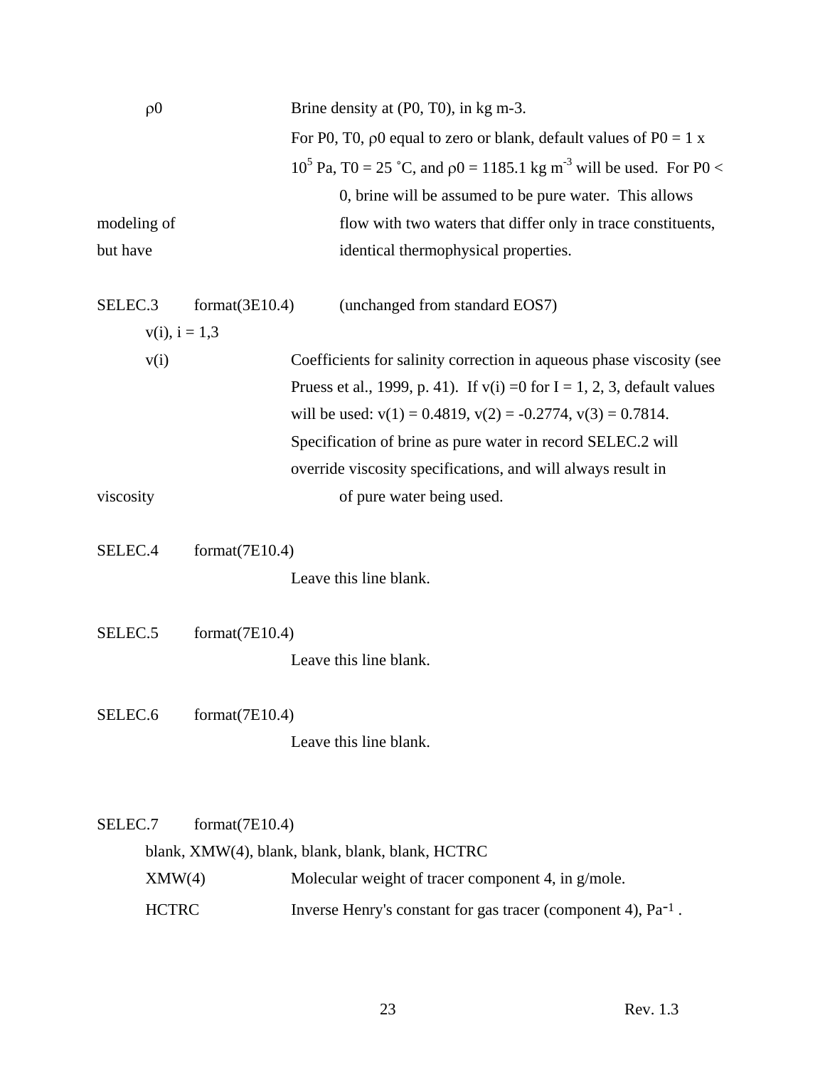$\rho 0$ Brine density at (P0, T0), in kg m-3.

For P0, T0, $\rho 0$ equal to zero or blank, default values of P0 = 1 x $10^5$ Pa, T0 = 25 ˚C, and $\rho 0$ = 1185.1 kg $m^{-3}$ will be used. For P0 < 0, brine will be assumed to be pure water. This allows modeling of flow with two waters that differ only in trace constituents, but have identical thermophysical properties.

SELEC.3 format(3E10.4) (unchanged from standard EOS7)

v(i), i = 1,3

v(i) Coefficients for salinity correction in aqueous phase viscosity (see Pruess et al., 1999, p. 41). If v(i) =0 for I = 1, 2, 3, default values will be used: v(1) = 0.4819, v(2) = -0.2774, v(3) = 0.7814. Specification of brine as pure water in record SELEC.2 will override viscosity specifications, and will always result in viscosity of pure water being used.

SELEC.4 format(7E10.4)

Leave this line blank.

SELEC.5 format(7E10.4)

Leave this line blank.

SELEC.6 format(7E10.4)

Leave this line blank.

SELEC.7 format(7E10.4)

blank, XMW(4), blank, blank, blank, blank, HCTRC

XMW(4) Molecular weight of tracer component 4, in g/mole.

HCTRC Inverse Henry's constant for gas tracer (component 4), $Pa^{-1}$ .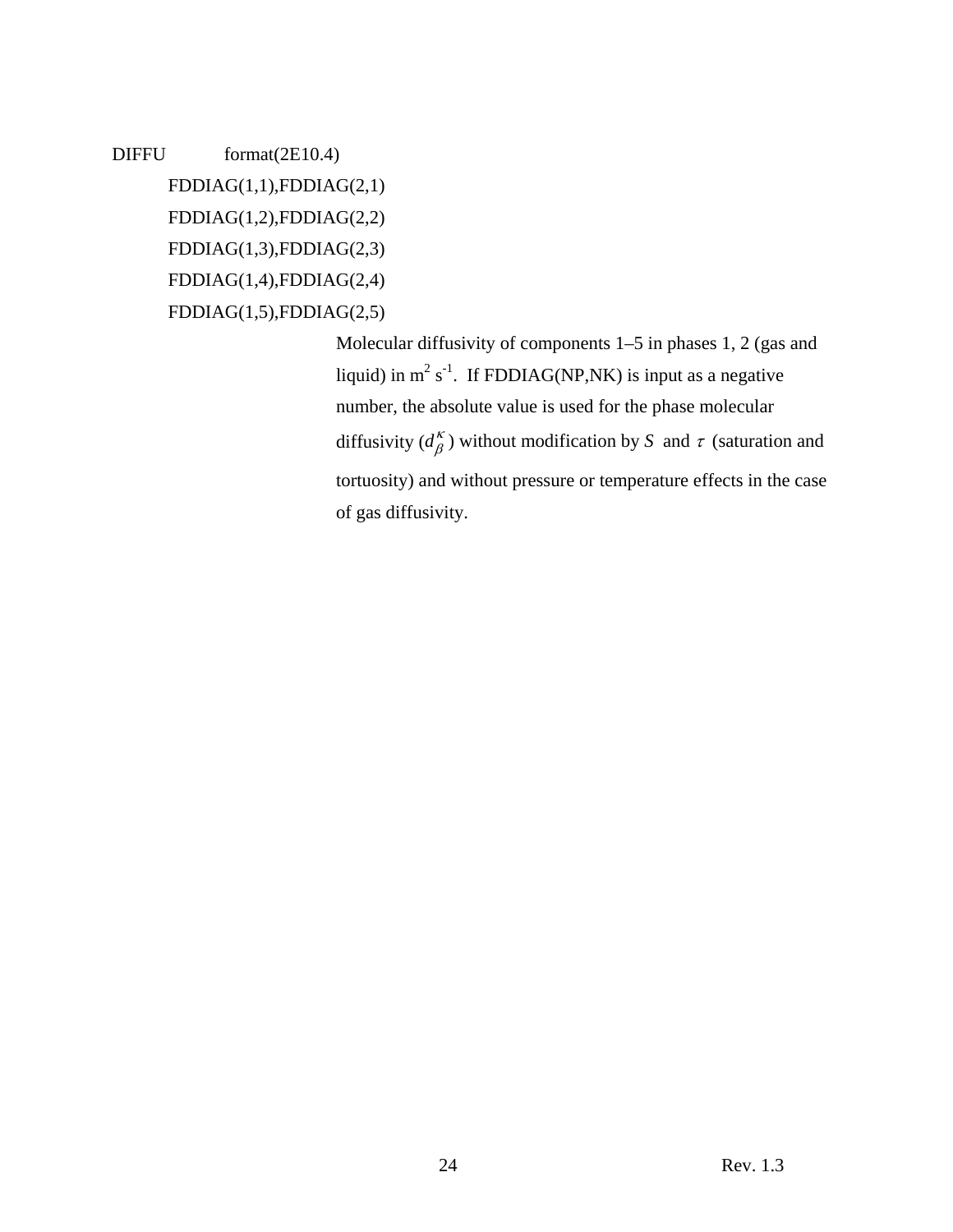DIFFU format(2E10.4)

FDDIAG(1,1),FDDIAG(2,1)
FDDIAG(1,2),FDDIAG(2,2)
FDDIAG(1,3),FDDIAG(2,3)
FDDIAG(1,4),FDDIAG(2,4)
FDDIAG(1,5),FDDIAG(2,5)

Molecular diffusivity of components 1–5 in phases 1, 2 (gas and liquid) in $m^2\ s^{-1}$. If FDDIAG(NP,NK) is input as a negative number, the absolute value is used for the phase molecular diffusivity ($d_\beta^\kappa$) without modification by $S$ and $\tau$ (saturation and tortuosity) and without pressure or temperature effects in the case of gas diffusivity.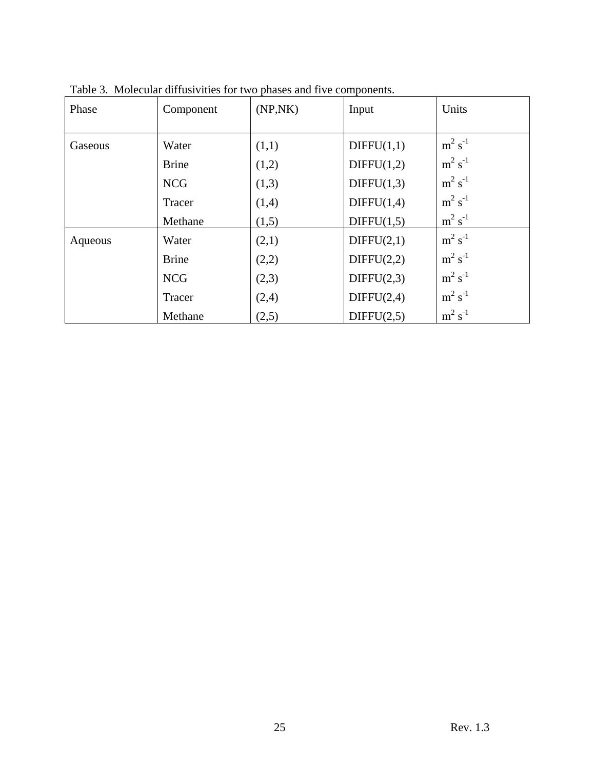Table 3.  Molecular diffusivities for two phases and five components.

| Phase | Component | (NP,NK) | Input | Units |
|---|---|---|---|---|
| Gaseous | Water | (1,1) | DIFFU(1,1) | $m^2\ s^{-1}$ |
| | Brine | (1,2) | DIFFU(1,2) | $m^2\ s^{-1}$ |
| | NCG | (1,3) | DIFFU(1,3) | $m^2\ s^{-1}$ |
| | Tracer | (1,4) | DIFFU(1,4) | $m^2\ s^{-1}$ |
| | Methane | (1,5) | DIFFU(1,5) | $m^2\ s^{-1}$ |
| Aqueous | Water | (2,1) | DIFFU(2,1) | $m^2\ s^{-1}$ |
| | Brine | (2,2) | DIFFU(2,2) | $m^2\ s^{-1}$ |
| | NCG | (2,3) | DIFFU(2,3) | $m^2\ s^{-1}$ |
| | Tracer | (2,4) | DIFFU(2,4) | $m^2\ s^{-1}$ |
| | Methane | (2,5) | DIFFU(2,5) | $m^2\ s^{-1}$ |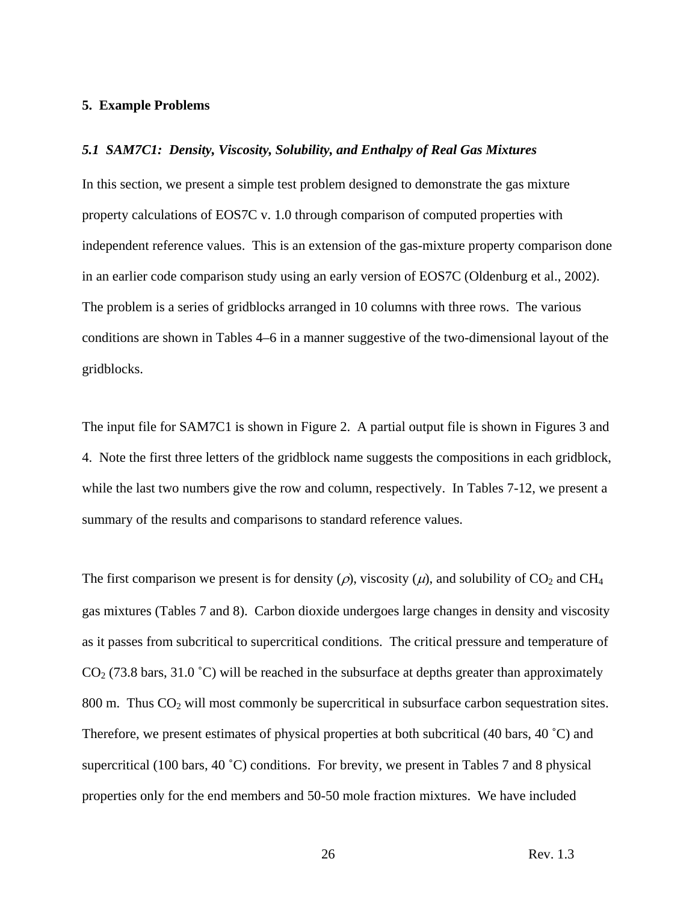## 5. Example Problems

### *5.1 SAM7C1: Density, Viscosity, Solubility, and Enthalpy of Real Gas Mixtures*

In this section, we present a simple test problem designed to demonstrate the gas mixture property calculations of EOS7C v. 1.0 through comparison of computed properties with independent reference values. This is an extension of the gas-mixture property comparison done in an earlier code comparison study using an early version of EOS7C (Oldenburg et al., 2002). The problem is a series of gridblocks arranged in 10 columns with three rows. The various conditions are shown in Tables 4–6 in a manner suggestive of the two-dimensional layout of the gridblocks.

The input file for SAM7C1 is shown in Figure 2. A partial output file is shown in Figures 3 and 4. Note the first three letters of the gridblock name suggests the compositions in each gridblock, while the last two numbers give the row and column, respectively. In Tables 7-12, we present a summary of the results and comparisons to standard reference values.

The first comparison we present is for density ($\rho$), viscosity ($\mu$), and solubility of $CO_2$ and $CH_4$ gas mixtures (Tables 7 and 8). Carbon dioxide undergoes large changes in density and viscosity as it passes from subcritical to supercritical conditions. The critical pressure and temperature of $CO_2$ (73.8 bars, 31.0 ˚C) will be reached in the subsurface at depths greater than approximately 800 m. Thus $CO_2$ will most commonly be supercritical in subsurface carbon sequestration sites. Therefore, we present estimates of physical properties at both subcritical (40 bars, 40 ˚C) and supercritical (100 bars, 40 ˚C) conditions. For brevity, we present in Tables 7 and 8 physical properties only for the end members and 50-50 mole fraction mixtures. We have included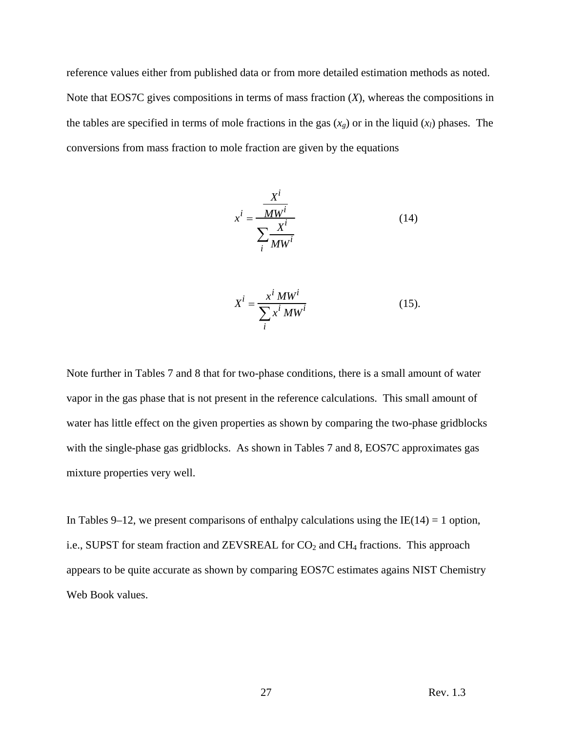reference values either from published data or from more detailed estimation methods as noted. Note that EOS7C gives compositions in terms of mass fraction (*X*), whereas the compositions in the tables are specified in terms of mole fractions in the gas ($x_g$) or in the liquid ($x_l$) phases. The conversions from mass fraction to mole fraction are given by the equations

$$x^i = \frac{\dfrac{X^i}{MW^i}}{\sum_i \dfrac{X^i}{MW^i}} \qquad (14)$$

$$X^i = \frac{x^i\, MW^i}{\sum_i x^i\, MW^i} \qquad (15).$$

Note further in Tables 7 and 8 that for two-phase conditions, there is a small amount of water vapor in the gas phase that is not present in the reference calculations. This small amount of water has little effect on the given properties as shown by comparing the two-phase gridblocks with the single-phase gas gridblocks. As shown in Tables 7 and 8, EOS7C approximates gas mixture properties very well.

In Tables 9–12, we present comparisons of enthalpy calculations using the IE(14) = 1 option, i.e., SUPST for steam fraction and ZEVSREAL for $CO_2$ and $CH_4$ fractions. This approach appears to be quite accurate as shown by comparing EOS7C estimates agains NIST Chemistry Web Book values.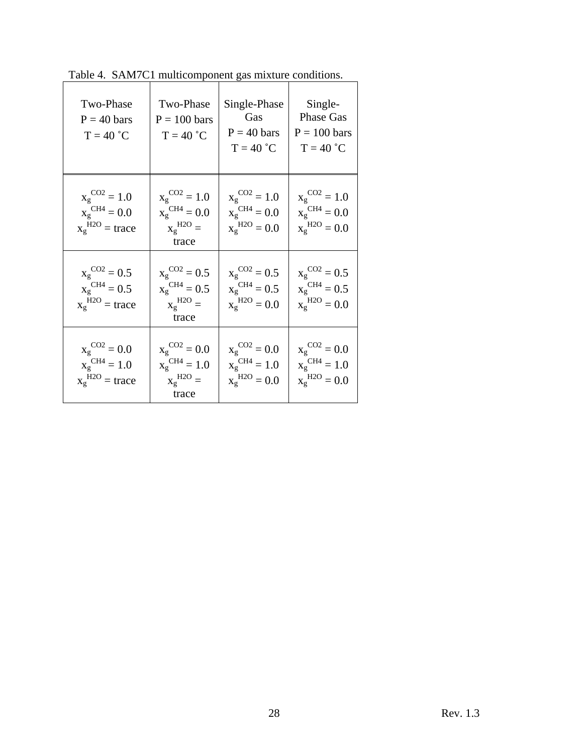Table 4. SAM7C1 multicomponent gas mixture conditions.

| Two-Phase P = 40 bars T = 40 ˚C | Two-Phase P = 100 bars T = 40 ˚C | Single-Phase Gas P = 40 bars T = 40 ˚C | Single-Phase Gas P = 100 bars T = 40 ˚C |
|---|---|---|---|
| $x_g^{CO2} = 1.0$ $x_g^{CH4} = 0.0$ $x_g^{H2O}$ = trace | $x_g^{CO2} = 1.0$ $x_g^{CH4} = 0.0$ $x_g^{H2O}$ = trace | $x_g^{CO2} = 1.0$ $x_g^{CH4} = 0.0$ $x_g^{H2O} = 0.0$ | $x_g^{CO2} = 1.0$ $x_g^{CH4} = 0.0$ $x_g^{H2O} = 0.0$ |
| $x_g^{CO2} = 0.5$ $x_g^{CH4} = 0.5$ $x_g^{H2O}$ = trace | $x_g^{CO2} = 0.5$ $x_g^{CH4} = 0.5$ $x_g^{H2O}$ = trace | $x_g^{CO2} = 0.5$ $x_g^{CH4} = 0.5$ $x_g^{H2O} = 0.0$ | $x_g^{CO2} = 0.5$ $x_g^{CH4} = 0.5$ $x_g^{H2O} = 0.0$ |
| $x_g^{CO2} = 0.0$ $x_g^{CH4} = 1.0$ $x_g^{H2O}$ = trace | $x_g^{CO2} = 0.0$ $x_g^{CH4} = 1.0$ $x_g^{H2O}$ = trace | $x_g^{CO2} = 0.0$ $x_g^{CH4} = 1.0$ $x_g^{H2O} = 0.0$ | $x_g^{CO2} = 0.0$ $x_g^{CH4} = 1.0$ $x_g^{H2O} = 0.0$ |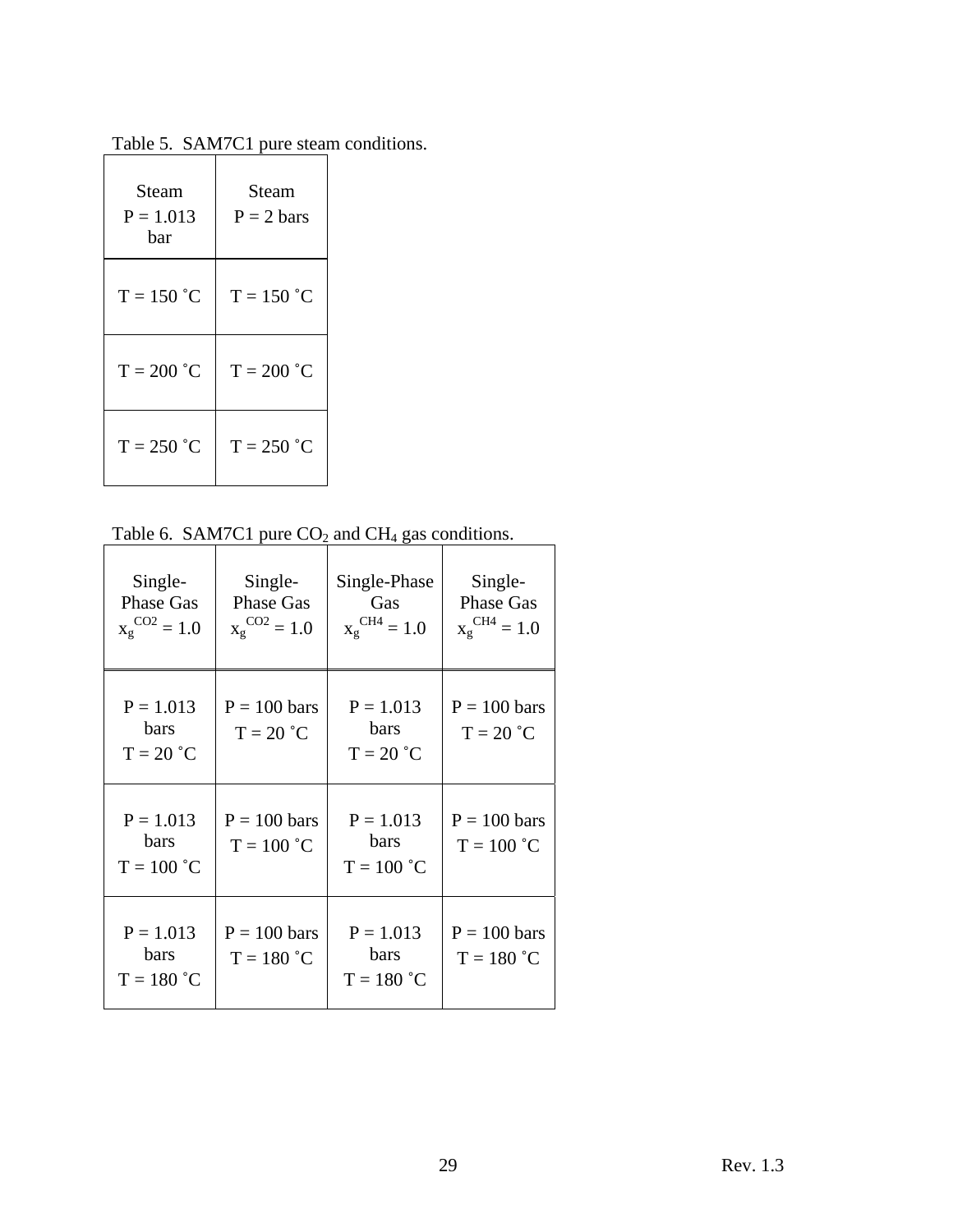Table 5. SAM7C1 pure steam conditions.

| Steam P = 1.013 bar | Steam P = 2 bars |
|---|---|
| T = 150 ˚C | T = 150 ˚C |
| T = 200 ˚C | T = 200 ˚C |
| T = 250 ˚C | T = 250 ˚C |

Table 6. SAM7C1 pure $CO_2$ and $CH_4$ gas conditions.

| Single-Phase Gas $x_g^{CO2} = 1.0$ | Single-Phase Gas $x_g^{CO2} = 1.0$ | Single-Phase Gas $x_g^{CH4} = 1.0$ | Single-Phase Gas $x_g^{CH4} = 1.0$ |
|---|---|---|---|
| P = 1.013 bars T = 20 ˚C | P = 100 bars T = 20 ˚C | P = 1.013 bars T = 20 ˚C | P = 100 bars T = 20 ˚C |
| P = 1.013 bars T = 100 ˚C | P = 100 bars T = 100 ˚C | P = 1.013 bars T = 100 ˚C | P = 100 bars T = 100 ˚C |
| P = 1.013 bars T = 180 ˚C | P = 100 bars T = 180 ˚C | P = 1.013 bars T = 180 ˚C | P = 100 bars T = 180 ˚C |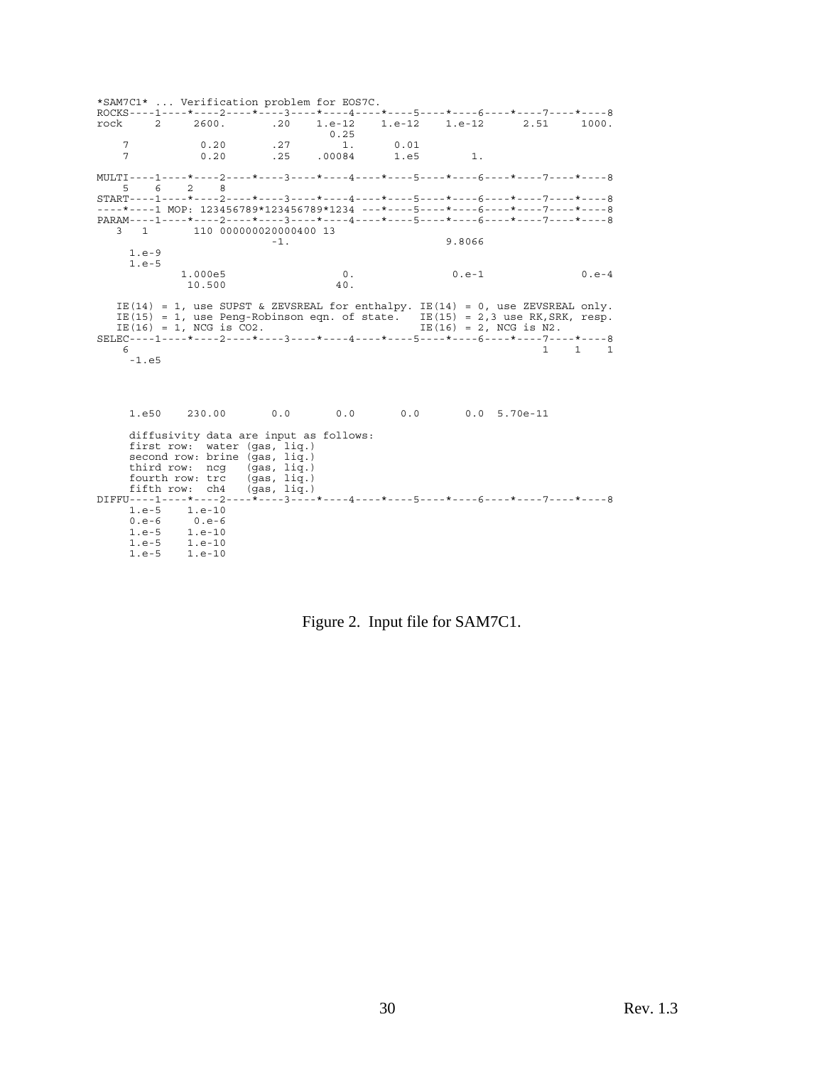```
*SAM7C1* ... Verification problem for EOS7C.
ROCKS----1----*----2----*----3----*----4----*----5----*----6----*----7----*----8
rock     2     2600.       .20    1.e-12    1.e-12    1.e-12      2.51     1000.
                                    0.25
    7           0.20       .27        1.      0.01
    7           0.20       .25    .00084      1.e5        1.

MULTI----1----*----2----*----3----*----4----*----5----*----6----*----7----*----8
    5    6    2    8
START----1----*----2----*----3----*----4----*----5----*----6----*----7----*----8
----*----1 MOP: 123456789*123456789*1234 ---*----5----*----6----*----7----*----8
PARAM----1----*----2----*----3----*----4----*----5----*----6----*----7----*----8
   3   1       110 000000020000400 13
                         -1.                               9.8066
     1.e-9
     1.e-5
           1.000e5                  0.               0.e-1               0.e-4
            10.500                 40.

   IE(14) = 1, use SUPST & ZEVSREAL for enthalpy. IE(14) = 0, use ZEVSREAL only.
   IE(15) = 1, use Peng-Robinson eqn. of state.   IE(15) = 2,3 use RK,SRK, resp.
   IE(16) = 1, NCG is CO2.                        IE(16) = 2, NCG is N2.
SELEC----1----*----2----*----3----*----4----*----5----*----6----*----7----*----8
    6                                                                1    1    1
     -1.e5




     1.e50    230.00       0.0       0.0       0.0       0.0  5.70e-11

     diffusivity data are input as follows:
     first row:  water (gas, liq.)
     second row: brine (gas, liq.)
     third row:  ncg   (gas, liq.)
     fourth row: trc   (gas, liq.)
     fifth row:  ch4   (gas, liq.)
DIFFU----1----*----2----*----3----*----4----*----5----*----6----*----7----*----8
     1.e-5    1.e-10
     0.e-6     0.e-6
     1.e-5    1.e-10
     1.e-5    1.e-10
     1.e-5    1.e-10
```

Figure 2. Input file for SAM7C1.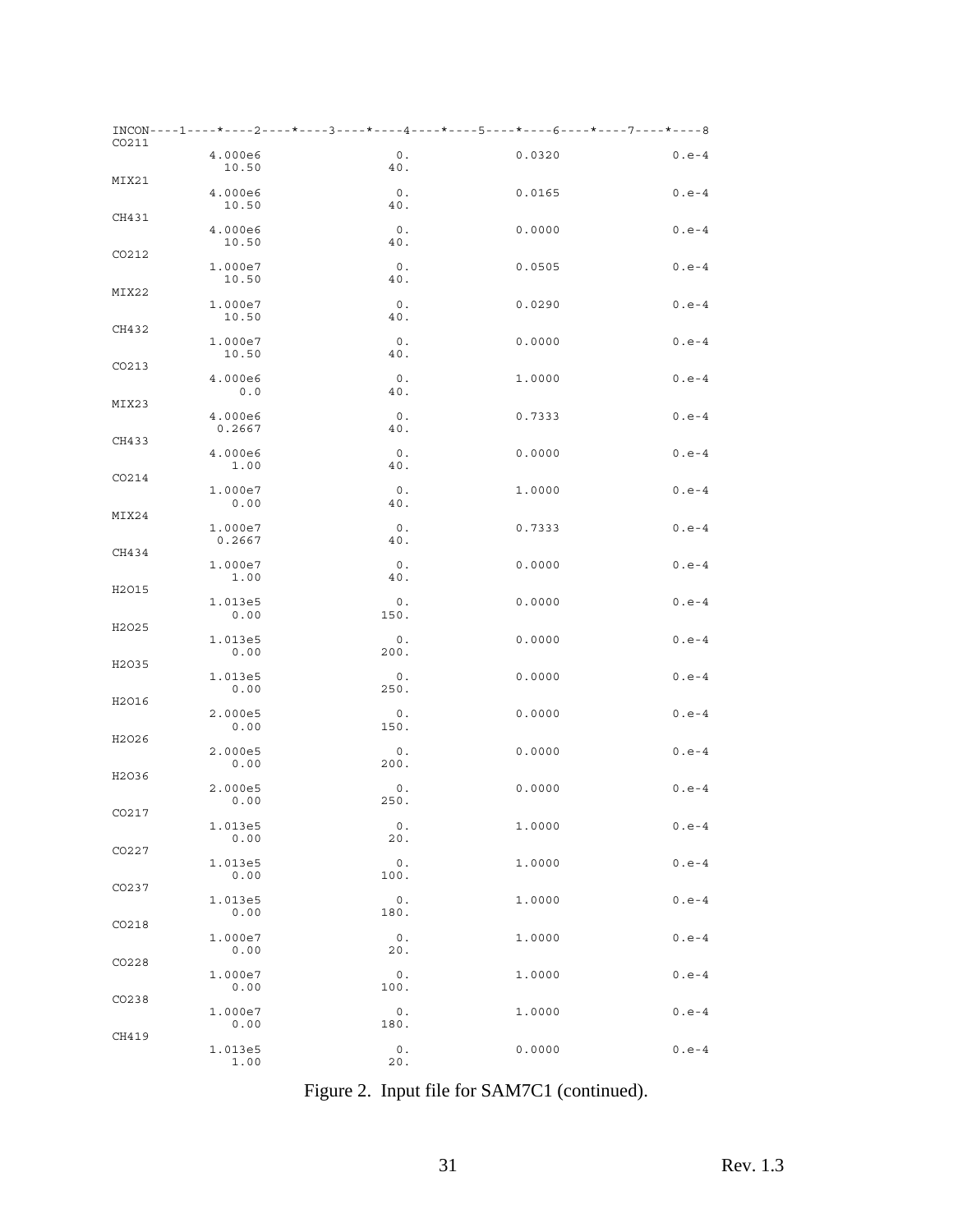```
INCON----1----*----2----*----3----*----4----*----5----*----6----*----7----*----8
CO211
           4.000e6              0.              0.0320              0.e-4
             10.50             40.
MIX21
           4.000e6              0.              0.0165              0.e-4
             10.50             40.
CH431
           4.000e6              0.              0.0000              0.e-4
             10.50             40.
CO212
           1.000e7              0.              0.0505              0.e-4
             10.50             40.
MIX22
           1.000e7              0.              0.0290              0.e-4
             10.50             40.
CH432
           1.000e7              0.              0.0000              0.e-4
             10.50             40.
CO213
           4.000e6              0.              1.0000              0.e-4
               0.0             40.
MIX23
           4.000e6              0.              0.7333              0.e-4
            0.2667             40.
CH433
           4.000e6              0.              0.0000              0.e-4
              1.00             40.
CO214
           1.000e7              0.              1.0000              0.e-4
              0.00             40.
MIX24
           1.000e7              0.              0.7333              0.e-4
            0.2667             40.
CH434
           1.000e7              0.              0.0000              0.e-4
              1.00             40.
H2O15
           1.013e5              0.              0.0000              0.e-4
              0.00            150.
H2O25
           1.013e5              0.              0.0000              0.e-4
              0.00            200.
H2O35
           1.013e5              0.              0.0000              0.e-4
              0.00            250.
H2O16
           2.000e5              0.              0.0000              0.e-4
              0.00            150.
H2O26
           2.000e5              0.              0.0000              0.e-4
              0.00            200.
H2O36
           2.000e5              0.              0.0000              0.e-4
              0.00            250.
CO217
           1.013e5              0.              1.0000              0.e-4
              0.00             20.
CO227
           1.013e5              0.              1.0000              0.e-4
              0.00            100.
CO237
           1.013e5              0.              1.0000              0.e-4
              0.00            180.
CO218
           1.000e7              0.              1.0000              0.e-4
              0.00             20.
CO228
           1.000e7              0.              1.0000              0.e-4
              0.00            100.
CO238
           1.000e7              0.              1.0000              0.e-4
              0.00            180.
CH419
           1.013e5              0.              0.0000              0.e-4
              1.00             20.
```

Figure 2. Input file for SAM7C1 (continued).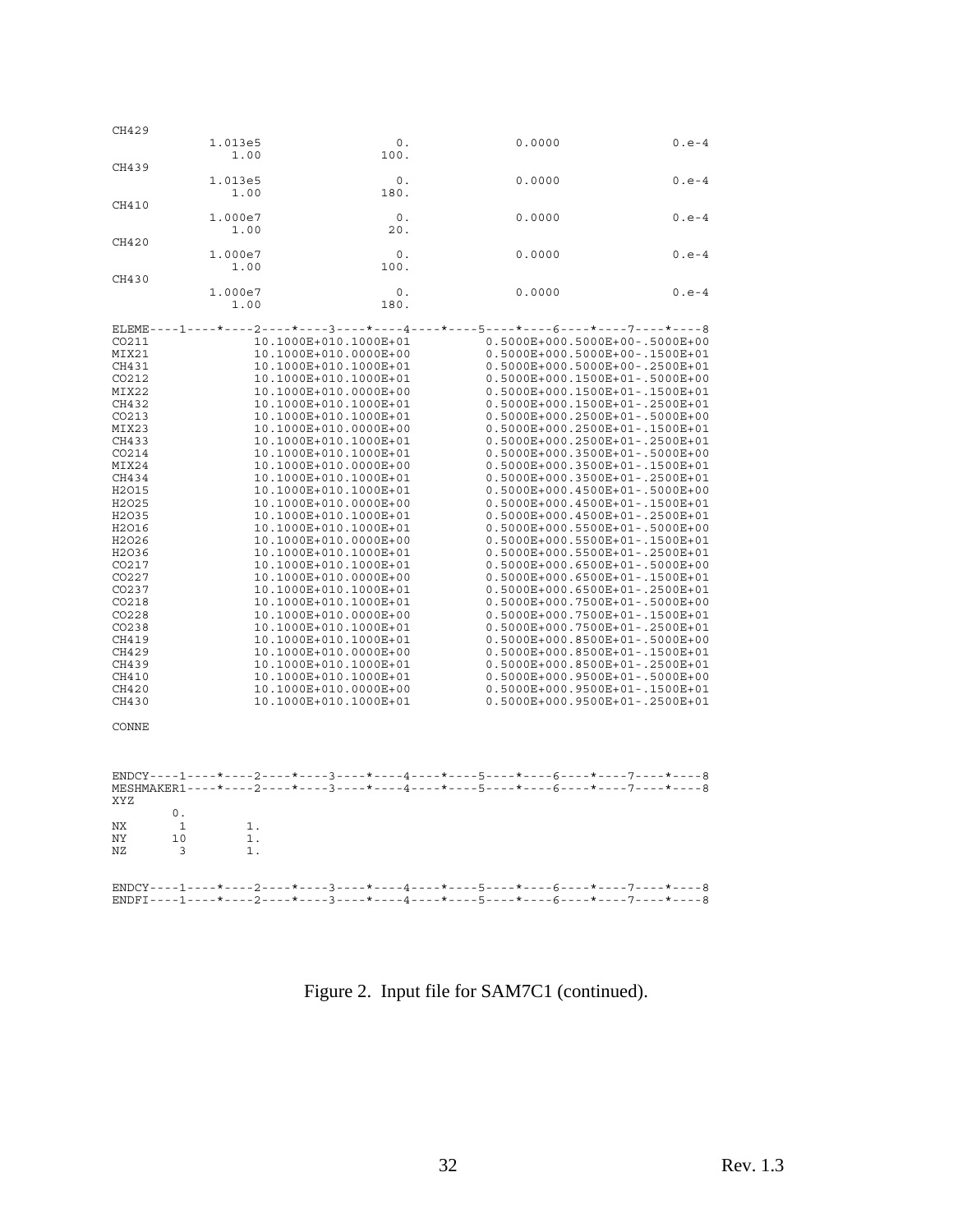```
CH429
          1.013e5              0.              0.0000              0.e-4
             1.00            100.
CH439
          1.013e5              0.              0.0000              0.e-4
             1.00            180.
CH410
          1.000e7              0.              0.0000              0.e-4
             1.00             20.
CH420
          1.000e7              0.              0.0000              0.e-4
             1.00            100.
CH430
          1.000e7              0.              0.0000              0.e-4
             1.00            180.

ELEME----1----*----2----*----3----*----4----*----5----*----6----*----7----*----8
CO211              10.1000E+010.1000E+01          0.5000E+000.5000E+00-.5000E+00
MIX21              10.1000E+010.0000E+00          0.5000E+000.5000E+00-.1500E+01
CH431              10.1000E+010.1000E+01          0.5000E+000.5000E+00-.2500E+01
CO212              10.1000E+010.1000E+01          0.5000E+000.1500E+01-.5000E+00
MIX22              10.1000E+010.0000E+00          0.5000E+000.1500E+01-.1500E+01
CH432              10.1000E+010.1000E+01          0.5000E+000.1500E+01-.2500E+01
CO213              10.1000E+010.1000E+01          0.5000E+000.2500E+01-.5000E+00
MIX23              10.1000E+010.0000E+00          0.5000E+000.2500E+01-.1500E+01
CH433              10.1000E+010.1000E+01          0.5000E+000.2500E+01-.2500E+01
CO214              10.1000E+010.1000E+01          0.5000E+000.3500E+01-.5000E+00
MIX24              10.1000E+010.0000E+00          0.5000E+000.3500E+01-.1500E+01
CH434              10.1000E+010.1000E+01          0.5000E+000.3500E+01-.2500E+01
H2O15              10.1000E+010.1000E+01          0.5000E+000.4500E+01-.5000E+00
H2O25              10.1000E+010.0000E+00          0.5000E+000.4500E+01-.1500E+01
H2O35              10.1000E+010.1000E+01          0.5000E+000.4500E+01-.2500E+01
H2O16              10.1000E+010.1000E+01          0.5000E+000.5500E+01-.5000E+00
H2O26              10.1000E+010.0000E+00          0.5000E+000.5500E+01-.1500E+01
H2O36              10.1000E+010.1000E+01          0.5000E+000.5500E+01-.2500E+01
CO217              10.1000E+010.1000E+01          0.5000E+000.6500E+01-.5000E+00
CO227              10.1000E+010.0000E+00          0.5000E+000.6500E+01-.1500E+01
CO237              10.1000E+010.1000E+01          0.5000E+000.6500E+01-.2500E+01
CO218              10.1000E+010.1000E+01          0.5000E+000.7500E+01-.5000E+00
CO228              10.1000E+010.0000E+00          0.5000E+000.7500E+01-.1500E+01
CO238              10.1000E+010.1000E+01          0.5000E+000.7500E+01-.2500E+01
CH419              10.1000E+010.1000E+01          0.5000E+000.8500E+01-.5000E+00
CH429              10.1000E+010.0000E+00          0.5000E+000.8500E+01-.1500E+01
CH439              10.1000E+010.1000E+01          0.5000E+000.8500E+01-.2500E+01
CH410              10.1000E+010.1000E+01          0.5000E+000.9500E+01-.5000E+00
CH420              10.1000E+010.0000E+00          0.5000E+000.9500E+01-.1500E+01
CH430              10.1000E+010.1000E+01          0.5000E+000.9500E+01-.2500E+01

CONNE


ENDCY----1----*----2----*----3----*----4----*----5----*----6----*----7----*----8
MESHMAKER1----*----2----*----3----*----4----*----5----*----6----*----7----*----8
XYZ
        0.
NX       1        1.
NY      10        1.
NZ       3        1.


ENDCY----1----*----2----*----3----*----4----*----5----*----6----*----7----*----8
ENDFI----1----*----2----*----3----*----4----*----5----*----6----*----7----*----8
```

Figure 2. Input file for SAM7C1 (continued).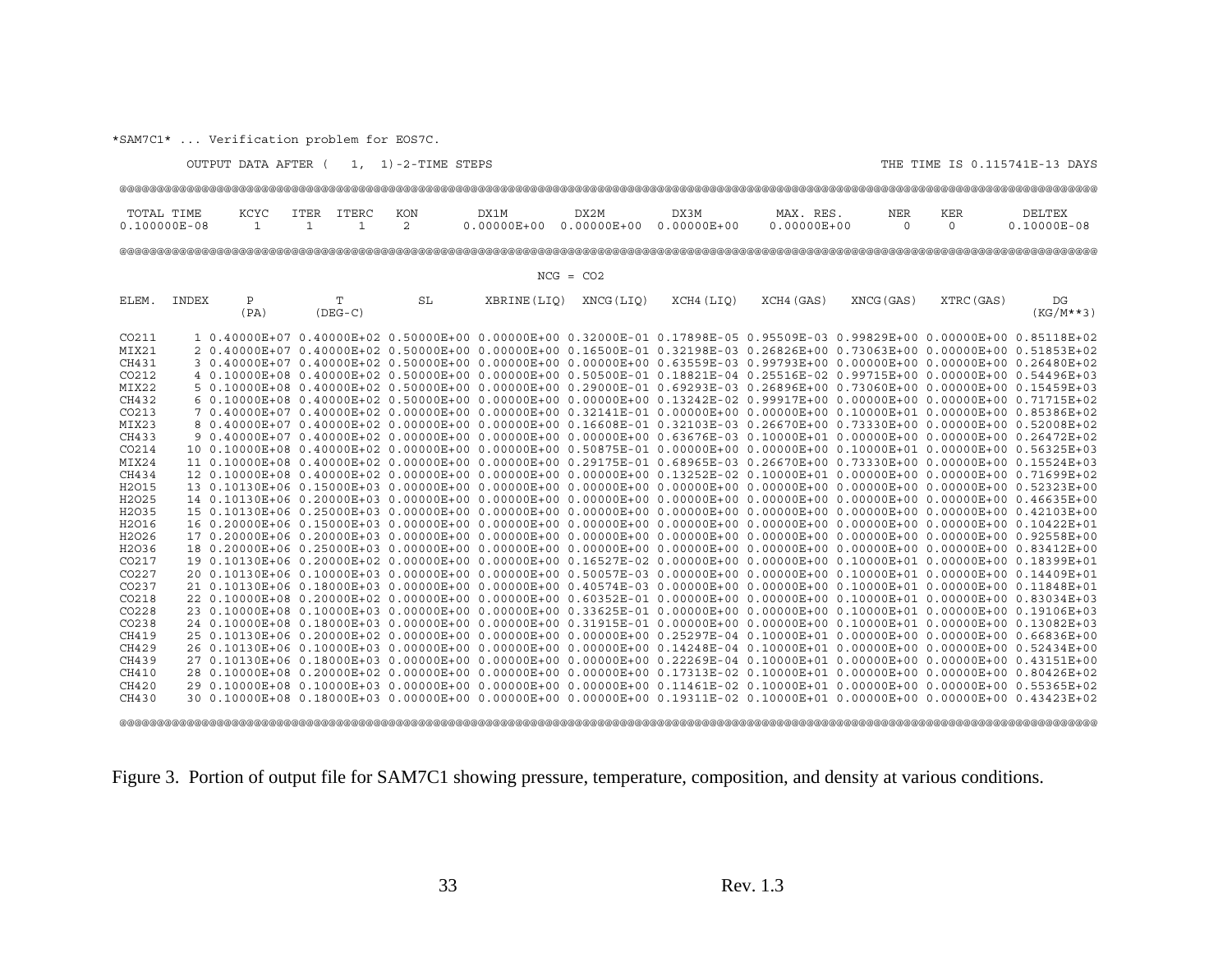```
*SAM7C1* ... Verification problem for EOS7C.

         OUTPUT DATA AFTER (    1,  1)-2-TIME STEPS                                                                              THE TIME IS 0.115741E-13 DAYS

 @@@@@@@@@@@@@@@@@@@@@@@@@@@@@@@@@@@@@@@@@@@@@@@@@@@@@@@@@@@@@@@@@@@@@@@@@@@@@@@@@@@@@@@@@@@@@@@@@@@@@@@@@@@@@@@@@@@@@@@@@@@@@@@@@@@@@@@@@@@@@@@@@@@

  TOTAL TIME     KCYC   ITER  ITERC    KON        DX1M         DX2M         DX3M          MAX. RES.        NER     KER         DELTEX
  0.100000E-08     1      1      1      2      0.00000E+00  0.00000E+00  0.00000E+00    0.00000E+00        0       0        0.10000E-08

 @@@@@@@@@@@@@@@@@@@@@@@@@@@@@@@@@@@@@@@@@@@@@@@@@@@@@@@@@@@@@@@@@@@@@@@@@@@@@@@@@@@@@@@@@@@@@@@@@@@@@@@@@@@@@@@@@@@@@@@@@@@@@@@@@@@@@@@@@@@@@@@@@@@@

                                                                       NCG = CO2

 ELEM.  INDEX     P             T            SL         XBRINE(LIQ)  XNCG(LIQ)    XCH4(LIQ)    XCH4(GAS)    XNCG(GAS)    XTRC(GAS)        DG
                 (PA)        (DEG-C)                                                                                                    (KG/M**3)

 CO211      1 0.40000E+07 0.40000E+02 0.50000E+00 0.00000E+00 0.32000E-01 0.17898E-05 0.95509E-03 0.99829E+00 0.00000E+00 0.85118E+02
 MIX21      2 0.40000E+07 0.40000E+02 0.50000E+00 0.00000E+00 0.16500E-01 0.32198E-03 0.26826E+00 0.73063E+00 0.00000E+00 0.51853E+02
 CH431      3 0.40000E+07 0.40000E+02 0.50000E+00 0.00000E+00 0.00000E+00 0.63559E-03 0.99793E+00 0.00000E+00 0.00000E+00 0.26480E+02
 CO212      4 0.10000E+08 0.40000E+02 0.50000E+00 0.00000E+00 0.50500E-01 0.18821E-04 0.25516E-02 0.99715E+00 0.00000E+00 0.54496E+03
 MIX22      5 0.10000E+08 0.40000E+02 0.50000E+00 0.00000E+00 0.29000E-01 0.69293E-03 0.26896E+00 0.73060E+00 0.00000E+00 0.15459E+03
 CH432      6 0.10000E+08 0.40000E+02 0.50000E+00 0.00000E+00 0.00000E+00 0.13242E-02 0.99917E+00 0.00000E+00 0.00000E+00 0.71715E+02
 CO213      7 0.40000E+07 0.40000E+02 0.00000E+00 0.00000E+00 0.32141E-01 0.00000E+00 0.00000E+00 0.10000E+01 0.00000E+00 0.85386E+02
 MIX23      8 0.40000E+07 0.40000E+02 0.00000E+00 0.00000E+00 0.16608E-01 0.32103E-03 0.26670E+00 0.73330E+00 0.00000E+00 0.52008E+02
 CH433      9 0.40000E+07 0.40000E+02 0.00000E+00 0.00000E+00 0.00000E+00 0.63676E-03 0.10000E+01 0.00000E+00 0.00000E+00 0.26472E+02
 CO214     10 0.10000E+08 0.40000E+02 0.00000E+00 0.00000E+00 0.50875E-01 0.00000E+00 0.00000E+00 0.10000E+01 0.00000E+00 0.56325E+03
 MIX24     11 0.10000E+08 0.40000E+02 0.00000E+00 0.00000E+00 0.29175E-01 0.68965E-03 0.26670E+00 0.73330E+00 0.00000E+00 0.15524E+03
 CH434     12 0.10000E+08 0.40000E+02 0.00000E+00 0.00000E+00 0.00000E+00 0.13252E-02 0.10000E+01 0.00000E+00 0.00000E+00 0.71699E+02
 H2O15     13 0.10130E+06 0.15000E+03 0.00000E+00 0.00000E+00 0.00000E+00 0.00000E+00 0.00000E+00 0.00000E+00 0.00000E+00 0.52323E+00
 H2O25     14 0.10130E+06 0.20000E+03 0.00000E+00 0.00000E+00 0.00000E+00 0.00000E+00 0.00000E+00 0.00000E+00 0.00000E+00 0.46635E+00
 H2O35     15 0.10130E+06 0.25000E+03 0.00000E+00 0.00000E+00 0.00000E+00 0.00000E+00 0.00000E+00 0.00000E+00 0.00000E+00 0.42103E+00
 H2O16     16 0.20000E+06 0.15000E+03 0.00000E+00 0.00000E+00 0.00000E+00 0.00000E+00 0.00000E+00 0.00000E+00 0.00000E+00 0.10422E+01
 H2O26     17 0.20000E+06 0.20000E+03 0.00000E+00 0.00000E+00 0.00000E+00 0.00000E+00 0.00000E+00 0.00000E+00 0.00000E+00 0.92558E+00
 H2O36     18 0.20000E+06 0.25000E+03 0.00000E+00 0.00000E+00 0.00000E+00 0.00000E+00 0.00000E+00 0.00000E+00 0.00000E+00 0.83412E+00
 CO217     19 0.10130E+06 0.20000E+02 0.00000E+00 0.00000E+00 0.16527E-02 0.00000E+00 0.00000E+00 0.10000E+01 0.00000E+00 0.18399E+01
 CO227     20 0.10130E+06 0.10000E+03 0.00000E+00 0.00000E+00 0.50057E-03 0.00000E+00 0.00000E+00 0.10000E+01 0.00000E+00 0.14409E+01
 CO237     21 0.10130E+06 0.18000E+03 0.00000E+00 0.00000E+00 0.40574E-03 0.00000E+00 0.00000E+00 0.10000E+01 0.00000E+00 0.11848E+01
 CO218     22 0.10000E+08 0.20000E+02 0.00000E+00 0.00000E+00 0.60352E-01 0.00000E+00 0.00000E+00 0.10000E+01 0.00000E+00 0.83034E+03
 CO228     23 0.10000E+08 0.10000E+03 0.00000E+00 0.00000E+00 0.33625E-01 0.00000E+00 0.00000E+00 0.10000E+01 0.00000E+00 0.19106E+03
 CO238     24 0.10000E+08 0.18000E+03 0.00000E+00 0.00000E+00 0.31915E-01 0.00000E+00 0.00000E+00 0.10000E+01 0.00000E+00 0.13082E+03
 CH419     25 0.10130E+06 0.20000E+02 0.00000E+00 0.00000E+00 0.00000E+00 0.25297E-04 0.10000E+01 0.00000E+00 0.00000E+00 0.66836E+00
 CH429     26 0.10130E+06 0.10000E+03 0.00000E+00 0.00000E+00 0.00000E+00 0.14248E-04 0.10000E+01 0.00000E+00 0.00000E+00 0.52434E+00
 CH439     27 0.10130E+06 0.18000E+03 0.00000E+00 0.00000E+00 0.00000E+00 0.22269E-04 0.10000E+01 0.00000E+00 0.00000E+00 0.43151E+00
 CH410     28 0.10000E+08 0.20000E+02 0.00000E+00 0.00000E+00 0.00000E+00 0.17313E-02 0.10000E+01 0.00000E+00 0.00000E+00 0.80426E+02
 CH420     29 0.10000E+08 0.10000E+03 0.00000E+00 0.00000E+00 0.00000E+00 0.11461E-02 0.10000E+01 0.00000E+00 0.00000E+00 0.55365E+02
 CH430     30 0.10000E+08 0.18000E+03 0.00000E+00 0.00000E+00 0.00000E+00 0.19311E-02 0.10000E+01 0.00000E+00 0.00000E+00 0.43423E+02

 @@@@@@@@@@@@@@@@@@@@@@@@@@@@@@@@@@@@@@@@@@@@@@@@@@@@@@@@@@@@@@@@@@@@@@@@@@@@@@@@@@@@@@@@@@@@@@@@@@@@@@@@@@@@@@@@@@@@@@@@@@@@@@@@@@@@@@@@@@@@@@@@@@@@
```

Figure 3. Portion of output file for SAM7C1 showing pressure, temperature, composition, and density at various conditions.

Rev. 1.3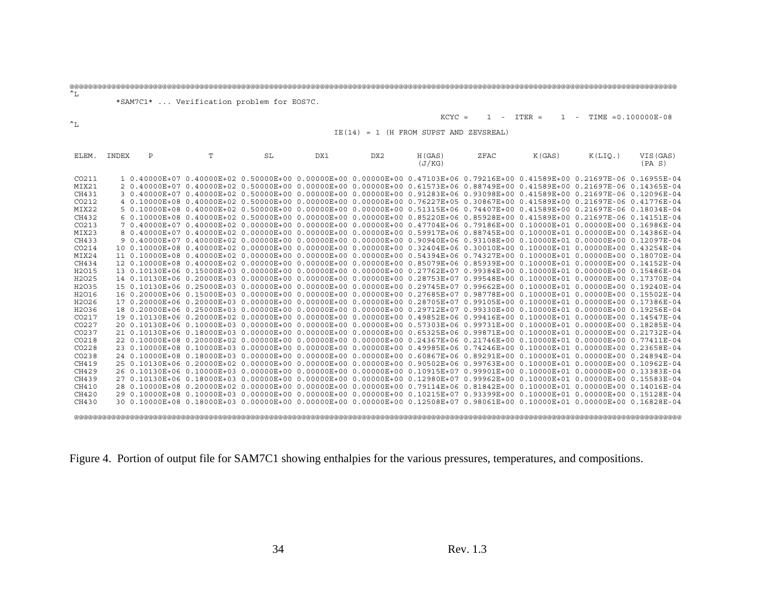```
@@@@@@@@@@@@@@@@@@@@@@@@@@@@@@@@@@@@@@@@@@@@@@@@@@@@@@@@@@@@@@@@@@@@@@@@@@@@@@@@@@@@@@@@@@@@@@@@@@@@@@@@@@@@@@@@@@@@@@@@@@@@@@@@@@@@@@@@@@@@
^L
        *SAM7C1* ... Verification problem for EOS7C.

                                                                              KCYC =    1  -  ITER =    1  -  TIME =0.100000E-08
^L
                                                        IE(14) = 1 (H FROM SUPST AND ZEVSREAL)


 ELEM.  INDEX     P             T            SL           DX1          DX2        H(GAS)       ZFAC        K(GAS)      K(LIQ.)      VIS(GAS)
                                                                                  (J/KG)                                             (PA S)

 CO211      1 0.40000E+07 0.40000E+02 0.50000E+00 0.00000E+00 0.00000E+00 0.47103E+06 0.79216E+00 0.41589E+00 0.21697E-06 0.16955E-04
 MIX21      2 0.40000E+07 0.40000E+02 0.50000E+00 0.00000E+00 0.00000E+00 0.61573E+06 0.88749E+00 0.41589E+00 0.21697E-06 0.14365E-04
 CH431      3 0.40000E+07 0.40000E+02 0.50000E+00 0.00000E+00 0.00000E+00 0.91283E+06 0.93098E+00 0.41589E+00 0.21697E-06 0.12096E-04
 CO212      4 0.10000E+08 0.40000E+02 0.50000E+00 0.00000E+00 0.00000E+00 0.76227E+05 0.30867E+00 0.41589E+00 0.21697E-06 0.41776E-04
 MIX22      5 0.10000E+08 0.40000E+02 0.50000E+00 0.00000E+00 0.00000E+00 0.51315E+06 0.74407E+00 0.41589E+00 0.21697E-06 0.18034E-04
 CH432      6 0.10000E+08 0.40000E+02 0.50000E+00 0.00000E+00 0.00000E+00 0.85220E+06 0.85928E+00 0.41589E+00 0.21697E-06 0.14151E-04
 CO213      7 0.40000E+07 0.40000E+02 0.00000E+00 0.00000E+00 0.00000E+00 0.47704E+06 0.79186E+00 0.10000E+01 0.00000E+00 0.16986E-04
 MIX23      8 0.40000E+07 0.40000E+02 0.00000E+00 0.00000E+00 0.00000E+00 0.59917E+06 0.88745E+00 0.10000E+01 0.00000E+00 0.14386E-04
 CH433      9 0.40000E+07 0.40000E+02 0.00000E+00 0.00000E+00 0.00000E+00 0.90940E+06 0.93108E+00 0.10000E+01 0.00000E+00 0.12097E-04
 CO214     10 0.10000E+08 0.40000E+02 0.00000E+00 0.00000E+00 0.00000E+00 0.32404E+06 0.30010E+00 0.10000E+01 0.00000E+00 0.43254E-04
 MIX24     11 0.10000E+08 0.40000E+02 0.00000E+00 0.00000E+00 0.00000E+00 0.54394E+06 0.74327E+00 0.10000E+01 0.00000E+00 0.18070E-04
 CH434     12 0.10000E+08 0.40000E+02 0.00000E+00 0.00000E+00 0.00000E+00 0.85079E+06 0.85939E+00 0.10000E+01 0.00000E+00 0.14152E-04
 H2O15     13 0.10130E+06 0.15000E+03 0.00000E+00 0.00000E+00 0.00000E+00 0.27762E+07 0.99384E+00 0.10000E+01 0.00000E+00 0.15486E-04
 H2O25     14 0.10130E+06 0.20000E+03 0.00000E+00 0.00000E+00 0.00000E+00 0.28753E+07 0.99548E+00 0.10000E+01 0.00000E+00 0.17370E-04
 H2O35     15 0.10130E+06 0.25000E+03 0.00000E+00 0.00000E+00 0.00000E+00 0.29745E+07 0.99662E+00 0.10000E+01 0.00000E+00 0.19240E-04
 H2O16     16 0.20000E+06 0.15000E+03 0.00000E+00 0.00000E+00 0.00000E+00 0.27685E+07 0.98778E+00 0.10000E+01 0.00000E+00 0.15502E-04
 H2O26     17 0.20000E+06 0.20000E+03 0.00000E+00 0.00000E+00 0.00000E+00 0.28705E+07 0.99105E+00 0.10000E+01 0.00000E+00 0.17386E-04
 H2O36     18 0.20000E+06 0.25000E+03 0.00000E+00 0.00000E+00 0.00000E+00 0.29712E+07 0.99330E+00 0.10000E+01 0.00000E+00 0.19256E-04
 CO217     19 0.10130E+06 0.20000E+02 0.00000E+00 0.00000E+00 0.00000E+00 0.49852E+06 0.99416E+00 0.10000E+01 0.00000E+00 0.14547E-04
 CO227     20 0.10130E+06 0.10000E+03 0.00000E+00 0.00000E+00 0.00000E+00 0.57303E+06 0.99731E+00 0.10000E+01 0.00000E+00 0.18285E-04
 CO237     21 0.10130E+06 0.18000E+03 0.00000E+00 0.00000E+00 0.00000E+00 0.65325E+06 0.99871E+00 0.10000E+01 0.00000E+00 0.21732E-04
 CO218     22 0.10000E+08 0.20000E+02 0.00000E+00 0.00000E+00 0.00000E+00 0.24367E+06 0.21746E+00 0.10000E+01 0.00000E+00 0.77411E-04
 CO228     23 0.10000E+08 0.10000E+03 0.00000E+00 0.00000E+00 0.00000E+00 0.49985E+06 0.74246E+00 0.10000E+01 0.00000E+00 0.23658E-04
 CO238     24 0.10000E+08 0.18000E+03 0.00000E+00 0.00000E+00 0.00000E+00 0.60867E+06 0.89291E+00 0.10000E+01 0.00000E+00 0.24894E-04
 CH419     25 0.10130E+06 0.20000E+02 0.00000E+00 0.00000E+00 0.00000E+00 0.90502E+06 0.99763E+00 0.10000E+01 0.00000E+00 0.10962E-04
 CH429     26 0.10130E+06 0.10000E+03 0.00000E+00 0.00000E+00 0.00000E+00 0.10915E+07 0.99901E+00 0.10000E+01 0.00000E+00 0.13383E-04
 CH439     27 0.10130E+06 0.18000E+03 0.00000E+00 0.00000E+00 0.00000E+00 0.12980E+07 0.99962E+00 0.10000E+01 0.00000E+00 0.15583E-04
 CH410     28 0.10000E+08 0.20000E+02 0.00000E+00 0.00000E+00 0.00000E+00 0.79114E+06 0.81842E+00 0.10000E+01 0.00000E+00 0.14016E-04
 CH420     29 0.10000E+08 0.10000E+03 0.00000E+00 0.00000E+00 0.00000E+00 0.10215E+07 0.93399E+00 0.10000E+01 0.00000E+00 0.15128E-04
 CH430     30 0.10000E+08 0.18000E+03 0.00000E+00 0.00000E+00 0.00000E+00 0.12508E+07 0.98061E+00 0.10000E+01 0.00000E+00 0.16828E-04

 @@@@@@@@@@@@@@@@@@@@@@@@@@@@@@@@@@@@@@@@@@@@@@@@@@@@@@@@@@@@@@@@@@@@@@@@@@@@@@@@@@@@@@@@@@@@@@@@@@@@@@@@@@@@@@@@@@@@@@@@@@@@@@@@@@@@@@@@@@@@
```

Figure 4. Portion of output file for SAM7C1 showing enthalpies for the various pressures, temperatures, and compositions.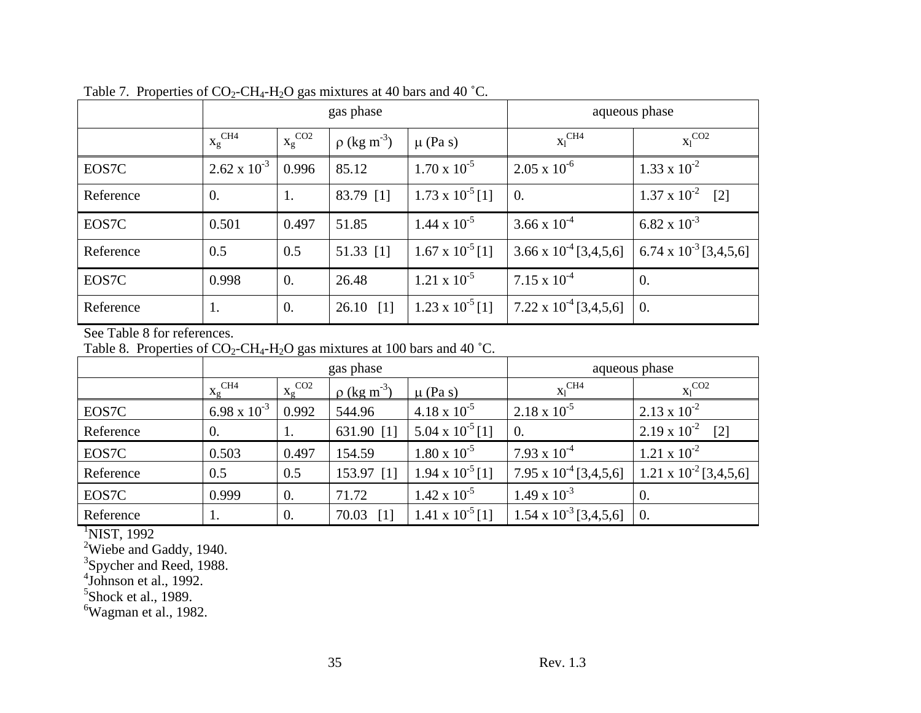Table 7. Properties of $CO_2$-$CH_4$-$H_2O$ gas mixtures at 40 bars and 40 ˚C.

| | gas phase | | | | aqueous phase | |
|---|---|---|---|---|---|---|
| | $x_g^{CH4}$ | $x_g^{CO2}$ | $\rho$ (kg m$^{-3}$) | $\mu$ (Pa s) | $x_l^{CH4}$ | $x_l^{CO2}$ |
| EOS7C | $2.62 \times 10^{-3}$ | 0.996 | 85.12 | $1.70 \times 10^{-5}$ | $2.05 \times 10^{-6}$ | $1.33 \times 10^{-2}$ |
| Reference | 0. | 1. | 83.79 [1] | $1.73 \times 10^{-5}$ [1] | 0. | $1.37 \times 10^{-2}$ [2] |
| EOS7C | 0.501 | 0.497 | 51.85 | $1.44 \times 10^{-5}$ | $3.66 \times 10^{-4}$ | $6.82 \times 10^{-3}$ |
| Reference | 0.5 | 0.5 | 51.33 [1] | $1.67 \times 10^{-5}$ [1] | $3.66 \times 10^{-4}$ [3,4,5,6] | $6.74 \times 10^{-3}$ [3,4,5,6] |
| EOS7C | 0.998 | 0. | 26.48 | $1.21 \times 10^{-5}$ | $7.15 \times 10^{-4}$ | 0. |
| Reference | 1. | 0. | 26.10 [1] | $1.23 \times 10^{-5}$ [1] | $7.22 \times 10^{-4}$ [3,4,5,6] | 0. |

See Table 8 for references.

Table 8. Properties of $CO_2$-$CH_4$-$H_2O$ gas mixtures at 100 bars and 40 ˚C.

| | gas phase | | | | aqueous phase | |
|---|---|---|---|---|---|---|
| | $x_g^{CH4}$ | $x_g^{CO2}$ | $\rho$ (kg m$^{-3}$) | $\mu$ (Pa s) | $x_l^{CH4}$ | $x_l^{CO2}$ |
| EOS7C | $6.98 \times 10^{-3}$ | 0.992 | 544.96 | $4.18 \times 10^{-5}$ | $2.18 \times 10^{-5}$ | $2.13 \times 10^{-2}$ |
| Reference | 0. | 1. | 631.90 [1] | $5.04 \times 10^{-5}$ [1] | 0. | $2.19 \times 10^{-2}$ [2] |
| EOS7C | 0.503 | 0.497 | 154.59 | $1.80 \times 10^{-5}$ | $7.93 \times 10^{-4}$ | $1.21 \times 10^{-2}$ |
| Reference | 0.5 | 0.5 | 153.97 [1] | $1.94 \times 10^{-5}$ [1] | $7.95 \times 10^{-4}$ [3,4,5,6] | $1.21 \times 10^{-2}$ [3,4,5,6] |
| EOS7C | 0.999 | 0. | 71.72 | $1.42 \times 10^{-5}$ | $1.49 \times 10^{-3}$ | 0. |
| Reference | 1. | 0. | 70.03 [1] | $1.41 \times 10^{-5}$ [1] | $1.54 \times 10^{-3}$ [3,4,5,6] | 0. |

[1] NIST, 1992

[2] Wiebe and Gaddy, 1940.

[3] Spycher and Reed, 1988.

[4] Johnson et al., 1992.

[5] Shock et al., 1989.

[6] Wagman et al., 1982.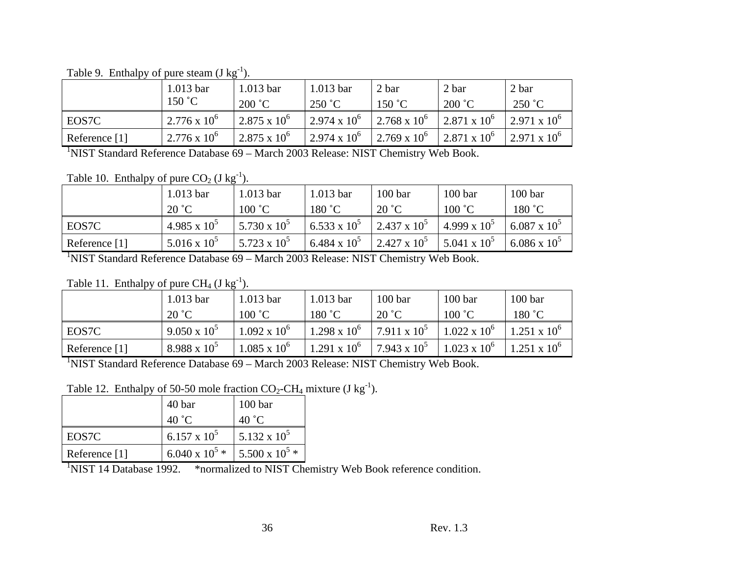Table 9. Enthalpy of pure steam (J $kg^{-1}$).

| | 1.013 bar 150 ˚C | 1.013 bar 200 ˚C | 1.013 bar 250 ˚C | 2 bar 150 ˚C | 2 bar 200 ˚C | 2 bar 250 ˚C |
|---|---|---|---|---|---|---|
| EOS7C | $2.776 \times 10^6$ | $2.875 \times 10^6$ | $2.974 \times 10^6$ | $2.768 \times 10^6$ | $2.871 \times 10^6$ | $2.971 \times 10^6$ |
| Reference [1] | $2.776 \times 10^6$ | $2.875 \times 10^6$ | $2.974 \times 10^6$ | $2.769 \times 10^6$ | $2.871 \times 10^6$ | $2.971 \times 10^6$ |

[1]NIST Standard Reference Database 69 – March 2003 Release: NIST Chemistry Web Book.

Table 10. Enthalpy of pure $CO_2$ (J $kg^{-1}$).

| | 1.013 bar 20 ˚C | 1.013 bar 100 ˚C | 1.013 bar 180 ˚C | 100 bar 20 ˚C | 100 bar 100 ˚C | 100 bar 180 ˚C |
|---|---|---|---|---|---|---|
| EOS7C | $4.985 \times 10^5$ | $5.730 \times 10^5$ | $6.533 \times 10^5$ | $2.437 \times 10^5$ | $4.999 \times 10^5$ | $6.087 \times 10^5$ |
| Reference [1] | $5.016 \times 10^5$ | $5.723 \times 10^5$ | $6.484 \times 10^5$ | $2.427 \times 10^5$ | $5.041 \times 10^5$ | $6.086 \times 10^5$ |

[1]NIST Standard Reference Database 69 – March 2003 Release: NIST Chemistry Web Book.

Table 11. Enthalpy of pure $CH_4$ (J $kg^{-1}$).

| | 1.013 bar 20 ˚C | 1.013 bar 100 ˚C | 1.013 bar 180 ˚C | 100 bar 20 ˚C | 100 bar 100 ˚C | 100 bar 180 ˚C |
|---|---|---|---|---|---|---|
| EOS7C | $9.050 \times 10^5$ | $1.092 \times 10^6$ | $1.298 \times 10^6$ | $7.911 \times 10^5$ | $1.022 \times 10^6$ | $1.251 \times 10^6$ |
| Reference [1] | $8.988 \times 10^5$ | $1.085 \times 10^6$ | $1.291 \times 10^6$ | $7.943 \times 10^5$ | $1.023 \times 10^6$ | $1.251 \times 10^6$ |

[1]NIST Standard Reference Database 69 – March 2003 Release: NIST Chemistry Web Book.

Table 12. Enthalpy of 50-50 mole fraction $CO_2$-$CH_4$ mixture (J $kg^{-1}$).

| | 40 bar 40 ˚C | 100 bar 40 ˚C |
|---|---|---|
| EOS7C | $6.157 \times 10^5$ | $5.132 \times 10^5$ |
| Reference [1] | $6.040 \times 10^5$ * | $5.500 \times 10^5$ * |

[1]NIST 14 Database 1992. *normalized to NIST Chemistry Web Book reference condition.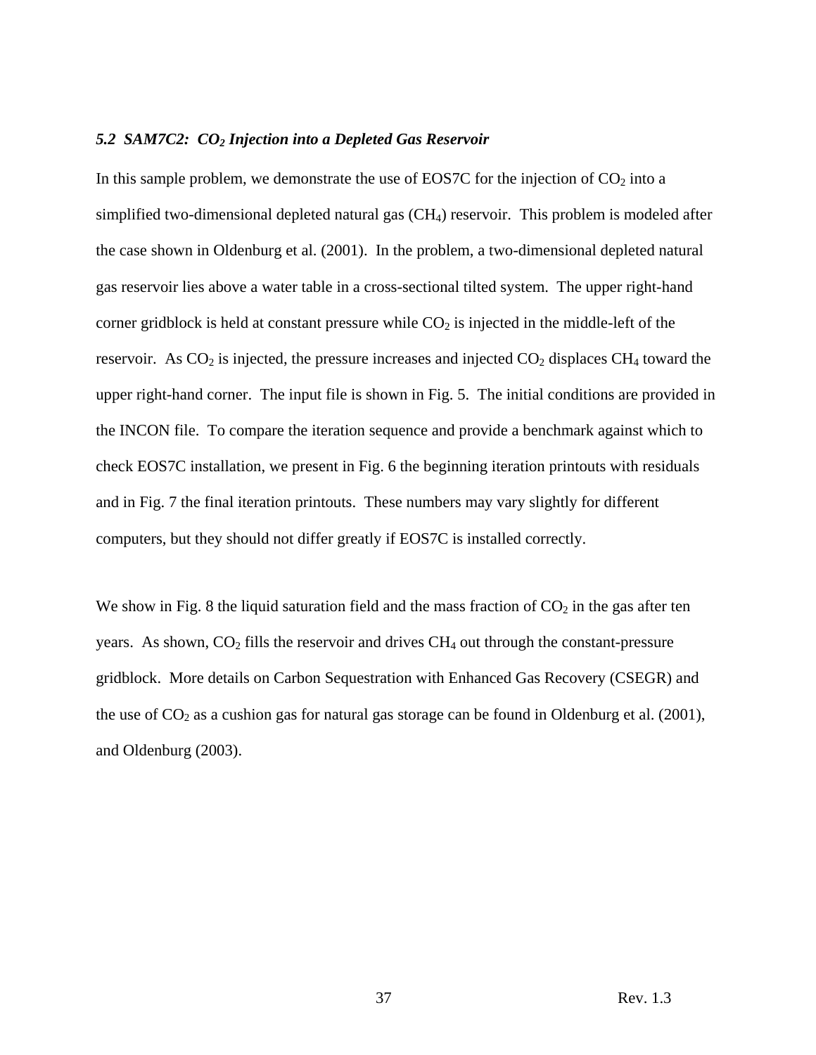### *5.2 SAM7C2: $CO_2$ Injection into a Depleted Gas Reservoir*

In this sample problem, we demonstrate the use of EOS7C for the injection of $CO_2$ into a simplified two-dimensional depleted natural gas ($CH_4$) reservoir. This problem is modeled after the case shown in Oldenburg et al. (2001). In the problem, a two-dimensional depleted natural gas reservoir lies above a water table in a cross-sectional tilted system. The upper right-hand corner gridblock is held at constant pressure while $CO_2$ is injected in the middle-left of the reservoir. As $CO_2$ is injected, the pressure increases and injected $CO_2$ displaces $CH_4$ toward the upper right-hand corner. The input file is shown in Fig. 5. The initial conditions are provided in the INCON file. To compare the iteration sequence and provide a benchmark against which to check EOS7C installation, we present in Fig. 6 the beginning iteration printouts with residuals and in Fig. 7 the final iteration printouts. These numbers may vary slightly for different computers, but they should not differ greatly if EOS7C is installed correctly.

We show in Fig. 8 the liquid saturation field and the mass fraction of $CO_2$ in the gas after ten years. As shown, $CO_2$ fills the reservoir and drives $CH_4$ out through the constant-pressure gridblock. More details on Carbon Sequestration with Enhanced Gas Recovery (CSEGR) and the use of $CO_2$ as a cushion gas for natural gas storage can be found in Oldenburg et al. (2001), and Oldenburg (2003).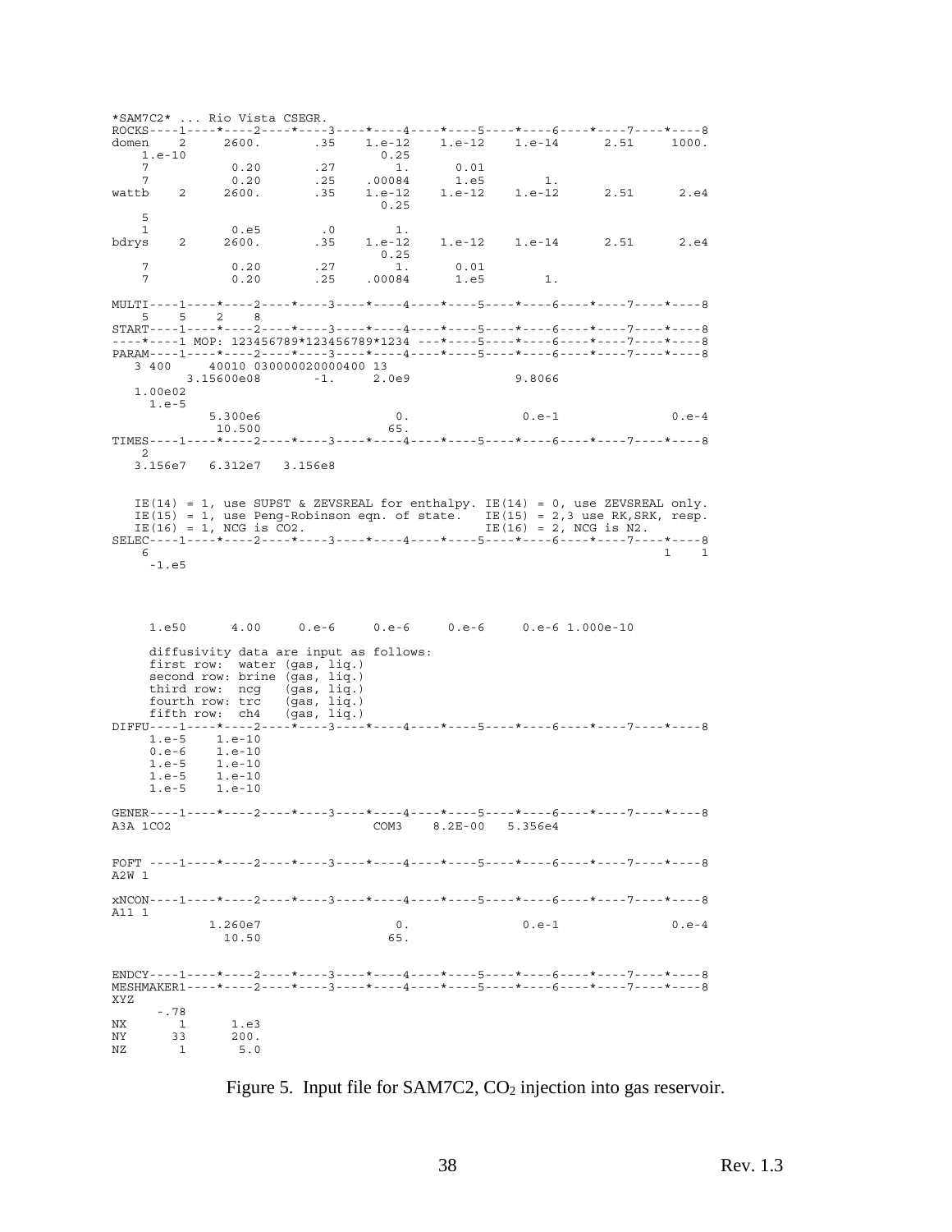```
*SAM7C2* ... Rio Vista CSEGR.
ROCKS----1----*----2----*----3----*----4----*----5----*----6----*----7----*----8
domen    2     2600.       .35    1.e-12    1.e-12    1.e-14      2.51     1000.
    1.e-10                          0.25
    7           0.20       .27       1.       0.01
    7           0.20       .25    .00084      1.e5        1.
wattb    2     2600.       .35    1.e-12    1.e-12    1.e-12      2.51      2.e4
                                    0.25
    5
    1           0.e5        .0       1.
bdrys    2     2600.       .35    1.e-12    1.e-12    1.e-14      2.51      2.e4
                                    0.25
    7           0.20       .27       1.       0.01
    7           0.20       .25    .00084      1.e5        1.

MULTI----1----*----2----*----3----*----4----*----5----*----6----*----7----*----8
    5    5    2    8
START----1----*----2----*----3----*----4----*----5----*----6----*----7----*----8
----*----1 MOP: 123456789*123456789*1234 ---*----5----*----6----*----7----*----8
PARAM----1----*----2----*----3----*----4----*----5----*----6----*----7----*----8
   3 400     40010 030000020000400 13
         3.15600e08       -1.     2.0e9               9.8066
   1.00e02
    1.e-5
            5.300e6                   0.                0.e-1                0.e-4
             10.500                  65.
TIMES----1----*----2----*----3----*----4----*----5----*----6----*----7----*----8
    2
   3.156e7   6.312e7   3.156e8


   IE(14) = 1, use SUPST & ZEVSREAL for enthalpy. IE(14) = 0, use ZEVSREAL only.
   IE(15) = 1, use Peng-Robinson eqn. of state.   IE(15) = 2,3 use RK,SRK, resp.
   IE(16) = 1, NCG is CO2.                        IE(16) = 2, NCG is N2.
SELEC----1----*----2----*----3----*----4----*----5----*----6----*----7----*----8
    6                                                                    1    1
     -1.e5




     1.e50      4.00     0.e-6     0.e-6     0.e-6     0.e-6 1.000e-10

     diffusivity data are input as follows:
     first row:  water (gas, liq.)
     second row: brine (gas, liq.)
     third row:  ncg   (gas, liq.)
     fourth row: trc   (gas, liq.)
     fifth row:  ch4   (gas, liq.)
DIFFU----1----*----2----*----3----*----4----*----5----*----6----*----7----*----8
     1.e-5    1.e-10
     0.e-6    1.e-10
     1.e-5    1.e-10
     1.e-5    1.e-10
     1.e-5    1.e-10

GENER----1----*----2----*----3----*----4----*----5----*----6----*----7----*----8
A3A 1CO2                             COM3    8.2E-00   5.356e4


FOFT ----1----*----2----*----3----*----4----*----5----*----6----*----7----*----8
A2W 1

xNCON----1----*----2----*----3----*----4----*----5----*----6----*----7----*----8
A11 1
            1.260e7                   0.                0.e-1                0.e-4
              10.50                  65.


ENDCY----1----*----2----*----3----*----4----*----5----*----6----*----7----*----8
MESHMAKER1----*----2----*----3----*----4----*----5----*----6----*----7----*----8
XYZ
      -.78
NX       1       1.e3
NY      33       200.
NZ       1        5.0
```

Figure 5. Input file for SAM7C2, $CO_2$ injection into gas reservoir.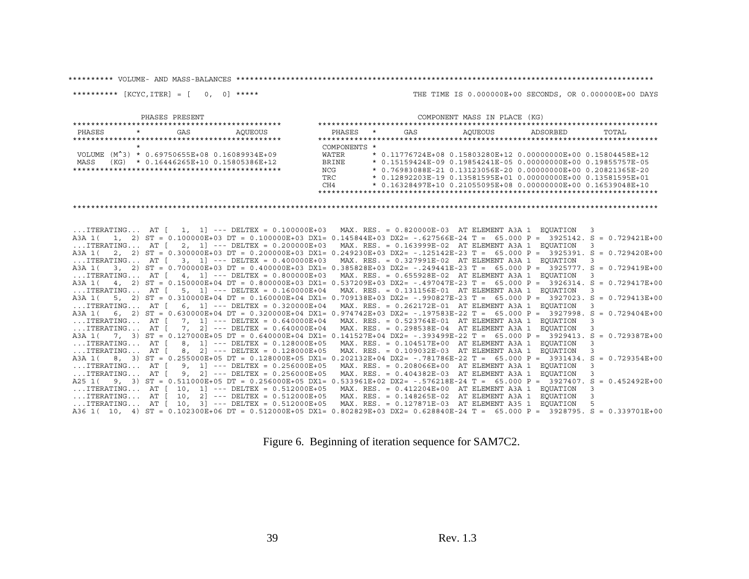```
********** VOLUME- AND MASS-BALANCES ****************************************************************************************************

********** [KCYC,ITER] = [    0,  0] *****                                THE TIME IS 0.000000E+00 SECONDS, OR 0.000000E+00 DAYS

              PHASES PRESENT                                                     COMPONENT MASS IN PLACE (KG)
***********************************************         ***************************************************************************
 PHASES        *        GAS          AQUEOUS               PHASES   *      GAS          AQUEOUS        ADSORBED        TOTAL
***********************************************         ***************************************************************************
               *                                          COMPONENTS *
 VOLUME (M^3)  * 0.69750655E+08 0.16089934E+09            WATER      * 0.11776724E+08 0.15803280E+12 0.00000000E+00 0.15804458E+12
 MASS    (KG)  * 0.16446265E+10 0.15805386E+12            BRINE      * 0.15159424E-09 0.19854241E-05 0.00000000E+00 0.19855757E-05
***********************************************           NCG        * 0.76983088E-21 0.13123056E-20 0.00000000E+00 0.20821365E-20
                                                          TRC        * 0.12892203E-19 0.13581595E+01 0.00000000E+00 0.13581595E+01
                                                          CH4        * 0.16328497E+10 0.21055095E+08 0.00000000E+00 0.16539048E+10
                                                        ***************************************************************************

**************************************************************************************************************************************

...ITERATING...  AT [   1,  1] --- DELTEX = 0.100000E+03   MAX. RES. = 0.820000E-03  AT ELEMENT A3A 1  EQUATION   3
A3A 1(   1,  2) ST = 0.100000E+03 DT = 0.100000E+03 DX1= 0.145844E+03 DX2= -.627566E-24 T =  65.000 P =  3925142. S = 0.729421E+00
...ITERATING...  AT [   2,  1] --- DELTEX = 0.200000E+03   MAX. RES. = 0.163999E-02  AT ELEMENT A3A 1  EQUATION   3
A3A 1(   2,  2) ST = 0.300000E+03 DT = 0.200000E+03 DX1= 0.249230E+03 DX2= -.125142E-23 T =  65.000 P =  3925391. S = 0.729420E+00
...ITERATING...  AT [   3,  1] --- DELTEX = 0.400000E+03   MAX. RES. = 0.327991E-02  AT ELEMENT A3A 1  EQUATION   3
A3A 1(   3,  2) ST = 0.700000E+03 DT = 0.400000E+03 DX1= 0.385828E+03 DX2= -.249441E-23 T =  65.000 P =  3925777. S = 0.729419E+00
...ITERATING...  AT [   4,  1] --- DELTEX = 0.800000E+03   MAX. RES. = 0.655928E-02  AT ELEMENT A3A 1  EQUATION   3
A3A 1(   4,  2) ST = 0.150000E+04 DT = 0.800000E+03 DX1= 0.537209E+03 DX2= -.497047E-23 T =  65.000 P =  3926314. S = 0.729417E+00
...ITERATING...  AT [   5,  1] --- DELTEX = 0.160000E+04   MAX. RES. = 0.131156E-01  AT ELEMENT A3A 1  EQUATION   3
A3A 1(   5,  2) ST = 0.310000E+04 DT = 0.160000E+04 DX1= 0.709138E+03 DX2= -.990827E-23 T =  65.000 P =  3927023. S = 0.729413E+00
...ITERATING...  AT [   6,  1] --- DELTEX = 0.320000E+04   MAX. RES. = 0.262172E-01  AT ELEMENT A3A 1  EQUATION   3
A3A 1(   6,  2) ST = 0.630000E+04 DT = 0.320000E+04 DX1= 0.974742E+03 DX2= -.197583E-22 T =  65.000 P =  3927998. S = 0.729404E+00
...ITERATING...  AT [   7,  1] --- DELTEX = 0.640000E+04   MAX. RES. = 0.523764E-01  AT ELEMENT A3A 1  EQUATION   3
...ITERATING...  AT [   7,  2] --- DELTEX = 0.640000E+04   MAX. RES. = 0.298538E-04  AT ELEMENT A3A 1  EQUATION   3
A3A 1(   7,  3) ST = 0.127000E+05 DT = 0.640000E+04 DX1= 0.141527E+04 DX2= -.393499E-22 T =  65.000 P =  3929413. S = 0.729387E+00
...ITERATING...  AT [   8,  1] --- DELTEX = 0.128000E+05   MAX. RES. = 0.104517E+00  AT ELEMENT A3A 1  EQUATION   3
...ITERATING...  AT [   8,  2] --- DELTEX = 0.128000E+05   MAX. RES. = 0.109032E-03  AT ELEMENT A3A 1  EQUATION   3
A3A 1(   8,  3) ST = 0.255000E+05 DT = 0.128000E+05 DX1= 0.202132E+04 DX2= -.781786E-22 T =  65.000 P =  3931434. S = 0.729354E+00
...ITERATING...  AT [   9,  1] --- DELTEX = 0.256000E+05   MAX. RES. = 0.208066E+00  AT ELEMENT A3A 1  EQUATION   3
...ITERATING...  AT [   9,  2] --- DELTEX = 0.256000E+05   MAX. RES. = 0.404382E-03  AT ELEMENT A3A 1  EQUATION   3
A25 1(   9,  3) ST = 0.511000E+05 DT = 0.256000E+05 DX1= 0.533961E+02 DX2= -.576218E-24 T =  65.000 P =  3927407. S = 0.452492E+00
...ITERATING...  AT [  10,  1] --- DELTEX = 0.512000E+05   MAX. RES. = 0.412204E+00  AT ELEMENT A3A 1  EQUATION   3
...ITERATING...  AT [  10,  2] --- DELTEX = 0.512000E+05   MAX. RES. = 0.148265E-02  AT ELEMENT A3A 1  EQUATION   3
...ITERATING...  AT [  10,  3] --- DELTEX = 0.512000E+05   MAX. RES. = 0.127871E-03  AT ELEMENT A35 1  EQUATION   5
A36 1(  10,  4) ST = 0.102300E+06 DT = 0.512000E+05 DX1= 0.802829E+03 DX2= 0.628840E-24 T =  65.000 P =  3928795. S = 0.339701E+00
```

Figure 6. Beginning of iteration sequence for SAM7C2.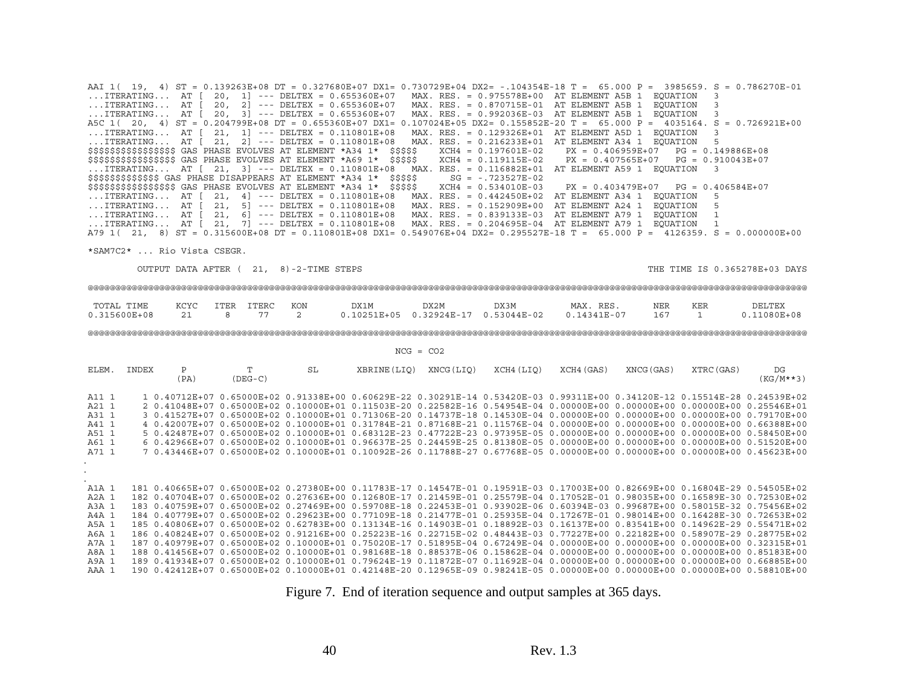```
AAI 1( 19, 4) ST = 0.139263E+08 DT = 0.327680E+07 DX1= 0.730729E+04 DX2= -.104354E-18 T = 65.000 P = 3985659. S = 0.786270E-01
...ITERATING... AT [ 20, 1] --- DELTEX = 0.655360E+07  MAX. RES. = 0.975578E+00  AT ELEMENT A5B 1  EQUATION  3
...ITERATING... AT [ 20, 2] --- DELTEX = 0.655360E+07  MAX. RES. = 0.870715E-01  AT ELEMENT A5B 1  EQUATION  3
...ITERATING... AT [ 20, 3] --- DELTEX = 0.655360E+07  MAX. RES. = 0.992036E-03  AT ELEMENT A5B 1  EQUATION  3
A5C 1( 20, 4) ST = 0.204799E+08 DT = 0.655360E+07 DX1= 0.107024E+05 DX2= 0.155852E-20 T = 65.000 P = 4035164. S = 0.726921E+00
...ITERATING... AT [ 21, 1] --- DELTEX = 0.110801E+08  MAX. RES. = 0.129326E+01  AT ELEMENT A5D 1  EQUATION  3
...ITERATING... AT [ 21, 2] --- DELTEX = 0.110801E+08  MAX. RES. = 0.216233E+01  AT ELEMENT A34 1  EQUATION  5
$$$$$$$$$$$$$$$$ GAS PHASE EVOLVES AT ELEMENT *A34 1*  $$$$$   XCH4 = 0.197601E-02   PX = 0.406959E+07   PG = 0.149886E+08
$$$$$$$$$$$$$$$$ GAS PHASE EVOLVES AT ELEMENT *A69 1*  $$$$$   XCH4 = 0.119115E-02   PX = 0.407565E+07   PG = 0.910043E+07
...ITERATING... AT [ 21, 3] --- DELTEX = 0.110801E+08  MAX. RES. = 0.116882E+01  AT ELEMENT A59 1  EQUATION  3
$$$$$$$$$$$$$ GAS PHASE DISAPPEARS AT ELEMENT *A34 1*  $$$$$     SG = -.723527E-02
$$$$$$$$$$$$$$$$ GAS PHASE EVOLVES AT ELEMENT *A34 1*  $$$$$   XCH4 = 0.534010E-03   PX = 0.403479E+07   PG = 0.406584E+07
...ITERATING... AT [ 21, 4] --- DELTEX = 0.110801E+08  MAX. RES. = 0.442450E+02  AT ELEMENT A34 1  EQUATION  5
...ITERATING... AT [ 21, 5] --- DELTEX = 0.110801E+08  MAX. RES. = 0.152909E+00  AT ELEMENT A24 1  EQUATION  5
...ITERATING... AT [ 21, 6] --- DELTEX = 0.110801E+08  MAX. RES. = 0.839133E-03  AT ELEMENT A79 1  EQUATION  1
...ITERATING... AT [ 21, 7] --- DELTEX = 0.110801E+08  MAX. RES. = 0.204695E-04  AT ELEMENT A79 1  EQUATION  1
A79 1( 21, 8) ST = 0.315600E+08 DT = 0.110801E+08 DX1= 0.549076E+04 DX2= 0.295527E-18 T = 65.000 P = 4126359. S = 0.000000E+00

*SAM7C2* ... Rio Vista CSEGR.

         OUTPUT DATA AFTER ( 21, 8)-2-TIME STEPS                                              THE TIME IS 0.365278E+03 DAYS

@@@@@@@@@@@@@@@@@@@@@@@@@@@@@@@@@@@@@@@@@@@@@@@@@@@@@@@@@@@@@@@@@@@@@@@@@@@@@@@@@@@@@@@@@@@@@@@@@@@@@@@@@@@@@@@@@@@@@@@@@@@@@@@

 TOTAL TIME    KCYC   ITER  ITERC   KON       DX1M        DX2M        DX3M        MAX. RES.     NER    KER      DELTEX
0.315600E+08    21      8     77     2     0.10251E+05  0.32924E-17  0.53044E-02   0.14341E-07   167     1     0.11080E+08

@@@@@@@@@@@@@@@@@@@@@@@@@@@@@@@@@@@@@@@@@@@@@@@@@@@@@@@@@@@@@@@@@@@@@@@@@@@@@@@@@@@@@@@@@@@@@@@@@@@@@@@@@@@@@@@@@@@@@@@@@@@@@@@

                                                   NCG = CO2

ELEM.  INDEX     P           T          SL       XBRINE(LIQ)  XNCG(LIQ)   XCH4(LIQ)   XCH4(GAS)   XNCG(GAS)   XTRC(GAS)      DG
                (PA)       (DEG-C)                                                                                        (KG/M**3)

A11 1      1 0.40712E+07 0.65000E+02 0.91338E+00 0.60629E-22 0.30291E-14 0.53420E-03 0.99311E+00 0.34120E-12 0.15514E-28 0.24539E+02
A21 1      2 0.41048E+07 0.65000E+02 0.10000E+01 0.11503E-20 0.22582E-16 0.54954E-04 0.00000E+00 0.00000E+00 0.00000E+00 0.25546E+01
A31 1      3 0.41527E+07 0.65000E+02 0.10000E+01 0.71306E-20 0.14737E-18 0.14530E-04 0.00000E+00 0.00000E+00 0.00000E+00 0.79170E+00
A41 1      4 0.42007E+07 0.65000E+02 0.10000E+01 0.31784E-21 0.87168E-21 0.11576E-04 0.00000E+00 0.00000E+00 0.00000E+00 0.66388E+00
A51 1      5 0.42487E+07 0.65000E+02 0.10000E+01 0.68312E-23 0.47722E-23 0.97395E-05 0.00000E+00 0.00000E+00 0.00000E+00 0.58450E+00
A61 1      6 0.42966E+07 0.65000E+02 0.10000E+01 0.96637E-25 0.24459E-25 0.81380E-05 0.00000E+00 0.00000E+00 0.00000E+00 0.51520E+00
A71 1      7 0.43446E+07 0.65000E+02 0.10000E+01 0.10092E-26 0.11788E-27 0.67768E-05 0.00000E+00 0.00000E+00 0.00000E+00 0.45623E+00
.
.
.
A1A 1    181 0.40665E+07 0.65000E+02 0.27380E+00 0.11783E-17 0.14547E-01 0.19591E-03 0.17003E+00 0.82669E+00 0.16804E-29 0.54505E+02
A2A 1    182 0.40704E+07 0.65000E+02 0.27636E+00 0.12680E-17 0.21459E-01 0.25579E-04 0.17052E-01 0.98035E+00 0.16589E-30 0.72530E+02
A3A 1    183 0.40759E+07 0.65000E+02 0.27469E+00 0.59708E-18 0.22453E-01 0.93902E-06 0.60394E-03 0.99687E+00 0.58015E-32 0.75456E+02
A4A 1    184 0.40779E+07 0.65000E+02 0.29623E+00 0.77109E-18 0.21477E-01 0.25935E-04 0.17267E-01 0.98014E+00 0.16428E-30 0.72653E+02
A5A 1    185 0.40806E+07 0.65000E+02 0.62783E+00 0.13134E-16 0.14903E-01 0.18892E-03 0.16137E+00 0.83541E+00 0.14962E-29 0.55471E+02
A6A 1    186 0.40824E+07 0.65000E+02 0.91216E+00 0.25223E-16 0.22715E-02 0.48443E-03 0.77227E+00 0.22182E+00 0.58907E-29 0.28775E+02
A7A 1    187 0.40979E+07 0.65000E+02 0.10000E+01 0.75020E-17 0.51895E-04 0.67249E-04 0.00000E+00 0.00000E+00 0.00000E+00 0.32315E+01
A8A 1    188 0.41456E+07 0.65000E+02 0.10000E+01 0.98168E-18 0.88537E-06 0.15862E-04 0.00000E+00 0.00000E+00 0.00000E+00 0.85183E+00
A9A 1    189 0.41934E+07 0.65000E+02 0.10000E+01 0.79624E-19 0.11872E-07 0.11692E-04 0.00000E+00 0.00000E+00 0.00000E+00 0.66885E+00
AAA 1    190 0.42412E+07 0.65000E+02 0.10000E+01 0.42148E-20 0.12965E-09 0.98241E-05 0.00000E+00 0.00000E+00 0.00000E+00 0.58810E+00
```

Figure 7. End of iteration sequence and output samples at 365 days.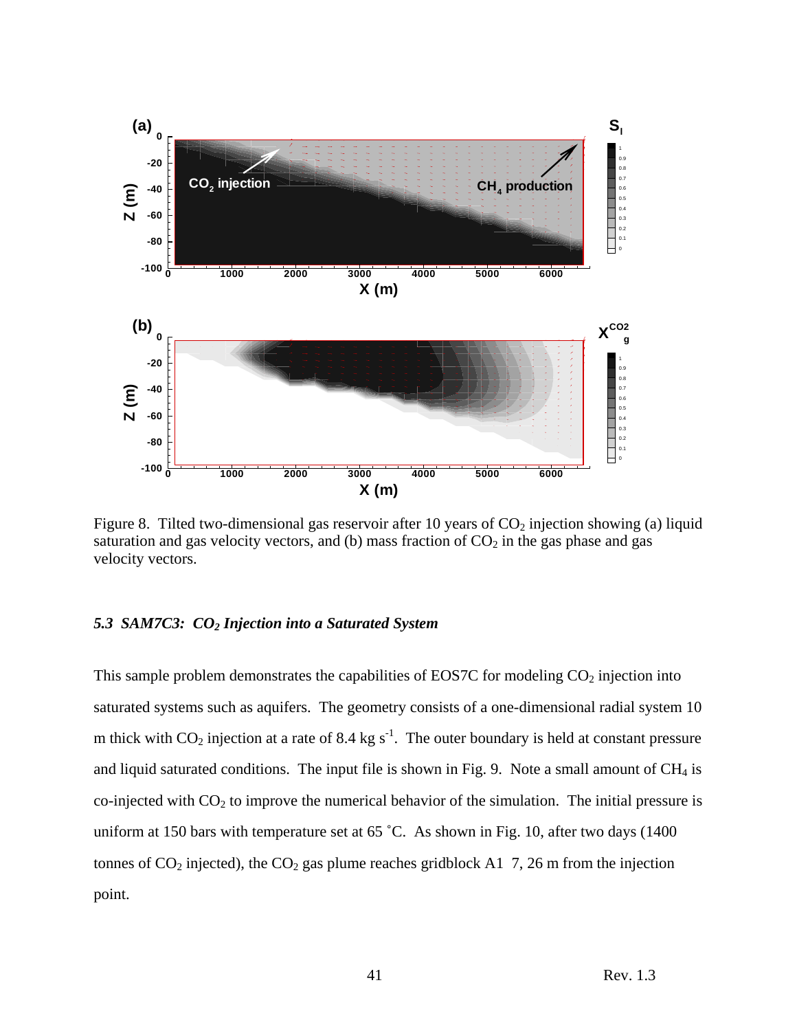Figure 8. Tilted two-dimensional gas reservoir after 10 years of $CO_2$ injection showing (a) liquid saturation and gas velocity vectors, and (b) mass fraction of $CO_2$ in the gas phase and gas velocity vectors.

### *5.3 SAM7C3: $CO_2$ Injection into a Saturated System*

This sample problem demonstrates the capabilities of EOS7C for modeling $CO_2$ injection into saturated systems such as aquifers. The geometry consists of a one-dimensional radial system 10 m thick with $CO_2$ injection at a rate of 8.4 kg $s^{-1}$. The outer boundary is held at constant pressure and liquid saturated conditions. The input file is shown in Fig. 9. Note a small amount of $CH_4$ is co-injected with $CO_2$ to improve the numerical behavior of the simulation. The initial pressure is uniform at 150 bars with temperature set at 65 ˚C. As shown in Fig. 10, after two days (1400 tonnes of $CO_2$ injected), the $CO_2$ gas plume reaches gridblock A1 7, 26 m from the injection point.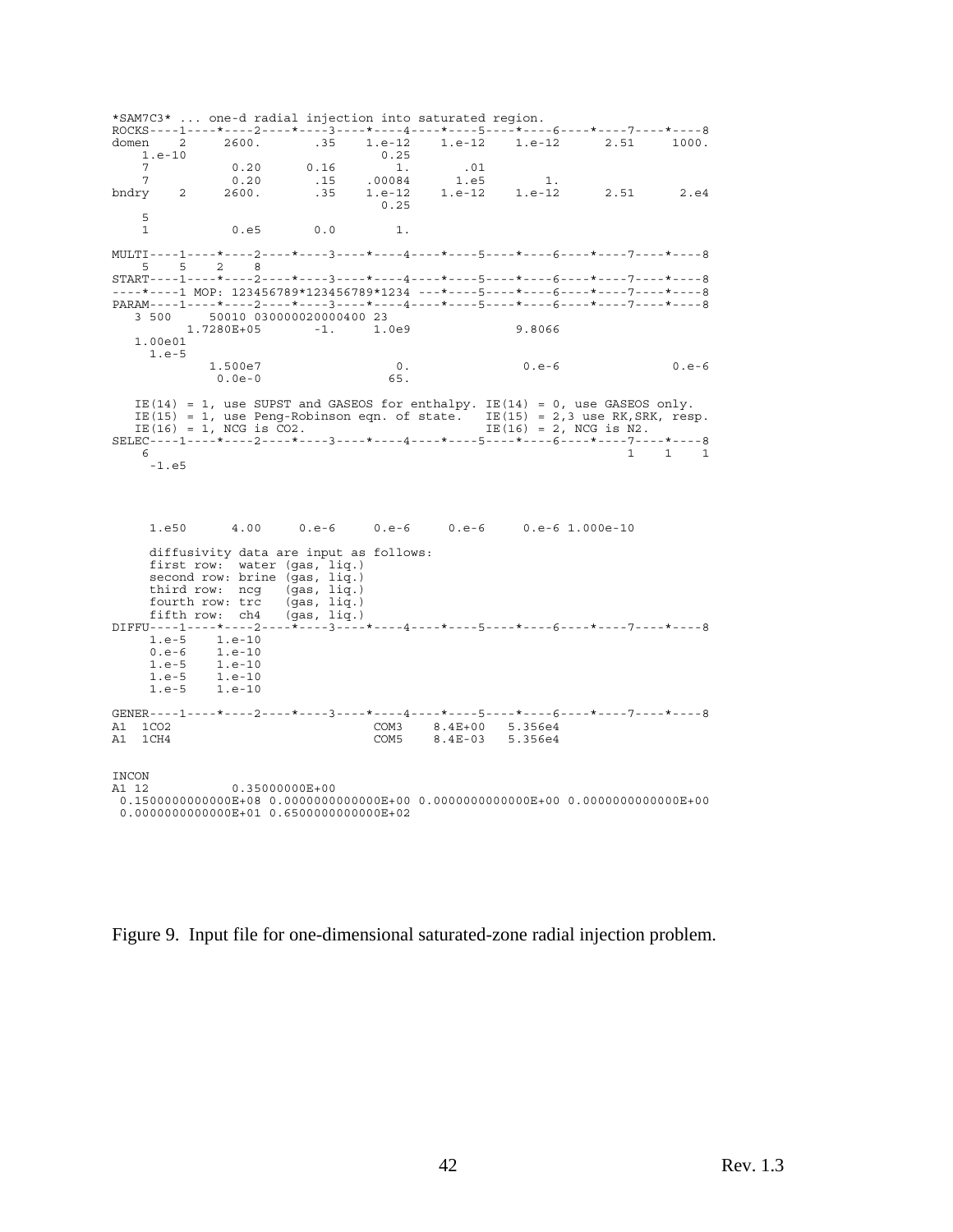```
*SAM7C3* ... one-d radial injection into saturated region.
ROCKS----1----*----2----*----3----*----4----*----5----*----6----*----7----*----8
domen    2     2600.       .35    1.e-12    1.e-12    1.e-12      2.51     1000.
    1.e-10                         0.25
    7           0.20      0.16        1.       .01
    7           0.20       .15    .00084      1.e5        1.
bndry    2     2600.       .35    1.e-12    1.e-12    1.e-12      2.51      2.e4
                                   0.25
    5
    1           0.e5       0.0        1.

MULTI----1----*----2----*----3----*----4----*----5----*----6----*----7----*----8
    5    5    2    8
START----1----*----2----*----3----*----4----*----5----*----6----*----7----*----8
----*----1 MOP: 123456789*123456789*1234 ---*----5----*----6----*----7----*----8
PARAM----1----*----2----*----3----*----4----*----5----*----6----*----7----*----8
   3 500     50010 030000020000400 23
         1.7280E+05       -1.     1.0e9              9.8066
   1.00e01
     1.e-5
            1.500e7                  0.               0.e-6               0.e-6
             0.0e-0                 65.

   IE(14) = 1, use SUPST and GASEOS for enthalpy. IE(14) = 0, use GASEOS only.
   IE(15) = 1, use Peng-Robinson eqn. of state.   IE(15) = 2,3 use RK,SRK, resp.
   IE(16) = 1, NCG is CO2.                        IE(16) = 2, NCG is N2.
SELEC----1----*----2----*----3----*----4----*----5----*----6----*----7----*----8
    6                                                                1    1    1
     -1.e5




     1.e50      4.00     0.e-6     0.e-6     0.e-6     0.e-6 1.000e-10

     diffusivity data are input as follows:
     first row:  water (gas, liq.)
     second row: brine (gas, liq.)
     third row:  ncg   (gas, liq.)
     fourth row: trc   (gas, liq.)
     fifth row:  ch4   (gas, liq.)
DIFFU----1----*----2----*----3----*----4----*----5----*----6----*----7----*----8
     1.e-5    1.e-10
     0.e-6    1.e-10
     1.e-5    1.e-10
     1.e-5    1.e-10
     1.e-5    1.e-10

GENER----1----*----2----*----3----*----4----*----5----*----6----*----7----*----8
A1  1CO2                           COM3    8.4E+00   5.356e4
A1  1CH4                           COM5    8.4E-03   5.356e4


INCON
A1 12           0.35000000E+00
 0.1500000000000E+08 0.0000000000000E+00 0.0000000000000E+00 0.0000000000000E+00
 0.0000000000000E+01 0.6500000000000E+02
```

Figure 9. Input file for one-dimensional saturated-zone radial injection problem.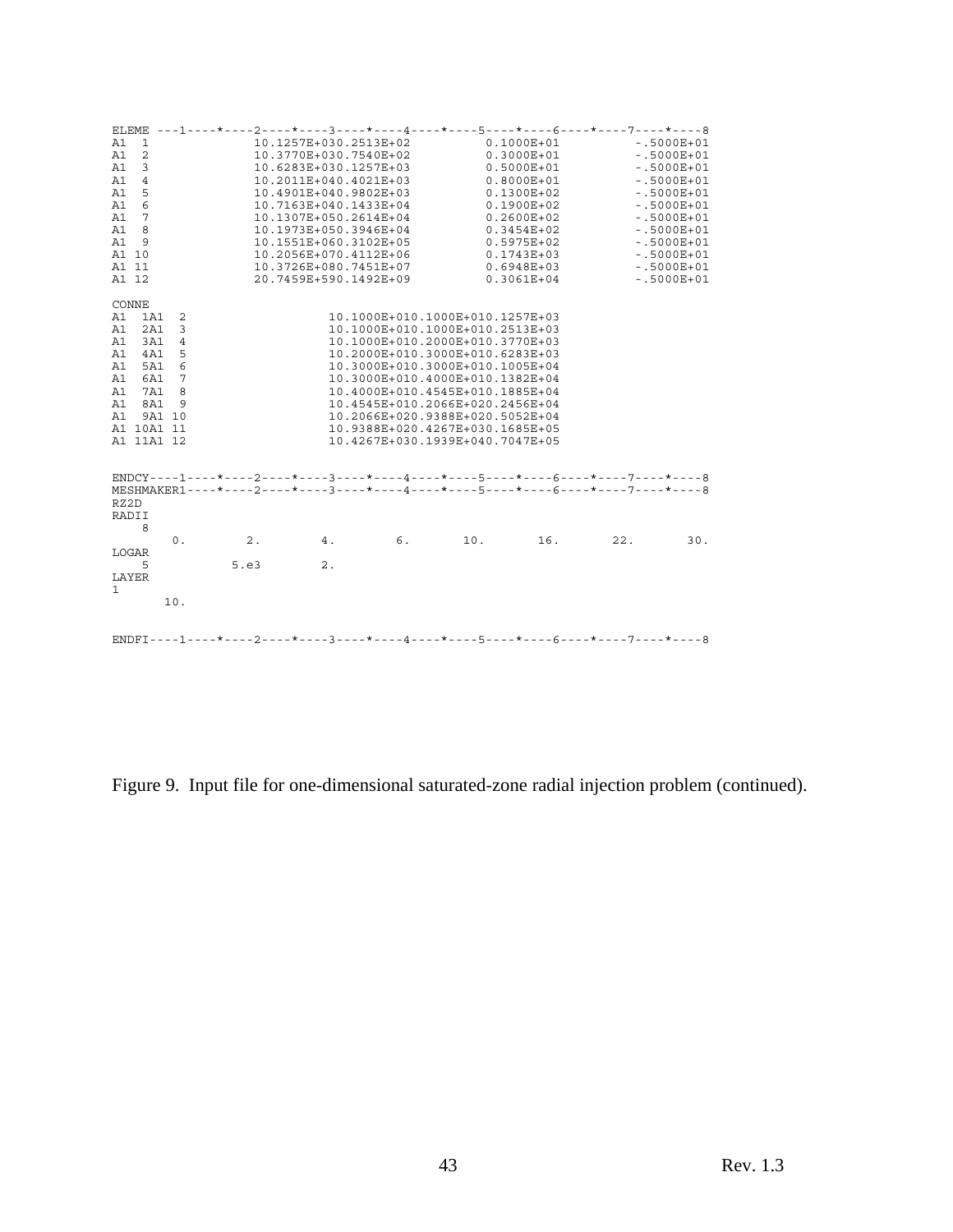```
ELEME ---1----*----2----*----3----*----4----*----5----*----6----*----7----*----8
A1  1              10.1257E+030.2513E+02          0.1000E+01          -.5000E+01
A1  2              10.3770E+030.7540E+02          0.3000E+01          -.5000E+01
A1  3              10.6283E+030.1257E+03          0.5000E+01          -.5000E+01
A1  4              10.2011E+040.4021E+03          0.8000E+01          -.5000E+01
A1  5              10.4901E+040.9802E+03          0.1300E+02          -.5000E+01
A1  6              10.7163E+040.1433E+04          0.1900E+02          -.5000E+01
A1  7              10.1307E+050.2614E+04          0.2600E+02          -.5000E+01
A1  8              10.1973E+050.3946E+04          0.3454E+02          -.5000E+01
A1  9              10.1551E+060.3102E+05          0.5975E+02          -.5000E+01
A1 10              10.2056E+070.4112E+06          0.1743E+03          -.5000E+01
A1 11              10.3726E+080.7451E+07          0.6948E+03          -.5000E+01
A1 12              20.7459E+590.1492E+09          0.3061E+04          -.5000E+01

CONNE
A1  1A1  2                    10.1000E+010.1000E+010.1257E+03
A1  2A1  3                    10.1000E+010.1000E+010.2513E+03
A1  3A1  4                    10.1000E+010.2000E+010.3770E+03
A1  4A1  5                    10.2000E+010.3000E+010.6283E+03
A1  5A1  6                    10.3000E+010.3000E+010.1005E+04
A1  6A1  7                    10.3000E+010.4000E+010.1382E+04
A1  7A1  8                    10.4000E+010.4545E+010.1885E+04
A1  8A1  9                    10.4545E+010.2066E+020.2456E+04
A1  9A1 10                    10.2066E+020.9388E+020.5052E+04
A1 10A1 11                    10.9388E+020.4267E+030.1685E+05
A1 11A1 12                    10.4267E+030.1939E+040.7047E+05


ENDCY----1----*----2----*----3----*----4----*----5----*----6----*----7----*----8
MESHMAKER1----*----2----*----3----*----4----*----5----*----6----*----7----*----8
RZ2D
RADII
    8
        0.        2.        4.        6.       10.       16.       22.       30.
LOGAR
    5          5.e3        2.
LAYER
1
       10.


ENDFI----1----*----2----*----3----*----4----*----5----*----6----*----7----*----8
```

Figure 9. Input file for one-dimensional saturated-zone radial injection problem (continued).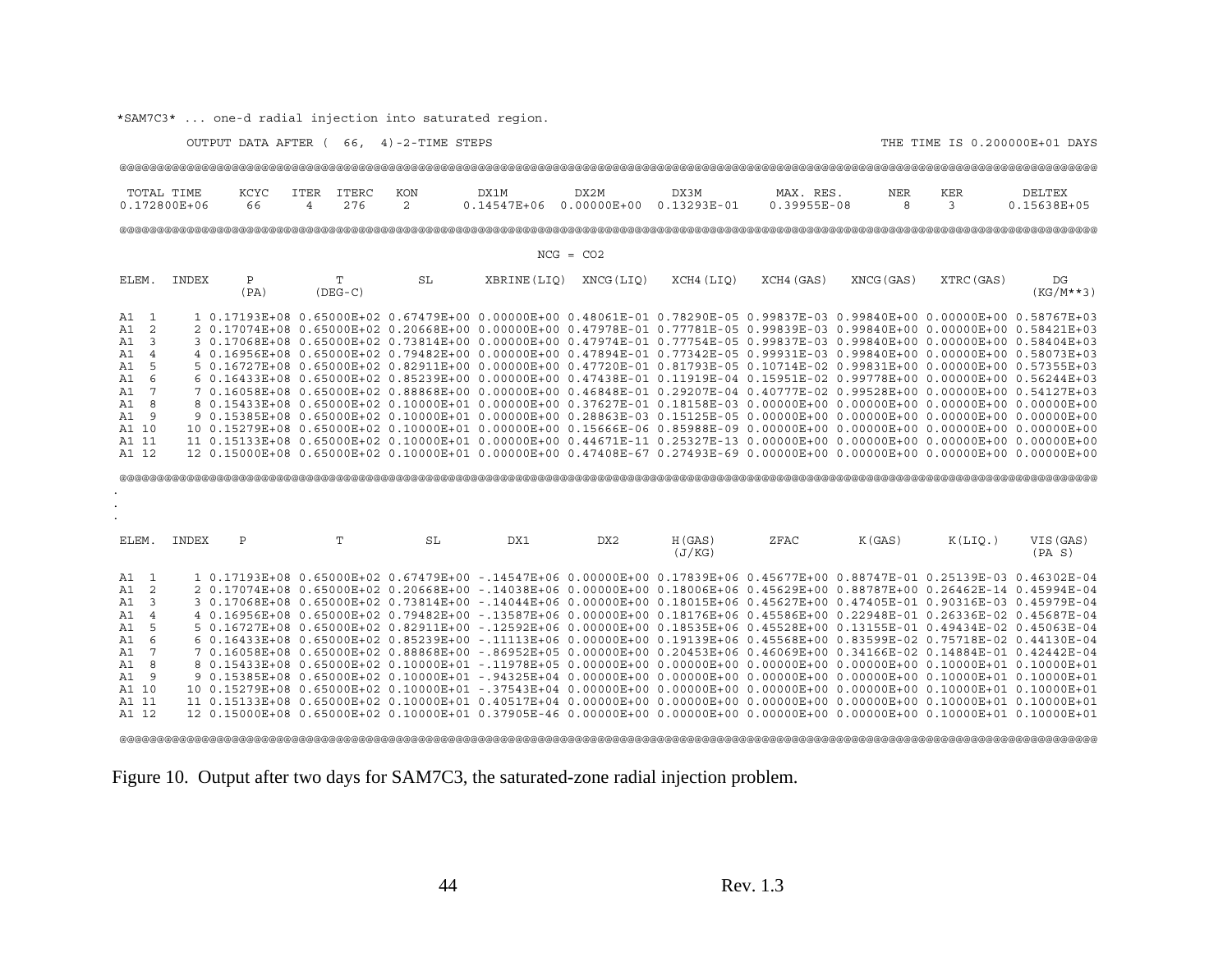```
*SAM7C3* ... one-d radial injection into saturated region.

         OUTPUT DATA AFTER (  66,  4)-2-TIME STEPS                                                          THE TIME IS 0.200000E+01 DAYS

@@@@@@@@@@@@@@@@@@@@@@@@@@@@@@@@@@@@@@@@@@@@@@@@@@@@@@@@@@@@@@@@@@@@@@@@@@@@@@@@@@@@@@@@@@@@@@@@@@@@@@@@@@@@@@@@@@@@@@@@@@@@@@@@@@@@@@@@

 TOTAL TIME     KCYC   ITER  ITERC   KON       DX1M        DX2M        DX3M         MAX. RES.      NER    KER        DELTEX
0.172800E+06     66      4    276     2     0.14547E+06  0.00000E+00  0.13293E-01   0.39955E-08     8      3       0.15638E+05

@@@@@@@@@@@@@@@@@@@@@@@@@@@@@@@@@@@@@@@@@@@@@@@@@@@@@@@@@@@@@@@@@@@@@@@@@@@@@@@@@@@@@@@@@@@@@@@@@@@@@@@@@@@@@@@@@@@@@@@@@@@@@@@@@@@@@@@@

                                                             NCG = CO2

 ELEM.  INDEX      P           T           SL         XBRINE(LIQ)  XNCG(LIQ)   XCH4(LIQ)   XCH4(GAS)   XNCG(GAS)   XTRC(GAS)      DG
                  (PA)       (DEG-C)                                                                                          (KG/M**3)

 A1  1      1 0.17193E+08 0.65000E+02 0.67479E+00 0.00000E+00 0.48061E-01 0.78290E-05 0.99837E-03 0.99840E+00 0.00000E+00 0.58767E+03
 A1  2      2 0.17074E+08 0.65000E+02 0.20668E+00 0.00000E+00 0.47978E-01 0.77781E-05 0.99839E-03 0.99840E+00 0.00000E+00 0.58421E+03
 A1  3      3 0.17068E+08 0.65000E+02 0.73814E+00 0.00000E+00 0.47974E-01 0.77754E-05 0.99837E-03 0.99840E+00 0.00000E+00 0.58404E+03
 A1  4      4 0.16956E+08 0.65000E+02 0.79482E+00 0.00000E+00 0.47894E-01 0.77342E-05 0.99931E-03 0.99840E+00 0.00000E+00 0.58073E+03
 A1  5      5 0.16727E+08 0.65000E+02 0.82911E+00 0.00000E+00 0.47720E-01 0.81793E-05 0.10714E-02 0.99831E+00 0.00000E+00 0.57355E+03
 A1  6      6 0.16433E+08 0.65000E+02 0.85239E+00 0.00000E+00 0.47438E-01 0.11919E-04 0.15951E-02 0.99778E+00 0.00000E+00 0.56244E+03
 A1  7      7 0.16058E+08 0.65000E+02 0.88868E+00 0.00000E+00 0.46848E-01 0.29207E-04 0.40777E-02 0.99528E+00 0.00000E+00 0.54127E+03
 A1  8      8 0.15433E+08 0.65000E+02 0.10000E+01 0.00000E+00 0.37627E-01 0.18158E-03 0.00000E+00 0.00000E+00 0.00000E+00 0.00000E+00
 A1  9      9 0.15385E+08 0.65000E+02 0.10000E+01 0.00000E+00 0.28863E-03 0.15125E-05 0.00000E+00 0.00000E+00 0.00000E+00 0.00000E+00
 A1 10     10 0.15279E+08 0.65000E+02 0.10000E+01 0.00000E+00 0.15666E-06 0.85988E-09 0.00000E+00 0.00000E+00 0.00000E+00 0.00000E+00
 A1 11     11 0.15133E+08 0.65000E+02 0.10000E+01 0.00000E+00 0.44671E-11 0.25327E-13 0.00000E+00 0.00000E+00 0.00000E+00 0.00000E+00
 A1 12     12 0.15000E+08 0.65000E+02 0.10000E+01 0.00000E+00 0.47408E-67 0.27493E-69 0.00000E+00 0.00000E+00 0.00000E+00 0.00000E+00

@@@@@@@@@@@@@@@@@@@@@@@@@@@@@@@@@@@@@@@@@@@@@@@@@@@@@@@@@@@@@@@@@@@@@@@@@@@@@@@@@@@@@@@@@@@@@@@@@@@@@@@@@@@@@@@@@@@@@@@@@@@@@@@@@@@@@@@@
.
.
.

 ELEM.  INDEX    P            T            SL          DX1          DX2         H(GAS)       ZFAC        K(GAS)       K(LIQ.)     VIS(GAS)
                                                                              (J/KG)                                             (PA S)

 A1  1      1 0.17193E+08 0.65000E+02 0.67479E+00 -.14547E+06 0.00000E+00 0.17839E+06 0.45677E+00 0.88747E-01 0.25139E-03 0.46302E-04
 A1  2      2 0.17074E+08 0.65000E+02 0.20668E+00 -.14038E+06 0.00000E+00 0.18006E+06 0.45629E+00 0.88787E+00 0.26462E-14 0.45994E-04
 A1  3      3 0.17068E+08 0.65000E+02 0.73814E+00 -.14044E+06 0.00000E+00 0.18015E+06 0.45627E+00 0.47405E-01 0.90316E-03 0.45979E-04
 A1  4      4 0.16956E+08 0.65000E+02 0.79482E+00 -.13587E+06 0.00000E+00 0.18176E+06 0.45586E+00 0.22948E-01 0.26336E-02 0.45687E-04
 A1  5      5 0.16727E+08 0.65000E+02 0.82911E+00 -.12592E+06 0.00000E+00 0.18535E+06 0.45528E+00 0.13155E-01 0.49434E-02 0.45063E-04
 A1  6      6 0.16433E+08 0.65000E+02 0.85239E+00 -.11113E+06 0.00000E+00 0.19139E+06 0.45568E+00 0.83599E-02 0.75718E-02 0.44130E-04
 A1  7      7 0.16058E+08 0.65000E+02 0.88868E+00 -.86952E+05 0.00000E+00 0.20453E+06 0.46069E+00 0.34166E-02 0.14884E-01 0.42442E-04
 A1  8      8 0.15433E+08 0.65000E+02 0.10000E+01 -.11978E+05 0.00000E+00 0.00000E+00 0.00000E+00 0.00000E+00 0.10000E+01 0.10000E+01
 A1  9      9 0.15385E+08 0.65000E+02 0.10000E+01 -.94325E+04 0.00000E+00 0.00000E+00 0.00000E+00 0.00000E+00 0.10000E+01 0.10000E+01
 A1 10     10 0.15279E+08 0.65000E+02 0.10000E+01 -.37543E+04 0.00000E+00 0.00000E+00 0.00000E+00 0.00000E+00 0.10000E+01 0.10000E+01
 A1 11     11 0.15133E+08 0.65000E+02 0.10000E+01 0.40517E+04 0.00000E+00 0.00000E+00 0.00000E+00 0.00000E+00 0.10000E+01 0.10000E+01
 A1 12     12 0.15000E+08 0.65000E+02 0.10000E+01 0.37905E-46 0.00000E+00 0.00000E+00 0.00000E+00 0.00000E+00 0.10000E+01 0.10000E+01

@@@@@@@@@@@@@@@@@@@@@@@@@@@@@@@@@@@@@@@@@@@@@@@@@@@@@@@@@@@@@@@@@@@@@@@@@@@@@@@@@@@@@@@@@@@@@@@@@@@@@@@@@@@@@@@@@@@@@@@@@@@@@@@@@@@@@@@@
```

Figure 10. Output after two days for SAM7C3, the saturated-zone radial injection problem.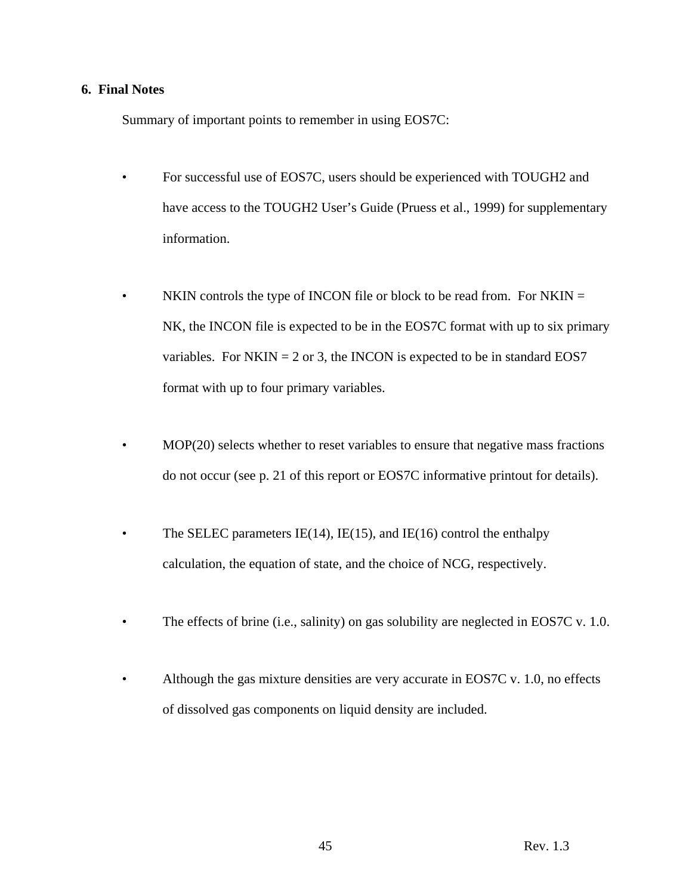## 6. Final Notes

Summary of important points to remember in using EOS7C:

- For successful use of EOS7C, users should be experienced with TOUGH2 and have access to the TOUGH2 User's Guide (Pruess et al., 1999) for supplementary information.

- NKIN controls the type of INCON file or block to be read from. For NKIN = NK, the INCON file is expected to be in the EOS7C format with up to six primary variables. For NKIN = 2 or 3, the INCON is expected to be in standard EOS7 format with up to four primary variables.

- MOP(20) selects whether to reset variables to ensure that negative mass fractions do not occur (see p. 21 of this report or EOS7C informative printout for details).

- The SELEC parameters IE(14), IE(15), and IE(16) control the enthalpy calculation, the equation of state, and the choice of NCG, respectively.

- The effects of brine (i.e., salinity) on gas solubility are neglected in EOS7C v. 1.0.

- Although the gas mixture densities are very accurate in EOS7C v. 1.0, no effects of dissolved gas components on liquid density are included.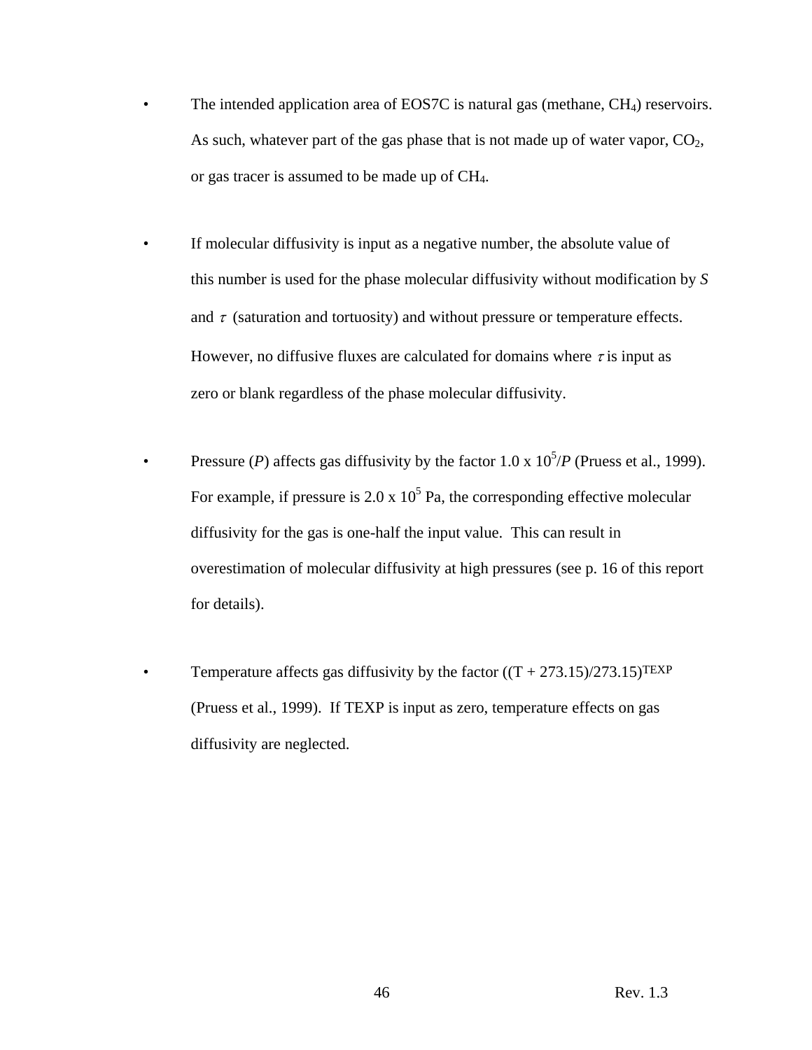- The intended application area of EOS7C is natural gas (methane, $CH_4$) reservoirs. As such, whatever part of the gas phase that is not made up of water vapor, $CO_2$, or gas tracer is assumed to be made up of $CH_4$.

- If molecular diffusivity is input as a negative number, the absolute value of this number is used for the phase molecular diffusivity without modification by *S* and $\tau$ (saturation and tortuosity) and without pressure or temperature effects. However, no diffusive fluxes are calculated for domains where $\tau$ is input as zero or blank regardless of the phase molecular diffusivity.

- Pressure (*P*) affects gas diffusivity by the factor $1.0 \times 10^5/P$ (Pruess et al., 1999). For example, if pressure is $2.0 \times 10^5$ Pa, the corresponding effective molecular diffusivity for the gas is one-half the input value. This can result in overestimation of molecular diffusivity at high pressures (see p. 16 of this report for details).

- Temperature affects gas diffusivity by the factor $((T + 273.15)/273.15)^{TEXP}$ (Pruess et al., 1999). If TEXP is input as zero, temperature effects on gas diffusivity are neglected.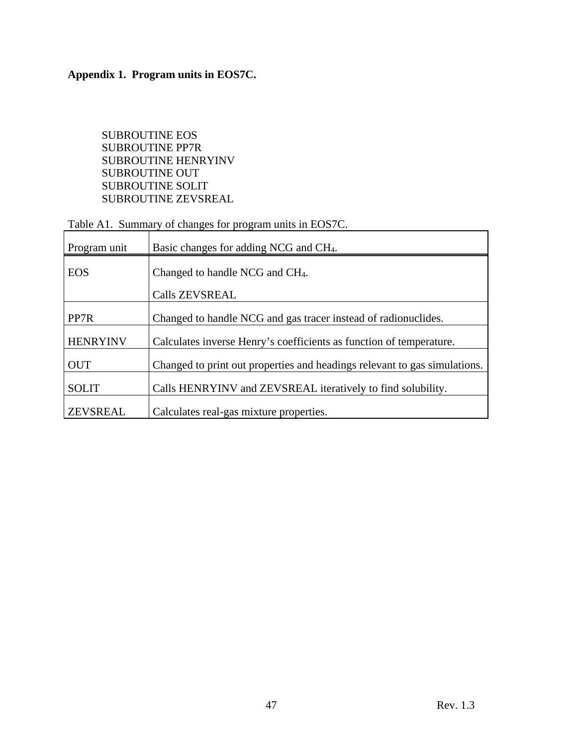**Appendix 1.  Program units in EOS7C.**

```
SUBROUTINE EOS
SUBROUTINE PP7R
SUBROUTINE HENRYINV
SUBROUTINE OUT
SUBROUTINE SOLIT
SUBROUTINE ZEVSREAL
```

Table A1.  Summary of changes for program units in EOS7C.

| Program unit | Basic changes for adding NCG and $CH_4$. |
| --- | --- |
| EOS | Changed to handle NCG and $CH_4$.<br><br>Calls ZEVSREAL |
| PP7R | Changed to handle NCG and gas tracer instead of radionuclides. |
| HENRYINV | Calculates inverse Henry's coefficients as function of temperature. |
| OUT | Changed to print out properties and headings relevant to gas simulations. |
| SOLIT | Calls HENRYINV and ZEVSREAL iteratively to find solubility. |
| ZEVSREAL | Calculates real-gas mixture properties. |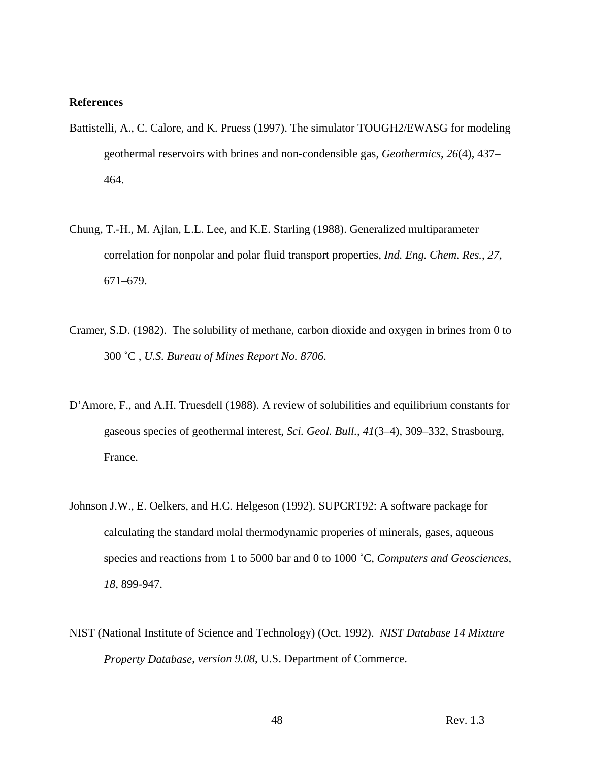**References**

Battistelli, A., C. Calore, and K. Pruess (1997). The simulator TOUGH2/EWASG for modeling geothermal reservoirs with brines and non-condensible gas, *Geothermics*, *26*(4), 437–464.

Chung, T.-H., M. Ajlan, L.L. Lee, and K.E. Starling (1988). Generalized multiparameter correlation for nonpolar and polar fluid transport properties, *Ind. Eng. Chem. Res.*, *27*, 671–679.

Cramer, S.D. (1982). The solubility of methane, carbon dioxide and oxygen in brines from 0 to 300 ˚C , *U.S. Bureau of Mines Report No. 8706*.

D'Amore, F., and A.H. Truesdell (1988). A review of solubilities and equilibrium constants for gaseous species of geothermal interest, *Sci. Geol. Bull.*, *41*(3–4), 309–332, Strasbourg, France.

Johnson J.W., E. Oelkers, and H.C. Helgeson (1992). SUPCRT92: A software package for calculating the standard molal thermodynamic properies of minerals, gases, aqueous species and reactions from 1 to 5000 bar and 0 to 1000 ˚C, *Computers and Geosciences*, *18*, 899-947.

NIST (National Institute of Science and Technology) (Oct. 1992). *NIST Database 14 Mixture Property Database, version 9.08*, U.S. Department of Commerce.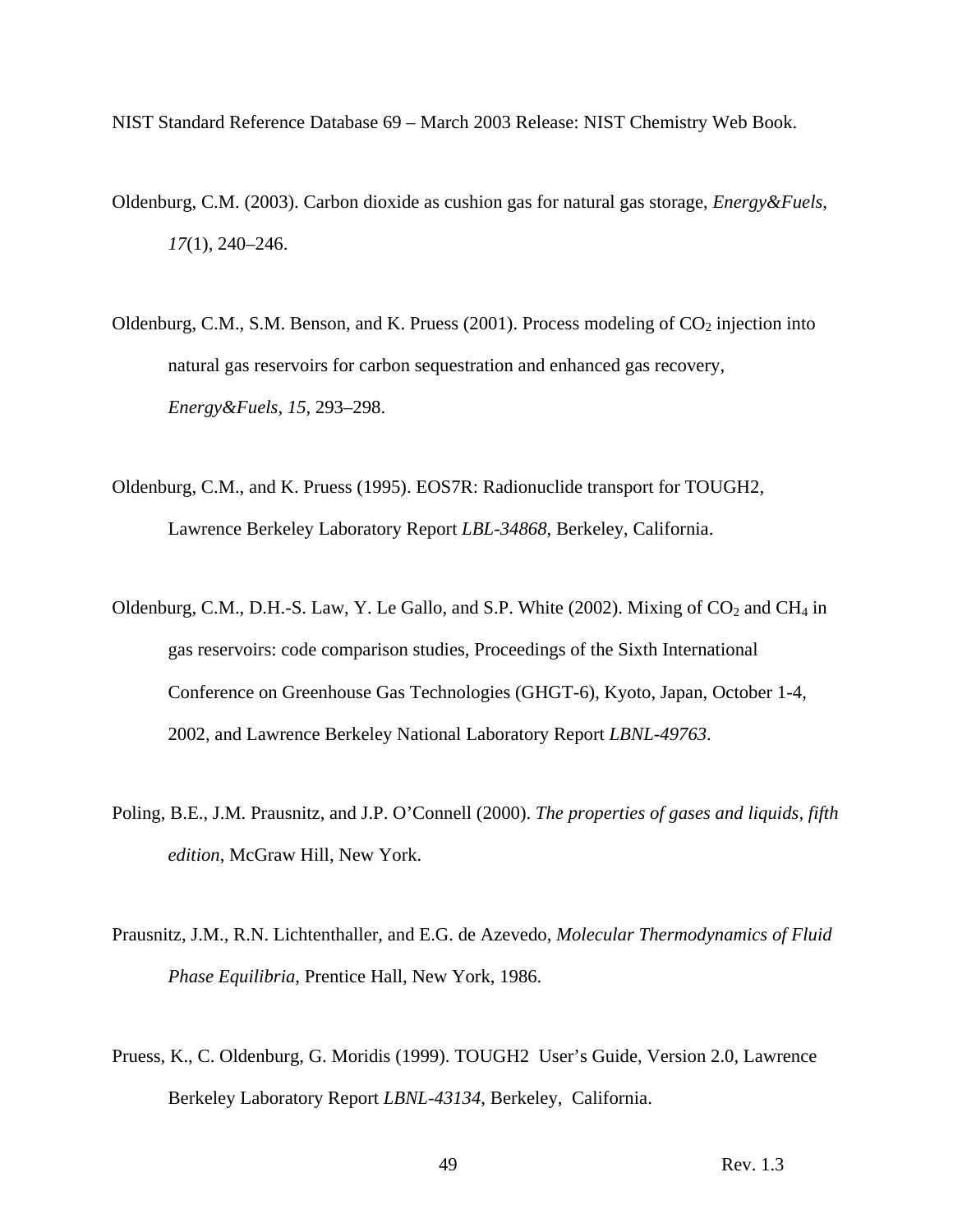NIST Standard Reference Database 69 – March 2003 Release: NIST Chemistry Web Book.

Oldenburg, C.M. (2003). Carbon dioxide as cushion gas for natural gas storage, *Energy&Fuels*, *17*(1), 240–246.

Oldenburg, C.M., S.M. Benson, and K. Pruess (2001). Process modeling of $CO_2$ injection into natural gas reservoirs for carbon sequestration and enhanced gas recovery, *Energy&Fuels*, *15*, 293–298.

Oldenburg, C.M., and K. Pruess (1995). EOS7R: Radionuclide transport for TOUGH2, Lawrence Berkeley Laboratory Report *LBL-34868*, Berkeley, California.

Oldenburg, C.M., D.H.-S. Law, Y. Le Gallo, and S.P. White (2002). Mixing of $CO_2$ and $CH_4$ in gas reservoirs: code comparison studies, Proceedings of the Sixth International Conference on Greenhouse Gas Technologies (GHGT-6), Kyoto, Japan, October 1-4, 2002, and Lawrence Berkeley National Laboratory Report *LBNL-49763*.

Poling, B.E., J.M. Prausnitz, and J.P. O'Connell (2000). *The properties of gases and liquids, fifth edition*, McGraw Hill, New York.

Prausnitz, J.M., R.N. Lichtenthaller, and E.G. de Azevedo, *Molecular Thermodynamics of Fluid Phase Equilibria*, Prentice Hall, New York, 1986.

Pruess, K., C. Oldenburg, G. Moridis (1999). TOUGH2 User's Guide, Version 2.0, Lawrence Berkeley Laboratory Report *LBNL-43134*, Berkeley, California.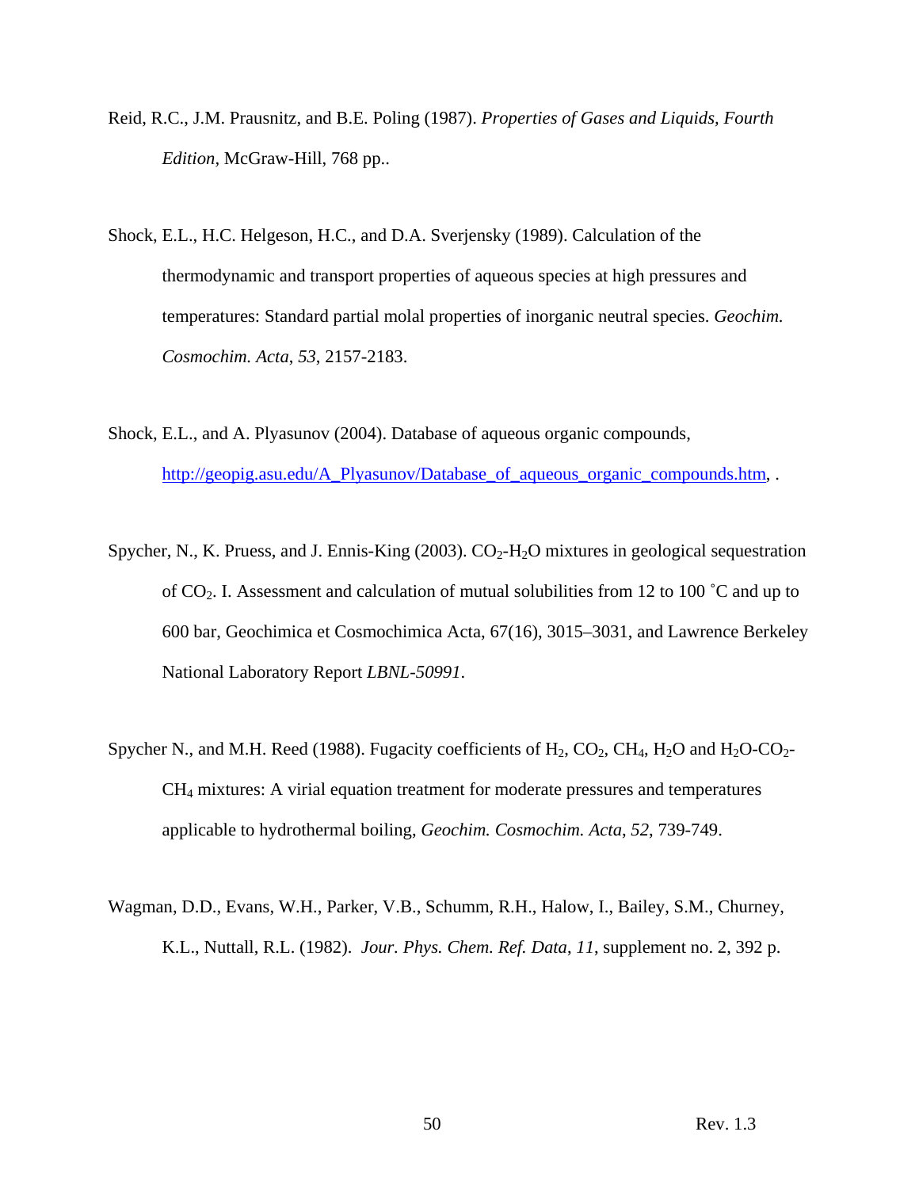Reid, R.C., J.M. Prausnitz, and B.E. Poling (1987). *Properties of Gases and Liquids, Fourth Edition*, McGraw-Hill, 768 pp..

Shock, E.L., H.C. Helgeson, H.C., and D.A. Sverjensky (1989). Calculation of the thermodynamic and transport properties of aqueous species at high pressures and temperatures: Standard partial molal properties of inorganic neutral species. *Geochim. Cosmochim. Acta*, *53*, 2157-2183.

Shock, E.L., and A. Plyasunov (2004). Database of aqueous organic compounds, http://geopig.asu.edu/A_Plyasunov/Database_of_aqueous_organic_compounds.htm, .

Spycher, N., K. Pruess, and J. Ennis-King (2003). $CO_2$-$H_2O$ mixtures in geological sequestration of $CO_2$. I. Assessment and calculation of mutual solubilities from 12 to 100 ˚C and up to 600 bar, Geochimica et Cosmochimica Acta, 67(16), 3015–3031, and Lawrence Berkeley National Laboratory Report *LBNL-50991*.

Spycher N., and M.H. Reed (1988). Fugacity coefficients of $H_2$, $CO_2$, $CH_4$, $H_2O$ and $H_2O$-$CO_2$-$CH_4$ mixtures: A virial equation treatment for moderate pressures and temperatures applicable to hydrothermal boiling, *Geochim. Cosmochim. Acta*, *52*, 739-749.

Wagman, D.D., Evans, W.H., Parker, V.B., Schumm, R.H., Halow, I., Bailey, S.M., Churney, K.L., Nuttall, R.L. (1982). *Jour. Phys. Chem. Ref. Data*, *11*, supplement no. 2, 392 p.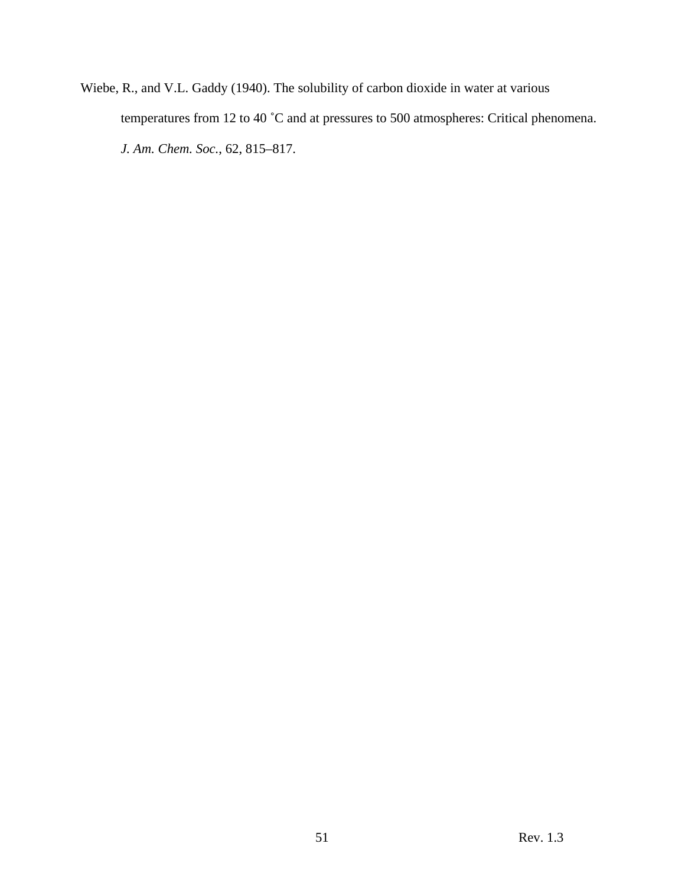Wiebe, R., and V.L. Gaddy (1940). The solubility of carbon dioxide in water at various temperatures from 12 to 40 ˚C and at pressures to 500 atmospheres: Critical phenomena. *J. Am. Chem. Soc.*, 62, 815–817.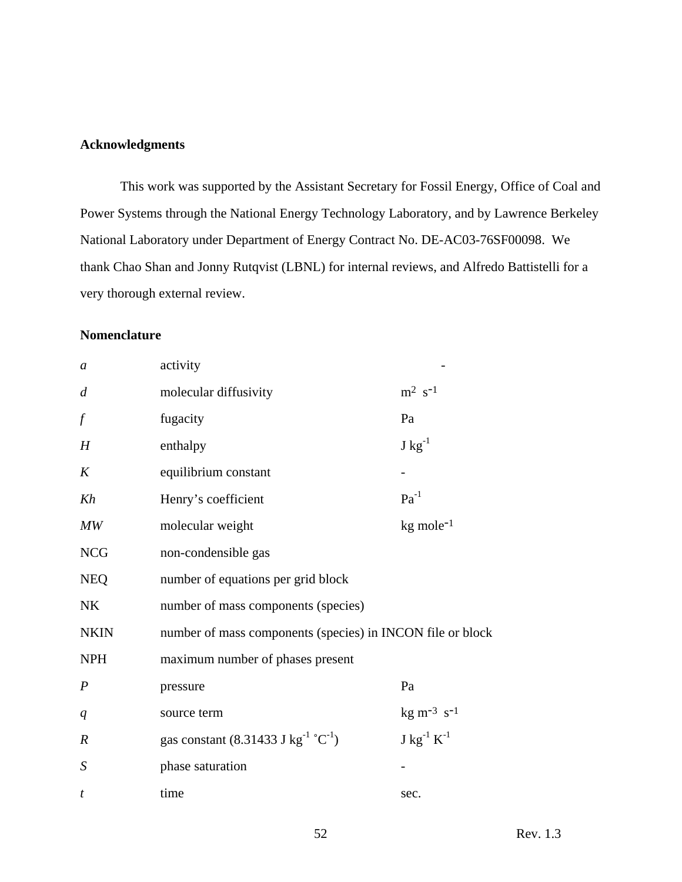**Acknowledgments**

This work was supported by the Assistant Secretary for Fossil Energy, Office of Coal and Power Systems through the National Energy Technology Laboratory, and by Lawrence Berkeley National Laboratory under Department of Energy Contract No. DE-AC03-76SF00098. We thank Chao Shan and Jonny Rutqvist (LBNL) for internal reviews, and Alfredo Battistelli for a very thorough external review.

**Nomenclature**

| | | |
|---|---|---|
| $a$ | activity | - |
| $d$ | molecular diffusivity | $m^2\ s^{-1}$ |
| $f$ | fugacity | Pa |
| $H$ | enthalpy | $J\ kg^{-1}$ |
| $K$ | equilibrium constant | - |
| $Kh$ | Henry's coefficient | $Pa^{-1}$ |
| $MW$ | molecular weight | $kg\ mole^{-1}$ |
| NCG | non-condensible gas | |
| NEQ | number of equations per grid block | |
| NK | number of mass components (species) | |
| NKIN | number of mass components (species) in INCON file or block | |
| NPH | maximum number of phases present | |
| $P$ | pressure | Pa |
| $q$ | source term | $kg\ m^{-3}\ s^{-1}$ |
| $R$ | gas constant (8.31433 $J\ kg^{-1}\ {}^{\circ}C^{-1}$) | $J\ kg^{-1}\ K^{-1}$ |
| $S$ | phase saturation | - |
| $t$ | time | sec. |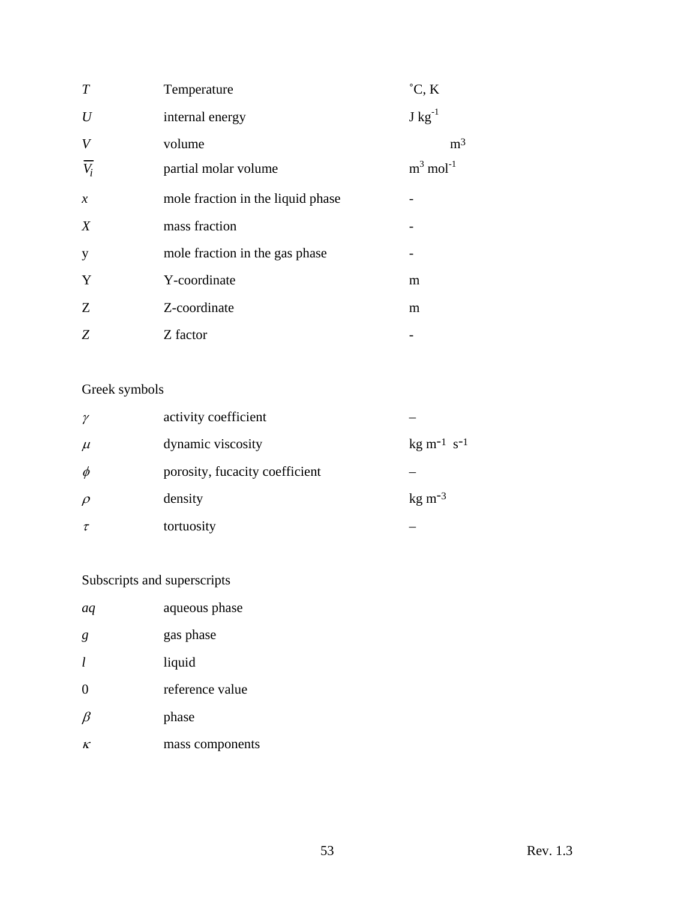| | | |
|---|---|---|
| $T$ | Temperature | ˚C, K |
| $U$ | internal energy | J kg$^{-1}$ |
| $V$ | volume | m$^3$ |
| $\overline{V_i}$ | partial molar volume | m$^3$ mol$^{-1}$ |
| $x$ | mole fraction in the liquid phase | - |
| $X$ | mass fraction | - |
| y | mole fraction in the gas phase | - |
| Y | Y-coordinate | m |
| Z | Z-coordinate | m |
| $Z$ | Z factor | - |

Greek symbols

| | | |
|---|---|---|
| $\gamma$ | activity coefficient | – |
| $\mu$ | dynamic viscosity | kg m$^{-1}$ s$^{-1}$ |
| $\phi$ | porosity, fucacity coefficient | – |
| $\rho$ | density | kg m$^{-3}$ |
| $\tau$ | tortuosity | – |

Subscripts and superscripts

| | |
|---|---|
| $aq$ | aqueous phase |
| $g$ | gas phase |
| $l$ | liquid |
| 0 | reference value |
| $\beta$ | phase |
| $\kappa$ | mass components |